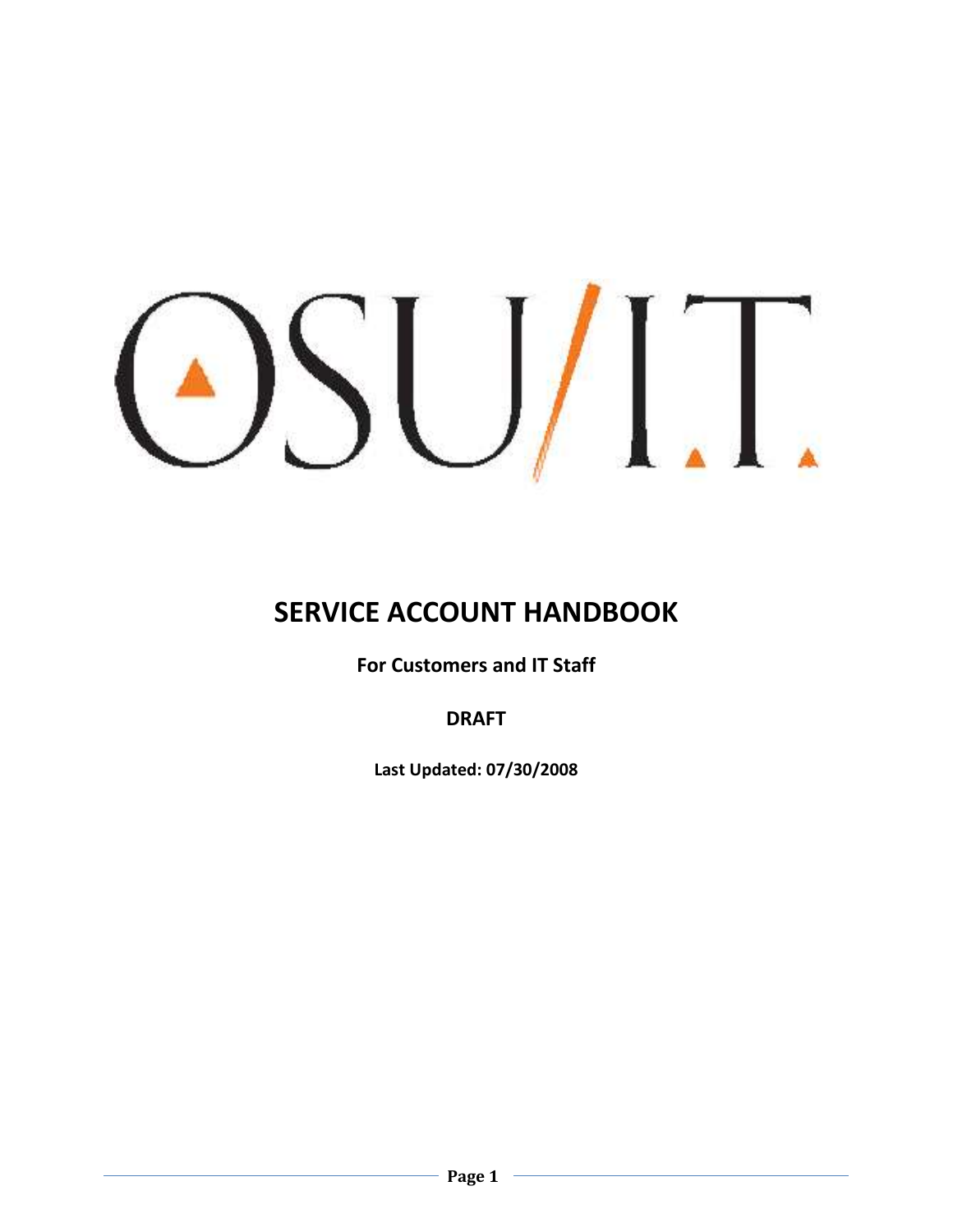OSU/I.T.

# SERVICE ACCOUNT HANDBOOK

**For Customers and IT Staff**

**DRAFT**

**Last Updated: 07/30/2008**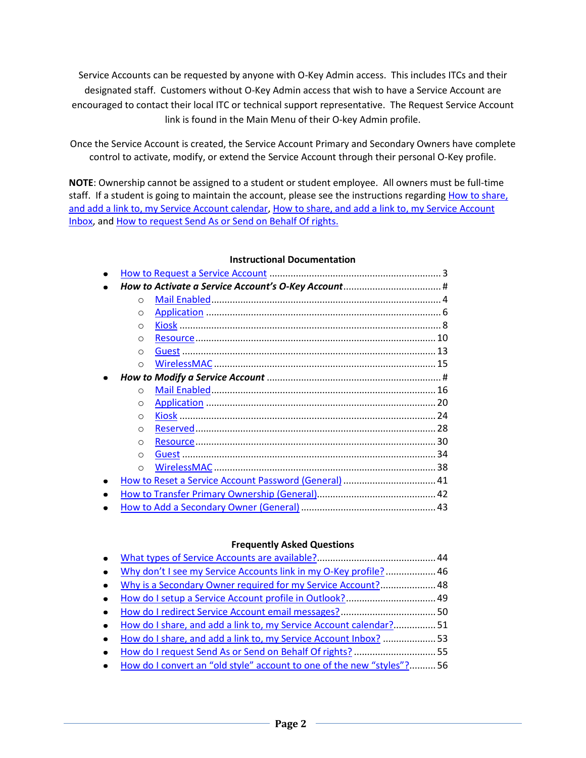Service Accounts can be requested by anyone with O-Key Admin access. This includes ITCs and their designated staff. Customers without O-Key Admin access that wish to have a Service Account are encouraged to contact their local ITC or technical support representative. The Request Service Account link is found in the Main Menu of their O-key Admin profile.

Once the Service Account is created, the Service Account Primary and Secondary Owners have complete control to activate, modify, or extend the Service Account through their personal O-Key profile.

**NOTE**: Ownership cannot be assigned to a student or student employee. All owners must be full-time staff. If a student is going to maintain the account, please see the instructions regarding How to share, and add a link to, my Service Account calendar, How to share, and add a link to, my Service Account Inbox, and How to request Send As or Send on Behalf Of rights.

**Instructional Documentation**

- How to Request a Service Account ........ 3
- ***How to Activate a Service Account's O-Key Account*** ........ #
    - Mail Enabled ........ 4
    - Application ........ 6
    - Kiosk ........ 8
    - Resource ........ 10
    - Guest ........ 13
    - WirelessMAC ........ 15
- ***How to Modify a Service Account*** ........ #
    - Mail Enabled ........ 16
    - Application ........ 20
    - Kiosk ........ 24
    - Reserved ........ 28
    - Resource ........ 30
    - Guest ........ 34
    - WirelessMAC ........ 38
- How to Reset a Service Account Password (General) ........ 41
- How to Transfer Primary Ownership (General) ........ 42
- How to Add a Secondary Owner (General) ........ 43

**Frequently Asked Questions**

- What types of Service Accounts are available? ........ 44
- Why don't I see my Service Accounts link in my O-Key profile? ........ 46
- Why is a Secondary Owner required for my Service Account? ........ 48
- How do I setup a Service Account profile in Outlook? ........ 49
- How do I redirect Service Account email messages? ........ 50
- How do I share, and add a link to, my Service Account calendar? ........ 51
- How do I share, and add a link to, my Service Account Inbox? ........ 53
- How do I request Send As or Send on Behalf Of rights? ........ 55
- How do I convert an "old style" account to one of the new "styles"? ........ 56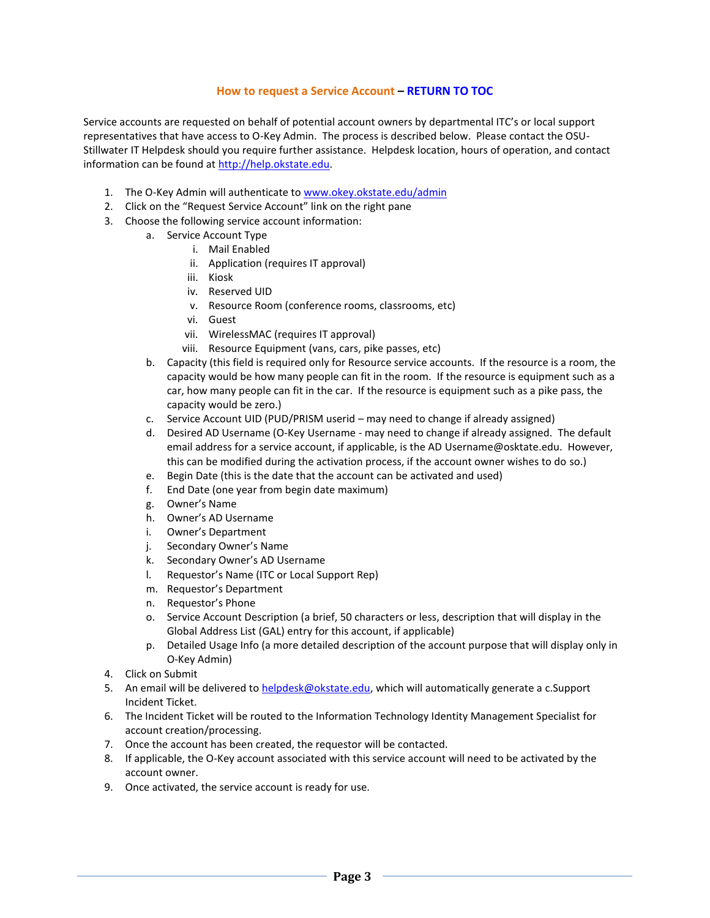## How to request a Service Account – RETURN TO TOC

Service accounts are requested on behalf of potential account owners by departmental ITC's or local support representatives that have access to O-Key Admin. The process is described below. Please contact the OSU-Stillwater IT Helpdesk should you require further assistance. Helpdesk location, hours of operation, and contact information can be found at http://help.okstate.edu.

1. The O-Key Admin will authenticate to www.okey.okstate.edu/admin
2. Click on the "Request Service Account" link on the right pane
3. Choose the following service account information:
    a. Service Account Type
        i. Mail Enabled
        ii. Application (requires IT approval)
        iii. Kiosk
        iv. Reserved UID
        v. Resource Room (conference rooms, classrooms, etc)
        vi. Guest
        vii. WirelessMAC (requires IT approval)
        viii. Resource Equipment (vans, cars, pike passes, etc)
    b. Capacity (this field is required only for Resource service accounts. If the resource is a room, the capacity would be how many people can fit in the room. If the resource is equipment such as a car, how many people can fit in the car. If the resource is equipment such as a pike pass, the capacity would be zero.)
    c. Service Account UID (PUD/PRISM userid – may need to change if already assigned)
    d. Desired AD Username (O-Key Username - may need to change if already assigned. The default email address for a service account, if applicable, is the AD Username@osktate.edu. However, this can be modified during the activation process, if the account owner wishes to do so.)
    e. Begin Date (this is the date that the account can be activated and used)
    f. End Date (one year from begin date maximum)
    g. Owner's Name
    h. Owner's AD Username
    i. Owner's Department
    j. Secondary Owner's Name
    k. Secondary Owner's AD Username
    l. Requestor's Name (ITC or Local Support Rep)
    m. Requestor's Department
    n. Requestor's Phone
    o. Service Account Description (a brief, 50 characters or less, description that will display in the Global Address List (GAL) entry for this account, if applicable)
    p. Detailed Usage Info (a more detailed description of the account purpose that will display only in O-Key Admin)
4. Click on Submit
5. An email will be delivered to helpdesk@okstate.edu, which will automatically generate a c.Support Incident Ticket.
6. The Incident Ticket will be routed to the Information Technology Identity Management Specialist for account creation/processing.
7. Once the account has been created, the requestor will be contacted.
8. If applicable, the O-Key account associated with this service account will need to be activated by the account owner.
9. Once activated, the service account is ready for use.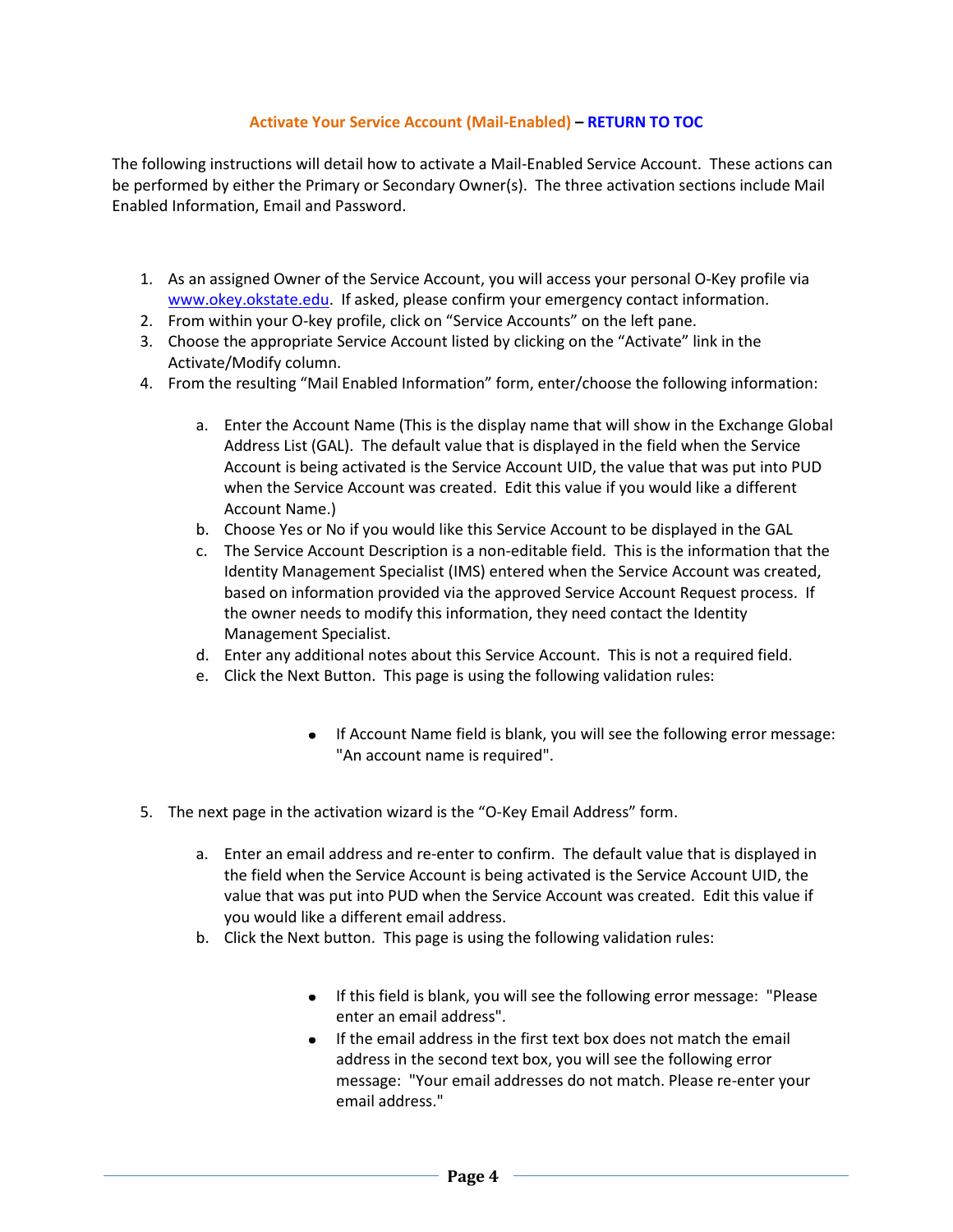### Activate Your Service Account (Mail-Enabled) – RETURN TO TOC

The following instructions will detail how to activate a Mail-Enabled Service Account. These actions can be performed by either the Primary or Secondary Owner(s). The three activation sections include Mail Enabled Information, Email and Password.

1. As an assigned Owner of the Service Account, you will access your personal O-Key profile via www.okey.okstate.edu. If asked, please confirm your emergency contact information.
2. From within your O-key profile, click on "Service Accounts" on the left pane.
3. Choose the appropriate Service Account listed by clicking on the "Activate" link in the Activate/Modify column.
4. From the resulting "Mail Enabled Information" form, enter/choose the following information:
    a. Enter the Account Name (This is the display name that will show in the Exchange Global Address List (GAL). The default value that is displayed in the field when the Service Account is being activated is the Service Account UID, the value that was put into PUD when the Service Account was created. Edit this value if you would like a different Account Name.)
    b. Choose Yes or No if you would like this Service Account to be displayed in the GAL
    c. The Service Account Description is a non-editable field. This is the information that the Identity Management Specialist (IMS) entered when the Service Account was created, based on information provided via the approved Service Account Request process. If the owner needs to modify this information, they need contact the Identity Management Specialist.
    d. Enter any additional notes about this Service Account. This is not a required field.
    e. Click the Next Button. This page is using the following validation rules:
        - If Account Name field is blank, you will see the following error message: "An account name is required".
5. The next page in the activation wizard is the "O-Key Email Address" form.
    a. Enter an email address and re-enter to confirm. The default value that is displayed in the field when the Service Account is being activated is the Service Account UID, the value that was put into PUD when the Service Account was created. Edit this value if you would like a different email address.
    b. Click the Next button. This page is using the following validation rules:
        - If this field is blank, you will see the following error message: "Please enter an email address".
        - If the email address in the first text box does not match the email address in the second text box, you will see the following error message: "Your email addresses do not match. Please re-enter your email address."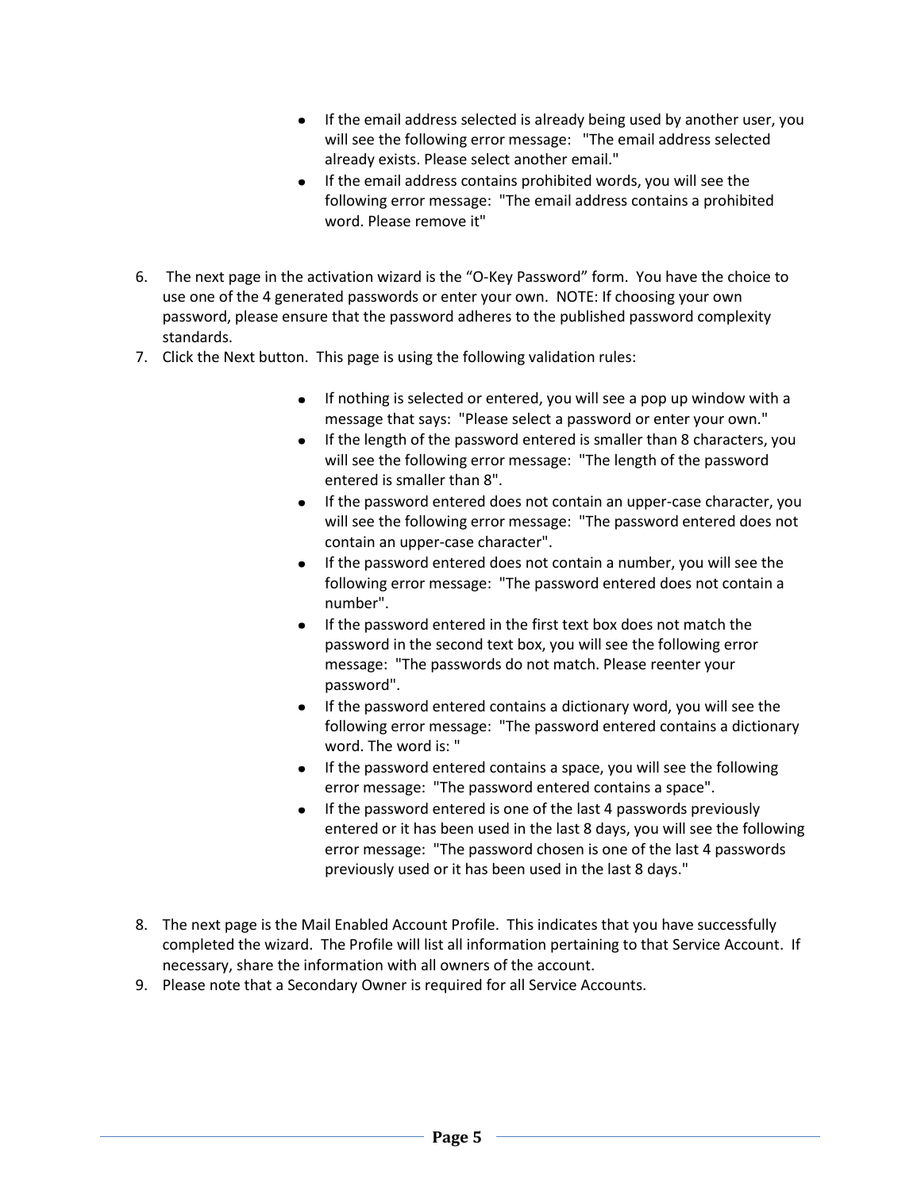- If the email address selected is already being used by another user, you will see the following error message: "The email address selected already exists. Please select another email."
- If the email address contains prohibited words, you will see the following error message: "The email address contains a prohibited word. Please remove it"

6. The next page in the activation wizard is the "O-Key Password" form. You have the choice to use one of the 4 generated passwords or enter your own. NOTE: If choosing your own password, please ensure that the password adheres to the published password complexity standards.
7. Click the Next button. This page is using the following validation rules:

   - If nothing is selected or entered, you will see a pop up window with a message that says: "Please select a password or enter your own."
   - If the length of the password entered is smaller than 8 characters, you will see the following error message: "The length of the password entered is smaller than 8".
   - If the password entered does not contain an upper-case character, you will see the following error message: "The password entered does not contain an upper-case character".
   - If the password entered does not contain a number, you will see the following error message: "The password entered does not contain a number".
   - If the password entered in the first text box does not match the password in the second text box, you will see the following error message: "The passwords do not match. Please reenter your password".
   - If the password entered contains a dictionary word, you will see the following error message: "The password entered contains a dictionary word. The word is: "
   - If the password entered contains a space, you will see the following error message: "The password entered contains a space".
   - If the password entered is one of the last 4 passwords previously entered or it has been used in the last 8 days, you will see the following error message: "The password chosen is one of the last 4 passwords previously used or it has been used in the last 8 days."

8. The next page is the Mail Enabled Account Profile. This indicates that you have successfully completed the wizard. The Profile will list all information pertaining to that Service Account. If necessary, share the information with all owners of the account.
9. Please note that a Secondary Owner is required for all Service Accounts.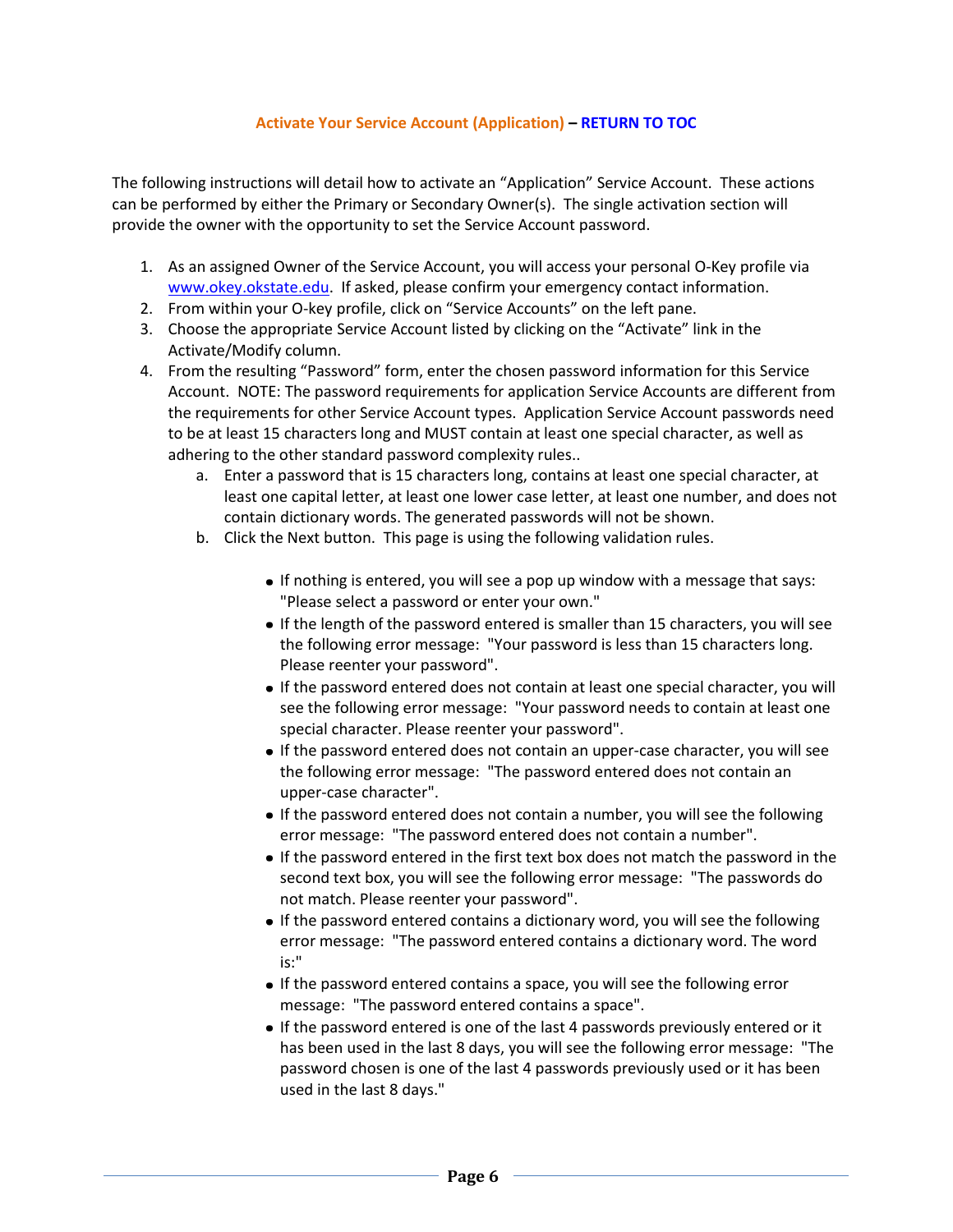### Activate Your Service Account (Application) – RETURN TO TOC

The following instructions will detail how to activate an "Application" Service Account. These actions can be performed by either the Primary or Secondary Owner(s). The single activation section will provide the owner with the opportunity to set the Service Account password.

1. As an assigned Owner of the Service Account, you will access your personal O-Key profile via [www.okey.okstate.edu](www.okey.okstate.edu). If asked, please confirm your emergency contact information.
2. From within your O-key profile, click on "Service Accounts" on the left pane.
3. Choose the appropriate Service Account listed by clicking on the "Activate" link in the Activate/Modify column.
4. From the resulting "Password" form, enter the chosen password information for this Service Account. NOTE: The password requirements for application Service Accounts are different from the requirements for other Service Account types. Application Service Account passwords need to be at least 15 characters long and MUST contain at least one special character, as well as adhering to the other standard password complexity rules..
    a. Enter a password that is 15 characters long, contains at least one special character, at least one capital letter, at least one lower case letter, at least one number, and does not contain dictionary words. The generated passwords will not be shown.
    b. Click the Next button. This page is using the following validation rules.
        - If nothing is entered, you will see a pop up window with a message that says: "Please select a password or enter your own."
        - If the length of the password entered is smaller than 15 characters, you will see the following error message: "Your password is less than 15 characters long. Please reenter your password".
        - If the password entered does not contain at least one special character, you will see the following error message: "Your password needs to contain at least one special character. Please reenter your password".
        - If the password entered does not contain an upper-case character, you will see the following error message: "The password entered does not contain an upper-case character".
        - If the password entered does not contain a number, you will see the following error message: "The password entered does not contain a number".
        - If the password entered in the first text box does not match the password in the second text box, you will see the following error message: "The passwords do not match. Please reenter your password".
        - If the password entered contains a dictionary word, you will see the following error message: "The password entered contains a dictionary word. The word is:"
        - If the password entered contains a space, you will see the following error message: "The password entered contains a space".
        - If the password entered is one of the last 4 passwords previously entered or it has been used in the last 8 days, you will see the following error message: "The password chosen is one of the last 4 passwords previously used or it has been used in the last 8 days."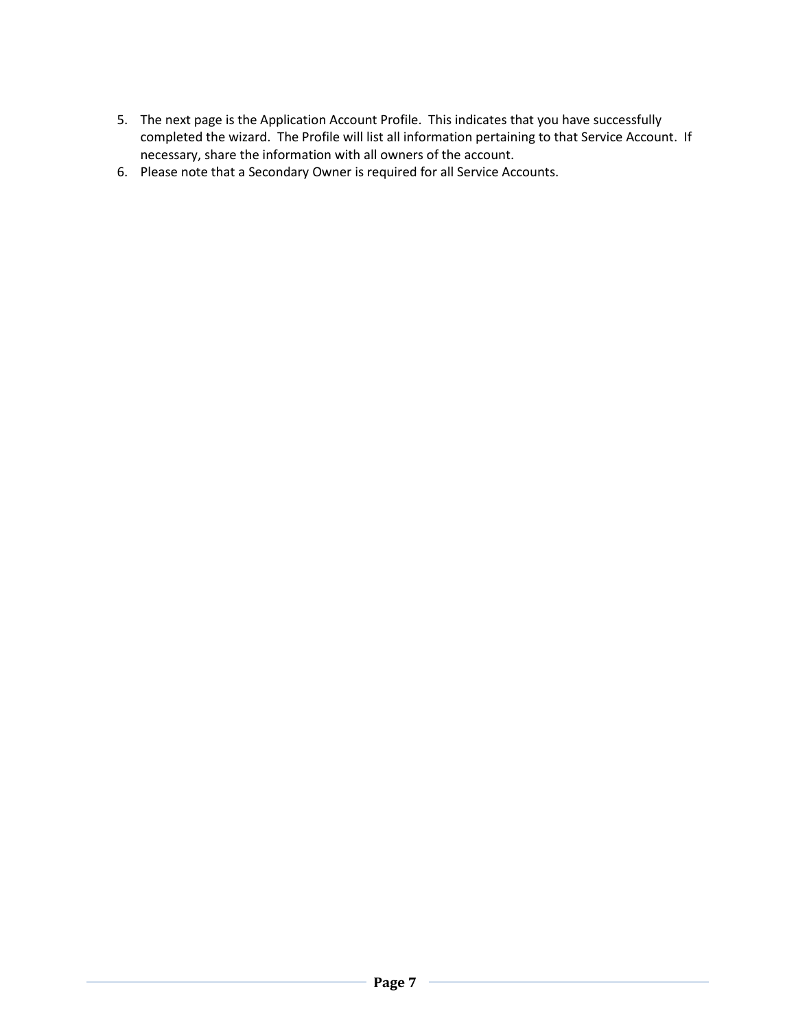5. The next page is the Application Account Profile.  This indicates that you have successfully completed the wizard.  The Profile will list all information pertaining to that Service Account.  If necessary, share the information with all owners of the account.
6. Please note that a Secondary Owner is required for all Service Accounts.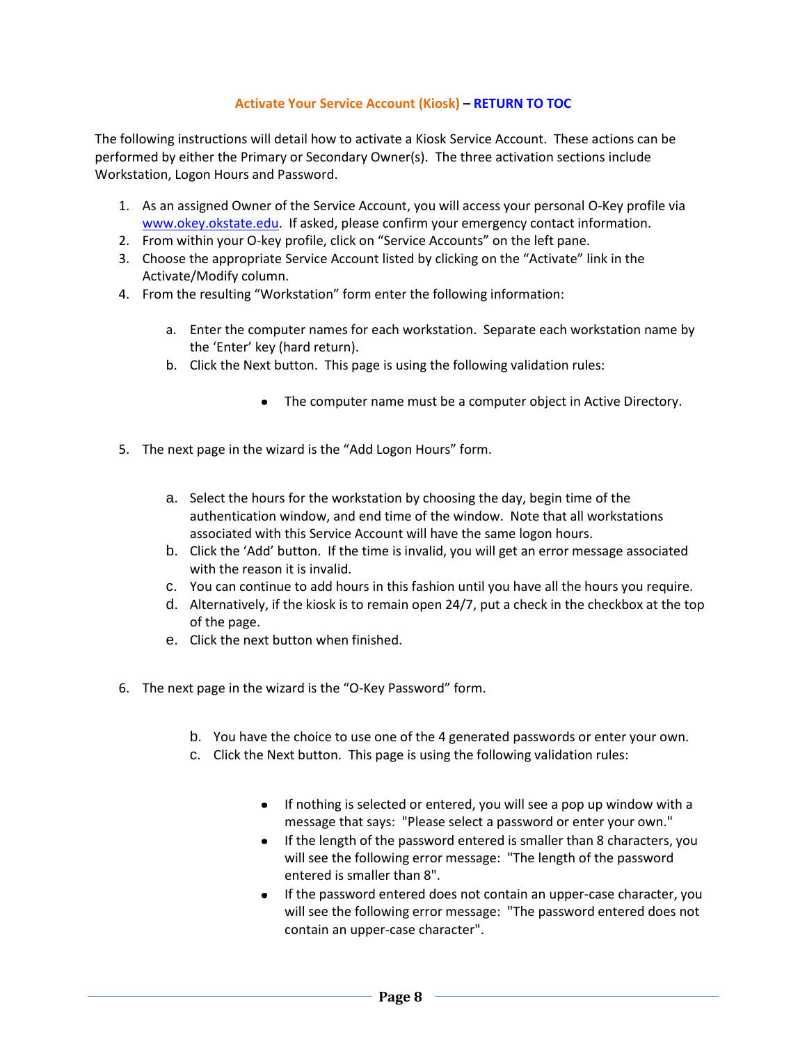### Activate Your Service Account (Kiosk) – RETURN TO TOC

The following instructions will detail how to activate a Kiosk Service Account. These actions can be performed by either the Primary or Secondary Owner(s). The three activation sections include Workstation, Logon Hours and Password.

1. As an assigned Owner of the Service Account, you will access your personal O-Key profile via www.okey.okstate.edu. If asked, please confirm your emergency contact information.
2. From within your O-key profile, click on "Service Accounts" on the left pane.
3. Choose the appropriate Service Account listed by clicking on the "Activate" link in the Activate/Modify column.
4. From the resulting "Workstation" form enter the following information:

   a. Enter the computer names for each workstation. Separate each workstation name by the 'Enter' key (hard return).
   b. Click the Next button. This page is using the following validation rules:

      - The computer name must be a computer object in Active Directory.

5. The next page in the wizard is the "Add Logon Hours" form.

   a. Select the hours for the workstation by choosing the day, begin time of the authentication window, and end time of the window. Note that all workstations associated with this Service Account will have the same logon hours.
   b. Click the 'Add' button. If the time is invalid, you will get an error message associated with the reason it is invalid.
   c. You can continue to add hours in this fashion until you have all the hours you require.
   d. Alternatively, if the kiosk is to remain open 24/7, put a check in the checkbox at the top of the page.
   e. Click the next button when finished.

6. The next page in the wizard is the "O-Key Password" form.

   b. You have the choice to use one of the 4 generated passwords or enter your own.
   c. Click the Next button. This page is using the following validation rules:

      - If nothing is selected or entered, you will see a pop up window with a message that says: "Please select a password or enter your own."
      - If the length of the password entered is smaller than 8 characters, you will see the following error message: "The length of the password entered is smaller than 8".
      - If the password entered does not contain an upper-case character, you will see the following error message: "The password entered does not contain an upper-case character".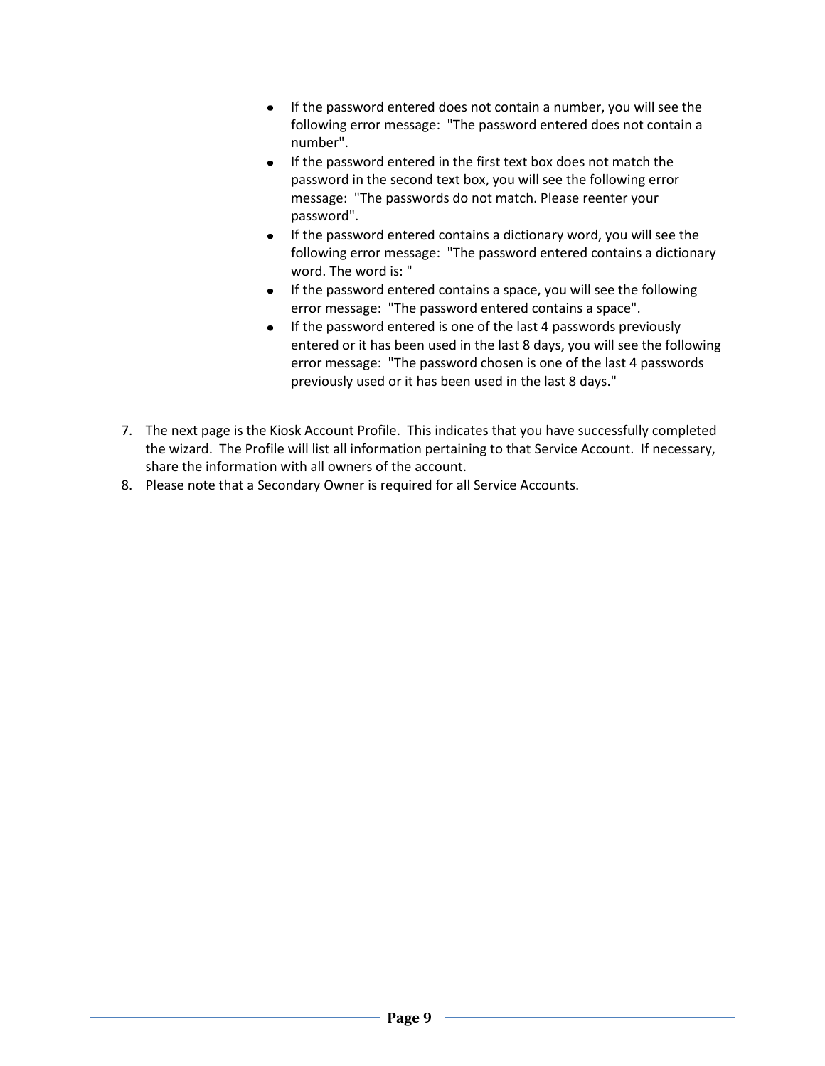- If the password entered does not contain a number, you will see the following error message: "The password entered does not contain a number".
- If the password entered in the first text box does not match the password in the second text box, you will see the following error message: "The passwords do not match. Please reenter your password".
- If the password entered contains a dictionary word, you will see the following error message: "The password entered contains a dictionary word. The word is: "
- If the password entered contains a space, you will see the following error message: "The password entered contains a space".
- If the password entered is one of the last 4 passwords previously entered or it has been used in the last 8 days, you will see the following error message: "The password chosen is one of the last 4 passwords previously used or it has been used in the last 8 days."

7. The next page is the Kiosk Account Profile. This indicates that you have successfully completed the wizard. The Profile will list all information pertaining to that Service Account. If necessary, share the information with all owners of the account.
8. Please note that a Secondary Owner is required for all Service Accounts.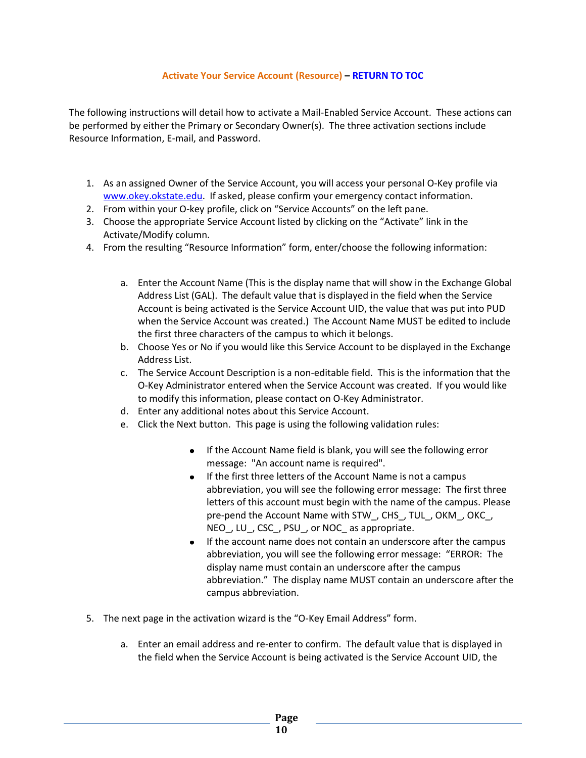### Activate Your Service Account (Resource) – RETURN TO TOC

The following instructions will detail how to activate a Mail-Enabled Service Account. These actions can be performed by either the Primary or Secondary Owner(s). The three activation sections include Resource Information, E-mail, and Password.

1. As an assigned Owner of the Service Account, you will access your personal O-Key profile via [www.okey.okstate.edu](http://www.okey.okstate.edu). If asked, please confirm your emergency contact information.
2. From within your O-key profile, click on "Service Accounts" on the left pane.
3. Choose the appropriate Service Account listed by clicking on the "Activate" link in the Activate/Modify column.
4. From the resulting "Resource Information" form, enter/choose the following information:

    a. Enter the Account Name (This is the display name that will show in the Exchange Global Address List (GAL). The default value that is displayed in the field when the Service Account is being activated is the Service Account UID, the value that was put into PUD when the Service Account was created.) The Account Name MUST be edited to include the first three characters of the campus to which it belongs.
    b. Choose Yes or No if you would like this Service Account to be displayed in the Exchange Address List.
    c. The Service Account Description is a non-editable field. This is the information that the O-Key Administrator entered when the Service Account was created. If you would like to modify this information, please contact on O-Key Administrator.
    d. Enter any additional notes about this Service Account.
    e. Click the Next button. This page is using the following validation rules:

        - If the Account Name field is blank, you will see the following error message: "An account name is required".
        - If the first three letters of the Account Name is not a campus abbreviation, you will see the following error message: The first three letters of this account must begin with the name of the campus. Please pre-pend the Account Name with STW_, CHS_, TUL_, OKM_, OKC_, NEO_, LU_, CSC_, PSU_, or NOC_ as appropriate.
        - If the account name does not contain an underscore after the campus abbreviation, you will see the following error message: "ERROR: The display name must contain an underscore after the campus abbreviation." The display name MUST contain an underscore after the campus abbreviation.

5. The next page in the activation wizard is the "O-Key Email Address" form.

    a. Enter an email address and re-enter to confirm. The default value that is displayed in the field when the Service Account is being activated is the Service Account UID, the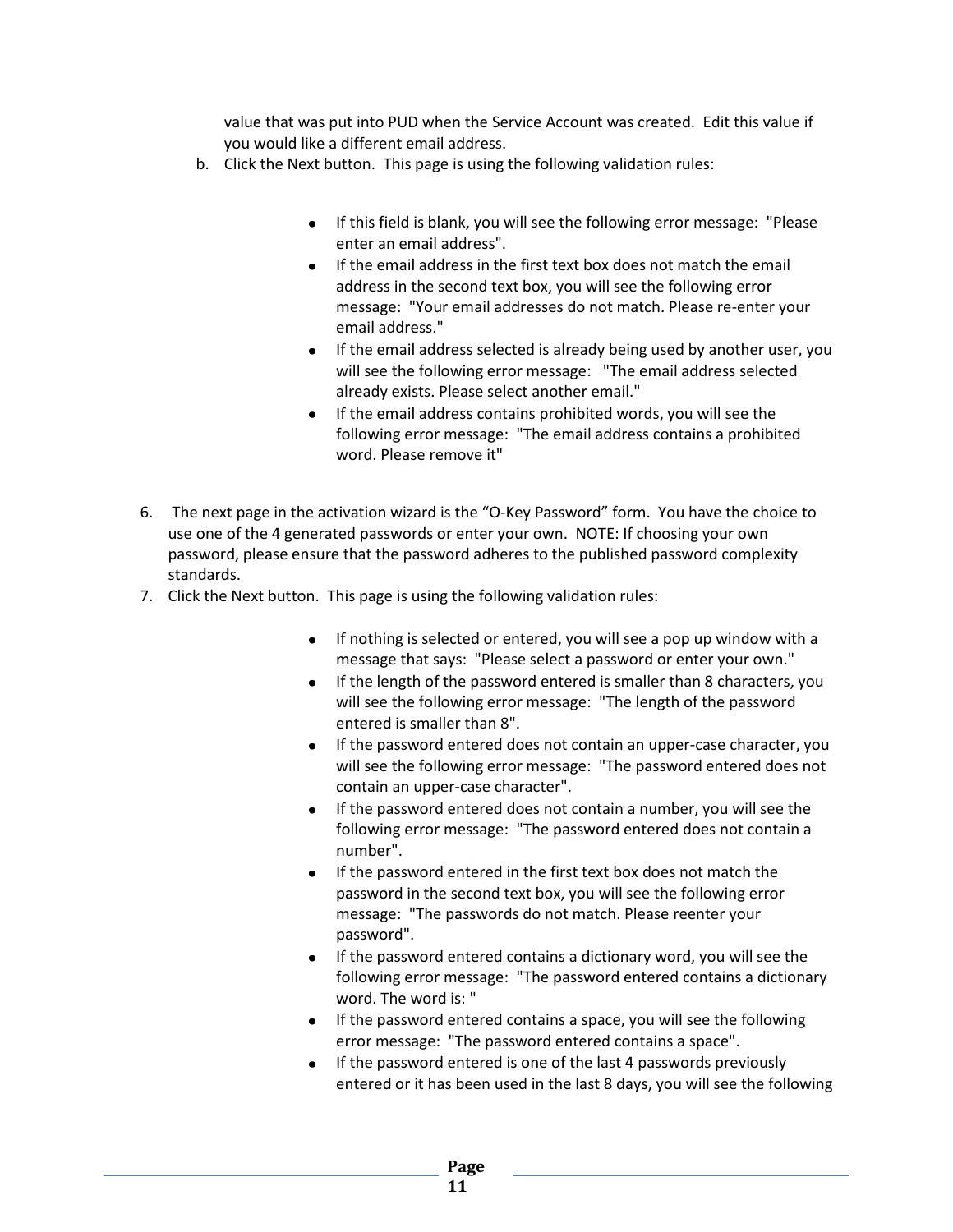value that was put into PUD when the Service Account was created. Edit this value if you would like a different email address.

b. Click the Next button. This page is using the following validation rules:

- If this field is blank, you will see the following error message: "Please enter an email address".
- If the email address in the first text box does not match the email address in the second text box, you will see the following error message: "Your email addresses do not match. Please re-enter your email address."
- If the email address selected is already being used by another user, you will see the following error message: "The email address selected already exists. Please select another email."
- If the email address contains prohibited words, you will see the following error message: "The email address contains a prohibited word. Please remove it"

6. The next page in the activation wizard is the "O-Key Password" form. You have the choice to use one of the 4 generated passwords or enter your own. NOTE: If choosing your own password, please ensure that the password adheres to the published password complexity standards.
7. Click the Next button. This page is using the following validation rules:

- If nothing is selected or entered, you will see a pop up window with a message that says: "Please select a password or enter your own."
- If the length of the password entered is smaller than 8 characters, you will see the following error message: "The length of the password entered is smaller than 8".
- If the password entered does not contain an upper-case character, you will see the following error message: "The password entered does not contain an upper-case character".
- If the password entered does not contain a number, you will see the following error message: "The password entered does not contain a number".
- If the password entered in the first text box does not match the password in the second text box, you will see the following error message: "The passwords do not match. Please reenter your password".
- If the password entered contains a dictionary word, you will see the following error message: "The password entered contains a dictionary word. The word is: "
- If the password entered contains a space, you will see the following error message: "The password entered contains a space".
- If the password entered is one of the last 4 passwords previously entered or it has been used in the last 8 days, you will see the following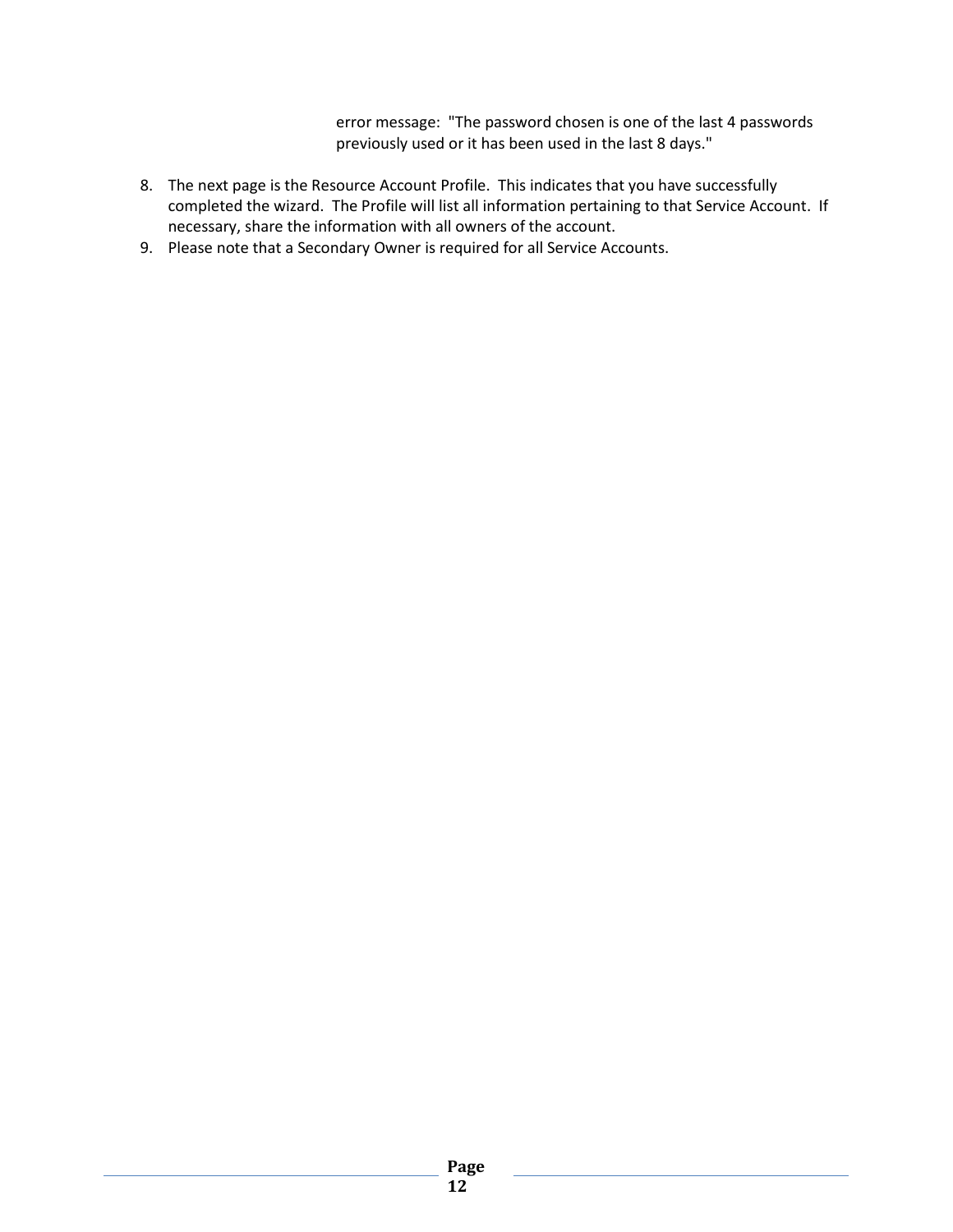error message: "The password chosen is one of the last 4 passwords previously used or it has been used in the last 8 days."

8. The next page is the Resource Account Profile. This indicates that you have successfully completed the wizard. The Profile will list all information pertaining to that Service Account. If necessary, share the information with all owners of the account.
9. Please note that a Secondary Owner is required for all Service Accounts.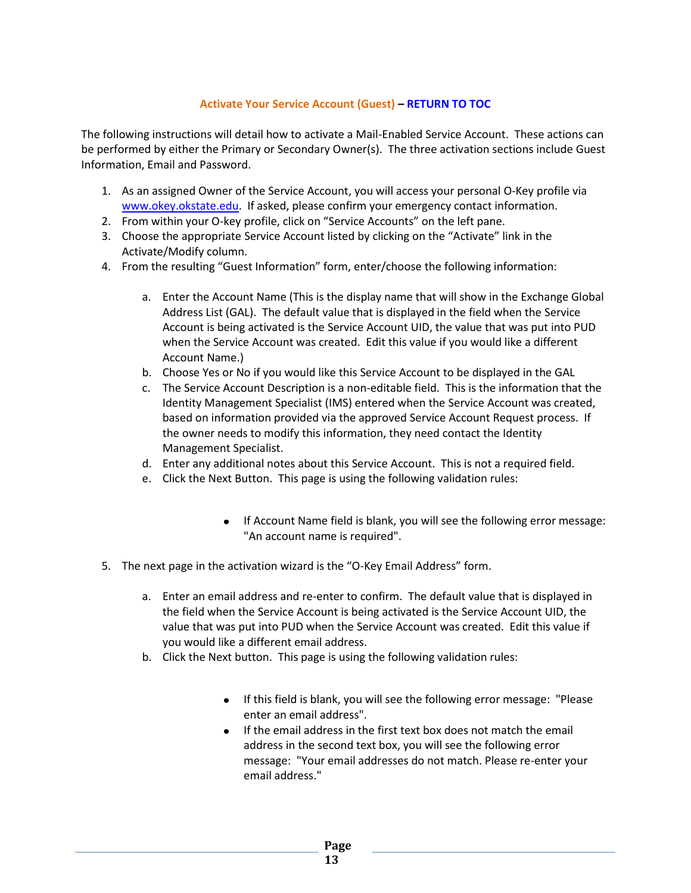### Activate Your Service Account (Guest) – RETURN TO TOC

The following instructions will detail how to activate a Mail-Enabled Service Account. These actions can be performed by either the Primary or Secondary Owner(s). The three activation sections include Guest Information, Email and Password.

1. As an assigned Owner of the Service Account, you will access your personal O-Key profile via www.okey.okstate.edu. If asked, please confirm your emergency contact information.
2. From within your O-key profile, click on "Service Accounts" on the left pane.
3. Choose the appropriate Service Account listed by clicking on the "Activate" link in the Activate/Modify column.
4. From the resulting "Guest Information" form, enter/choose the following information:

    a. Enter the Account Name (This is the display name that will show in the Exchange Global Address List (GAL). The default value that is displayed in the field when the Service Account is being activated is the Service Account UID, the value that was put into PUD when the Service Account was created. Edit this value if you would like a different Account Name.)
    b. Choose Yes or No if you would like this Service Account to be displayed in the GAL
    c. The Service Account Description is a non-editable field. This is the information that the Identity Management Specialist (IMS) entered when the Service Account was created, based on information provided via the approved Service Account Request process. If the owner needs to modify this information, they need contact the Identity Management Specialist.
    d. Enter any additional notes about this Service Account. This is not a required field.
    e. Click the Next Button. This page is using the following validation rules:

        - If Account Name field is blank, you will see the following error message: "An account name is required".

5. The next page in the activation wizard is the "O-Key Email Address" form.

    a. Enter an email address and re-enter to confirm. The default value that is displayed in the field when the Service Account is being activated is the Service Account UID, the value that was put into PUD when the Service Account was created. Edit this value if you would like a different email address.
    b. Click the Next button. This page is using the following validation rules:

        - If this field is blank, you will see the following error message: "Please enter an email address".
        - If the email address in the first text box does not match the email address in the second text box, you will see the following error message: "Your email addresses do not match. Please re-enter your email address."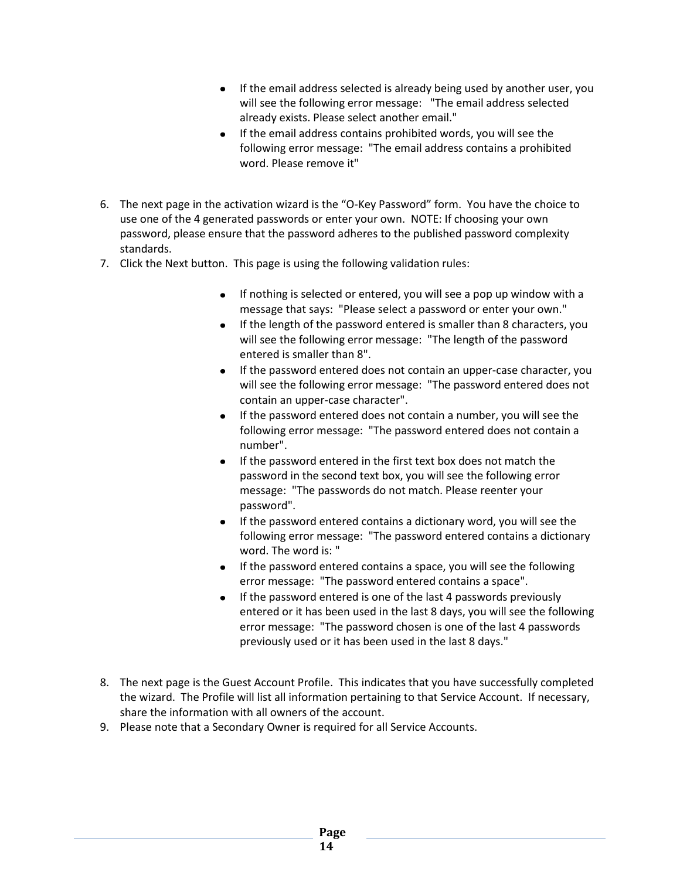- If the email address selected is already being used by another user, you will see the following error message:  "The email address selected already exists. Please select another email."
- If the email address contains prohibited words, you will see the following error message:  "The email address contains a prohibited word. Please remove it"

6. The next page in the activation wizard is the "O-Key Password" form.  You have the choice to use one of the 4 generated passwords or enter your own.  NOTE: If choosing your own password, please ensure that the password adheres to the published password complexity standards.
7. Click the Next button.  This page is using the following validation rules:

   - If nothing is selected or entered, you will see a pop up window with a message that says:  "Please select a password or enter your own."
   - If the length of the password entered is smaller than 8 characters, you will see the following error message:  "The length of the password entered is smaller than 8".
   - If the password entered does not contain an upper-case character, you will see the following error message:  "The password entered does not contain an upper-case character".
   - If the password entered does not contain a number, you will see the following error message:  "The password entered does not contain a number".
   - If the password entered in the first text box does not match the password in the second text box, you will see the following error message:  "The passwords do not match. Please reenter your password".
   - If the password entered contains a dictionary word, you will see the following error message:  "The password entered contains a dictionary word. The word is: "
   - If the password entered contains a space, you will see the following error message:  "The password entered contains a space".
   - If the password entered is one of the last 4 passwords previously entered or it has been used in the last 8 days, you will see the following error message:  "The password chosen is one of the last 4 passwords previously used or it has been used in the last 8 days."

8. The next page is the Guest Account Profile.  This indicates that you have successfully completed the wizard.  The Profile will list all information pertaining to that Service Account.  If necessary, share the information with all owners of the account.
9. Please note that a Secondary Owner is required for all Service Accounts.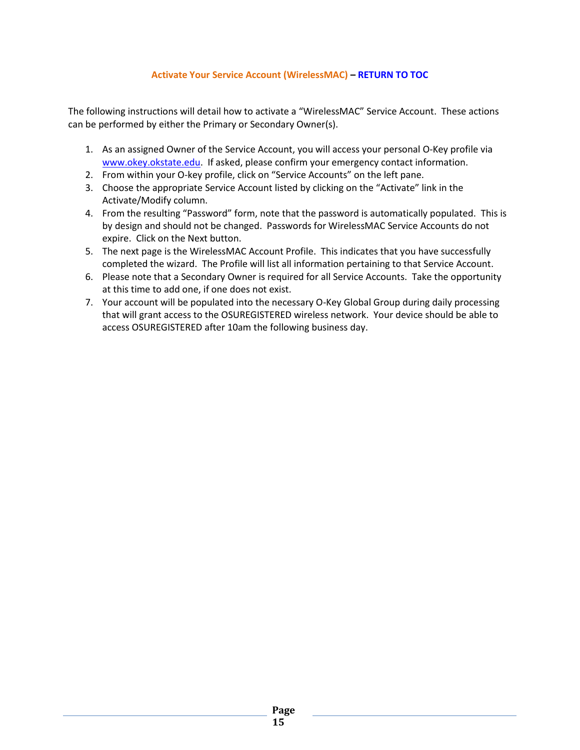### Activate Your Service Account (WirelessMAC) – RETURN TO TOC

The following instructions will detail how to activate a “WirelessMAC” Service Account. These actions can be performed by either the Primary or Secondary Owner(s).

1. As an assigned Owner of the Service Account, you will access your personal O-Key profile via www.okey.okstate.edu. If asked, please confirm your emergency contact information.
2. From within your O-key profile, click on “Service Accounts” on the left pane.
3. Choose the appropriate Service Account listed by clicking on the “Activate” link in the Activate/Modify column.
4. From the resulting “Password” form, note that the password is automatically populated. This is by design and should not be changed. Passwords for WirelessMAC Service Accounts do not expire. Click on the Next button.
5. The next page is the WirelessMAC Account Profile. This indicates that you have successfully completed the wizard. The Profile will list all information pertaining to that Service Account.
6. Please note that a Secondary Owner is required for all Service Accounts. Take the opportunity at this time to add one, if one does not exist.
7. Your account will be populated into the necessary O-Key Global Group during daily processing that will grant access to the OSUREGISTERED wireless network. Your device should be able to access OSUREGISTERED after 10am the following business day.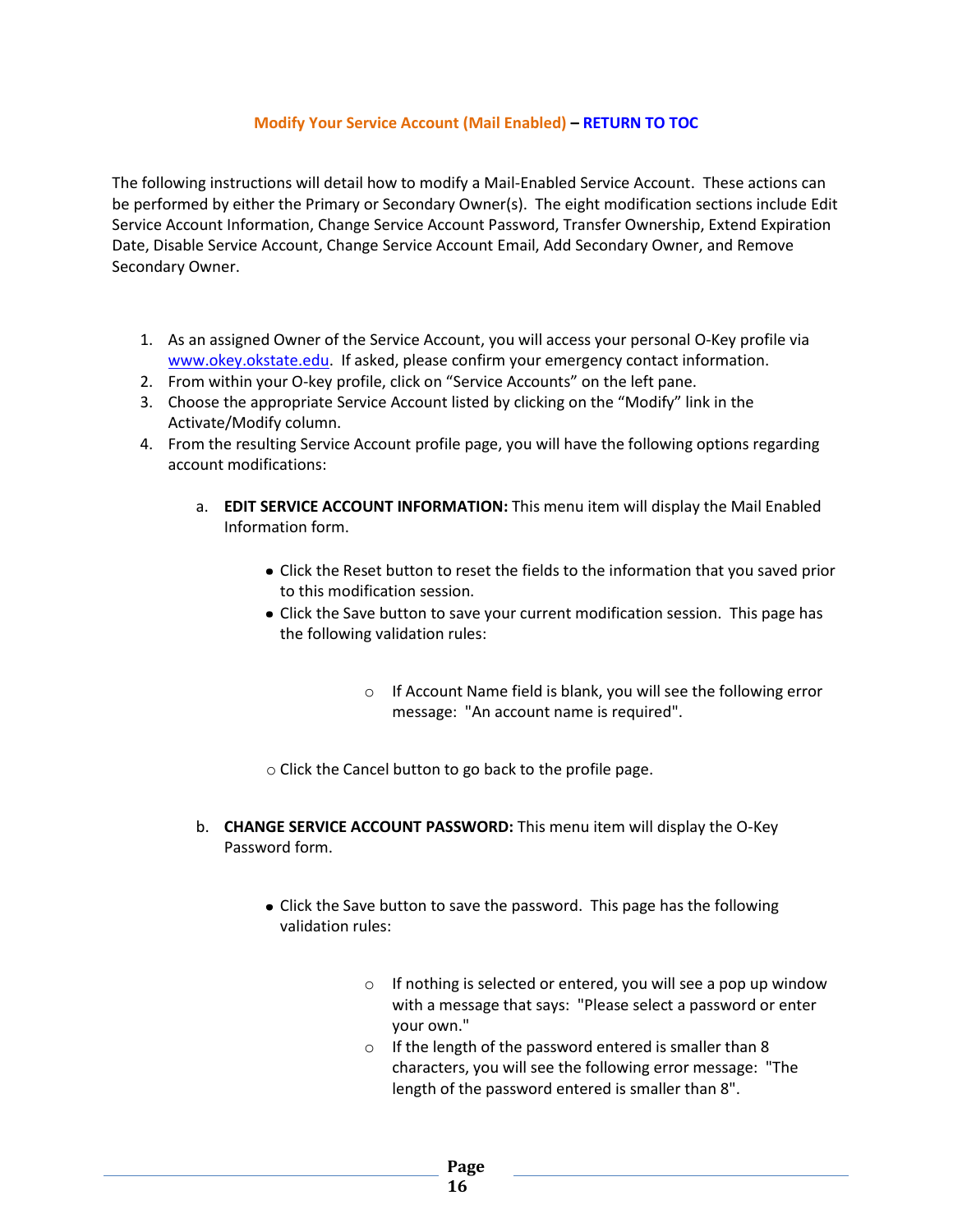## Modify Your Service Account (Mail Enabled) – RETURN TO TOC

The following instructions will detail how to modify a Mail-Enabled Service Account. These actions can be performed by either the Primary or Secondary Owner(s). The eight modification sections include Edit Service Account Information, Change Service Account Password, Transfer Ownership, Extend Expiration Date, Disable Service Account, Change Service Account Email, Add Secondary Owner, and Remove Secondary Owner.

1. As an assigned Owner of the Service Account, you will access your personal O-Key profile via www.okey.okstate.edu. If asked, please confirm your emergency contact information.
2. From within your O-key profile, click on "Service Accounts" on the left pane.
3. Choose the appropriate Service Account listed by clicking on the "Modify" link in the Activate/Modify column.
4. From the resulting Service Account profile page, you will have the following options regarding account modifications:

   a. **EDIT SERVICE ACCOUNT INFORMATION:** This menu item will display the Mail Enabled Information form.

      - Click the Reset button to reset the fields to the information that you saved prior to this modification session.
      - Click the Save button to save your current modification session. This page has the following validation rules:

         - If Account Name field is blank, you will see the following error message: "An account name is required".

      - Click the Cancel button to go back to the profile page.

   b. **CHANGE SERVICE ACCOUNT PASSWORD:** This menu item will display the O-Key Password form.

      - Click the Save button to save the password. This page has the following validation rules:

         - If nothing is selected or entered, you will see a pop up window with a message that says: "Please select a password or enter your own."
         - If the length of the password entered is smaller than 8 characters, you will see the following error message: "The length of the password entered is smaller than 8".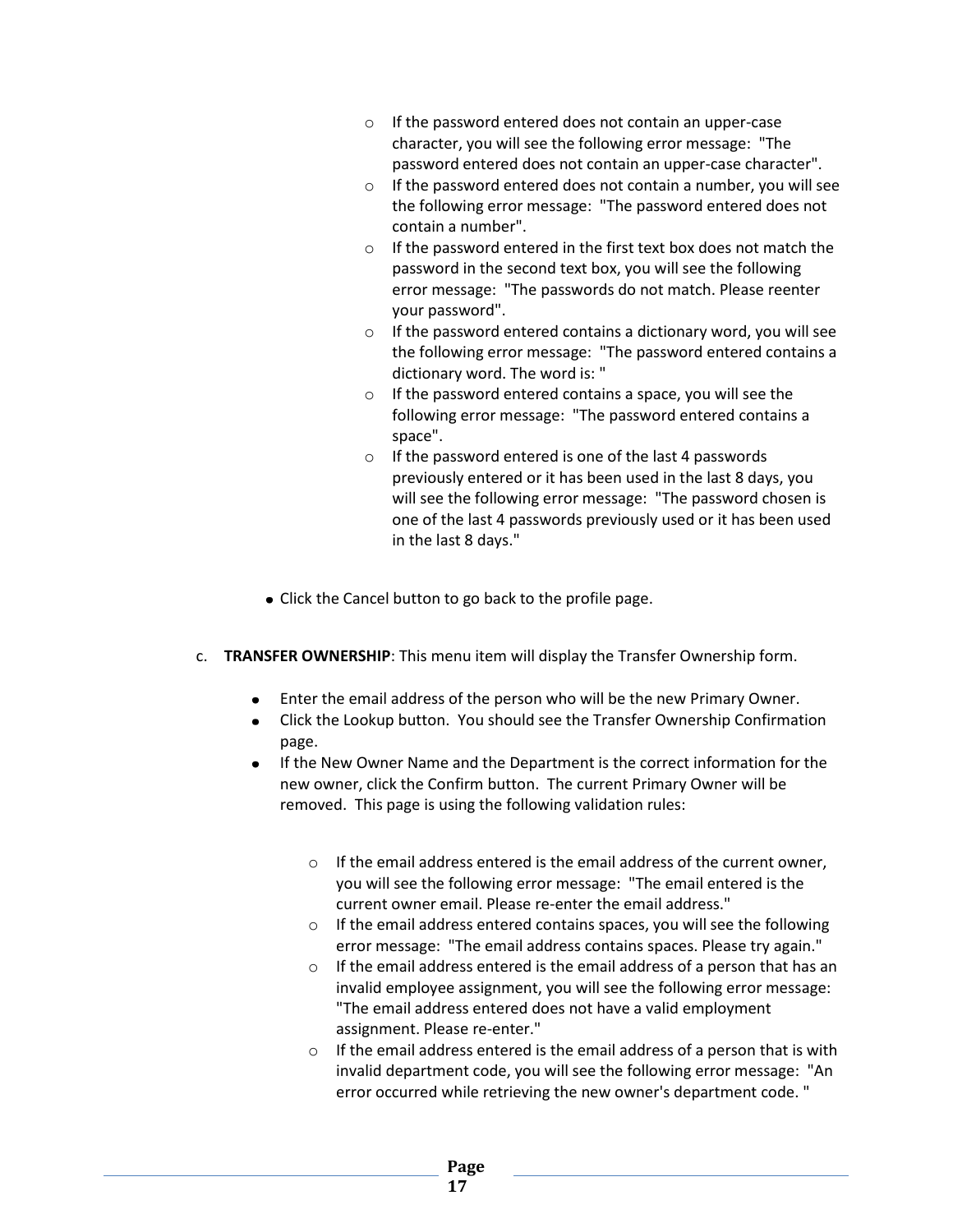- If the password entered does not contain an upper-case character, you will see the following error message: "The password entered does not contain an upper-case character".
  - If the password entered does not contain a number, you will see the following error message: "The password entered does not contain a number".
  - If the password entered in the first text box does not match the password in the second text box, you will see the following error message: "The passwords do not match. Please reenter your password".
  - If the password entered contains a dictionary word, you will see the following error message: "The password entered contains a dictionary word. The word is: "
  - If the password entered contains a space, you will see the following error message: "The password entered contains a space".
  - If the password entered is one of the last 4 passwords previously entered or it has been used in the last 8 days, you will see the following error message: "The password chosen is one of the last 4 passwords previously used or it has been used in the last 8 days."

- Click the Cancel button to go back to the profile page.

c. **TRANSFER OWNERSHIP**: This menu item will display the Transfer Ownership form.

- Enter the email address of the person who will be the new Primary Owner.
- Click the Lookup button. You should see the Transfer Ownership Confirmation page.
- If the New Owner Name and the Department is the correct information for the new owner, click the Confirm button. The current Primary Owner will be removed. This page is using the following validation rules:

  - If the email address entered is the email address of the current owner, you will see the following error message: "The email entered is the current owner email. Please re-enter the email address."
  - If the email address entered contains spaces, you will see the following error message: "The email address contains spaces. Please try again."
  - If the email address entered is the email address of a person that has an invalid employee assignment, you will see the following error message: "The email address entered does not have a valid employment assignment. Please re-enter."
  - If the email address entered is the email address of a person that is with invalid department code, you will see the following error message: "An error occurred while retrieving the new owner's department code. "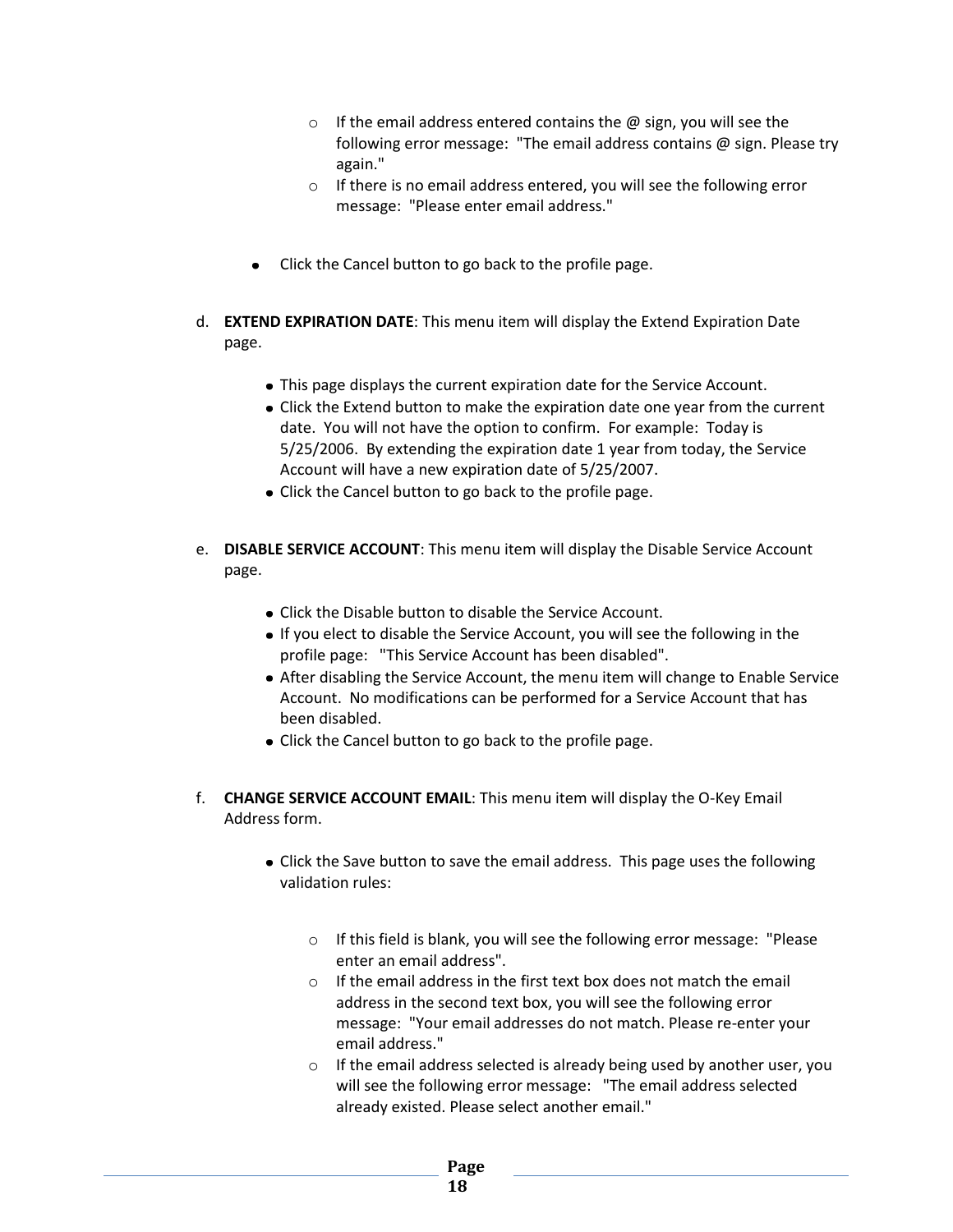- If the email address entered contains the @ sign, you will see the following error message: "The email address contains @ sign. Please try again."
   - If there is no email address entered, you will see the following error message: "Please enter email address."

- Click the Cancel button to go back to the profile page.

d. **EXTEND EXPIRATION DATE**: This menu item will display the Extend Expiration Date page.

   - This page displays the current expiration date for the Service Account.
   - Click the Extend button to make the expiration date one year from the current date. You will not have the option to confirm. For example: Today is 5/25/2006. By extending the expiration date 1 year from today, the Service Account will have a new expiration date of 5/25/2007.
   - Click the Cancel button to go back to the profile page.

e. **DISABLE SERVICE ACCOUNT**: This menu item will display the Disable Service Account page.

   - Click the Disable button to disable the Service Account.
   - If you elect to disable the Service Account, you will see the following in the profile page: "This Service Account has been disabled".
   - After disabling the Service Account, the menu item will change to Enable Service Account. No modifications can be performed for a Service Account that has been disabled.
   - Click the Cancel button to go back to the profile page.

f. **CHANGE SERVICE ACCOUNT EMAIL**: This menu item will display the O-Key Email Address form.

   - Click the Save button to save the email address. This page uses the following validation rules:

     - If this field is blank, you will see the following error message: "Please enter an email address".
     - If the email address in the first text box does not match the email address in the second text box, you will see the following error message: "Your email addresses do not match. Please re-enter your email address."
     - If the email address selected is already being used by another user, you will see the following error message: "The email address selected already existed. Please select another email."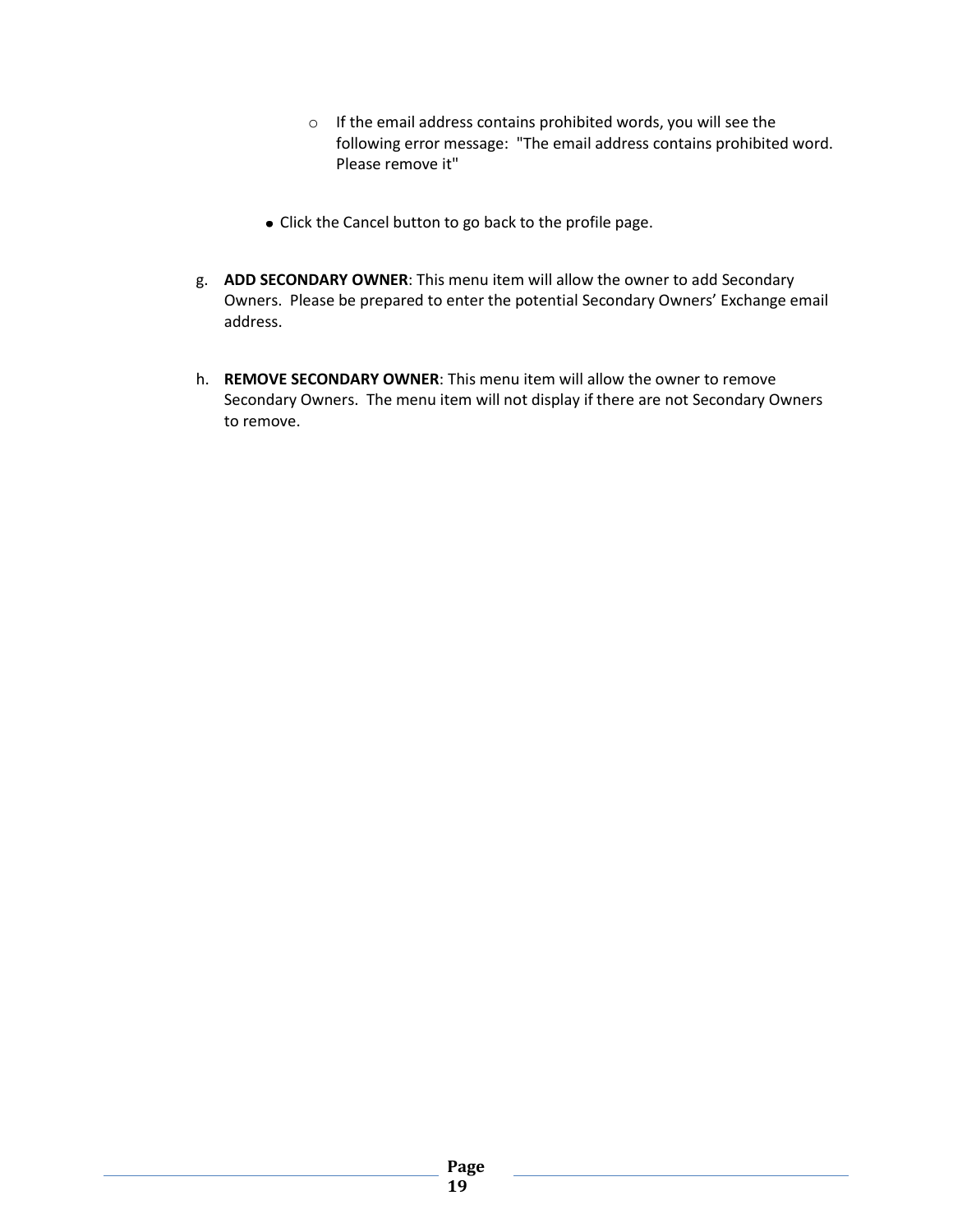- If the email address contains prohibited words, you will see the following error message: "The email address contains prohibited word. Please remove it"

- Click the Cancel button to go back to the profile page.

g. **ADD SECONDARY OWNER**: This menu item will allow the owner to add Secondary Owners. Please be prepared to enter the potential Secondary Owners' Exchange email address.

h. **REMOVE SECONDARY OWNER**: This menu item will allow the owner to remove Secondary Owners. The menu item will not display if there are not Secondary Owners to remove.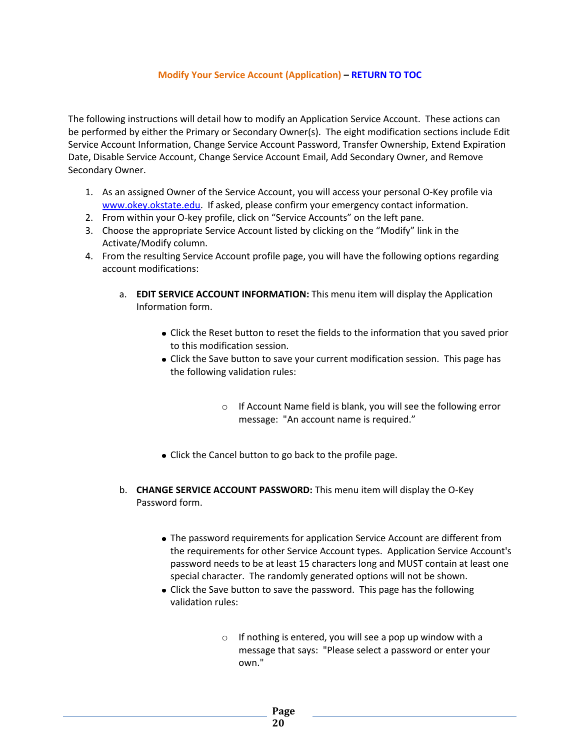## Modify Your Service Account (Application) – RETURN TO TOC

The following instructions will detail how to modify an Application Service Account. These actions can be performed by either the Primary or Secondary Owner(s). The eight modification sections include Edit Service Account Information, Change Service Account Password, Transfer Ownership, Extend Expiration Date, Disable Service Account, Change Service Account Email, Add Secondary Owner, and Remove Secondary Owner.

1. As an assigned Owner of the Service Account, you will access your personal O-Key profile via [www.okey.okstate.edu](http://www.okey.okstate.edu). If asked, please confirm your emergency contact information.
2. From within your O-key profile, click on "Service Accounts" on the left pane.
3. Choose the appropriate Service Account listed by clicking on the "Modify" link in the Activate/Modify column.
4. From the resulting Service Account profile page, you will have the following options regarding account modifications:

    a. **EDIT SERVICE ACCOUNT INFORMATION:** This menu item will display the Application Information form.

    - Click the Reset button to reset the fields to the information that you saved prior to this modification session.
    - Click the Save button to save your current modification session. This page has the following validation rules:
        - If Account Name field is blank, you will see the following error message: "An account name is required."
    - Click the Cancel button to go back to the profile page.

    b. **CHANGE SERVICE ACCOUNT PASSWORD:** This menu item will display the O-Key Password form.

    - The password requirements for application Service Account are different from the requirements for other Service Account types. Application Service Account's password needs to be at least 15 characters long and MUST contain at least one special character. The randomly generated options will not be shown.
    - Click the Save button to save the password. This page has the following validation rules:
        - If nothing is entered, you will see a pop up window with a message that says: "Please select a password or enter your own."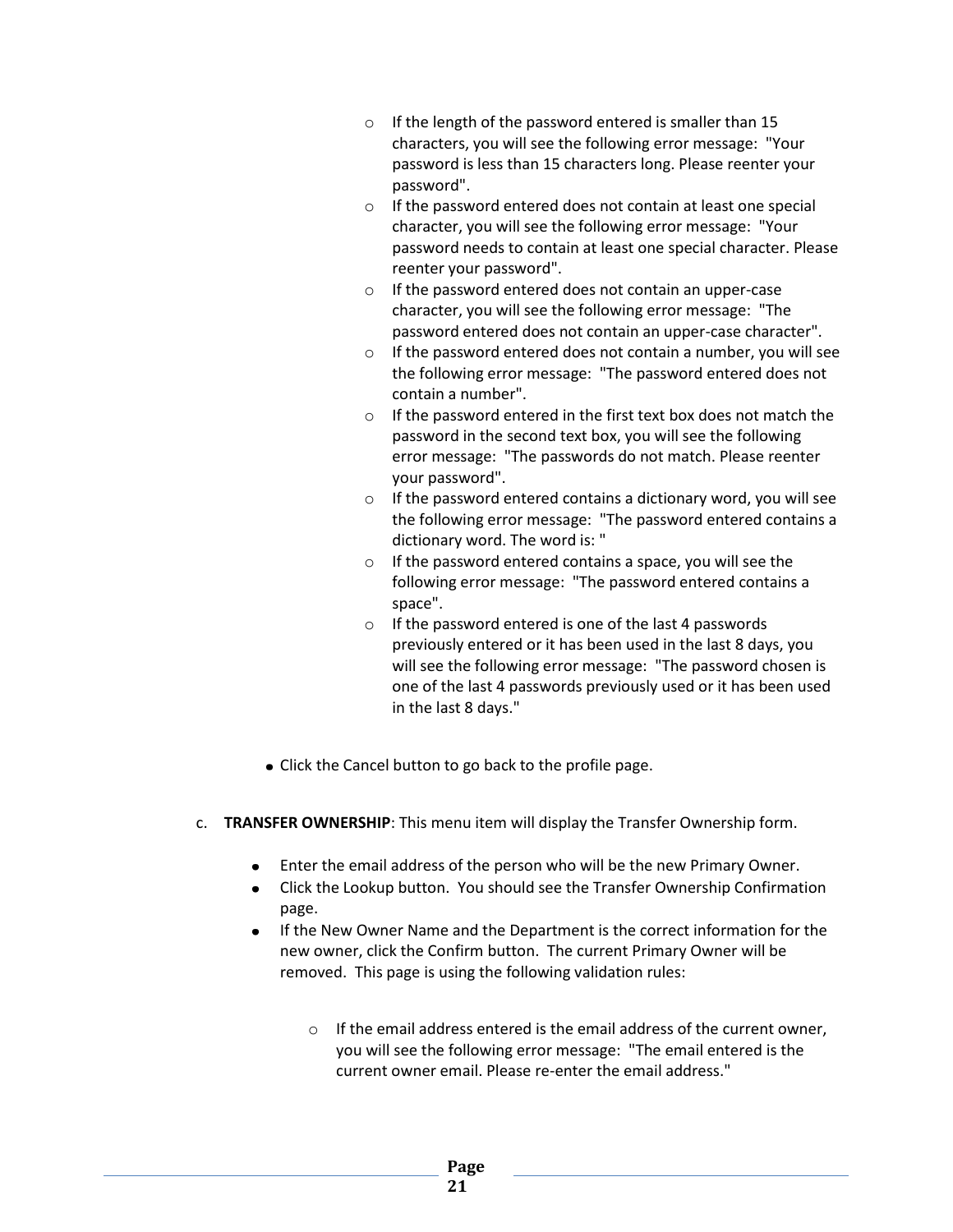- If the length of the password entered is smaller than 15 characters, you will see the following error message: "Your password is less than 15 characters long. Please reenter your password".
  - If the password entered does not contain at least one special character, you will see the following error message: "Your password needs to contain at least one special character. Please reenter your password".
  - If the password entered does not contain an upper-case character, you will see the following error message: "The password entered does not contain an upper-case character".
  - If the password entered does not contain a number, you will see the following error message: "The password entered does not contain a number".
  - If the password entered in the first text box does not match the password in the second text box, you will see the following error message: "The passwords do not match. Please reenter your password".
  - If the password entered contains a dictionary word, you will see the following error message: "The password entered contains a dictionary word. The word is: "
  - If the password entered contains a space, you will see the following error message: "The password entered contains a space".
  - If the password entered is one of the last 4 passwords previously entered or it has been used in the last 8 days, you will see the following error message: "The password chosen is one of the last 4 passwords previously used or it has been used in the last 8 days."

- Click the Cancel button to go back to the profile page.

c. **TRANSFER OWNERSHIP**: This menu item will display the Transfer Ownership form.

- Enter the email address of the person who will be the new Primary Owner.
- Click the Lookup button. You should see the Transfer Ownership Confirmation page.
- If the New Owner Name and the Department is the correct information for the new owner, click the Confirm button. The current Primary Owner will be removed. This page is using the following validation rules:

  - If the email address entered is the email address of the current owner, you will see the following error message: "The email entered is the current owner email. Please re-enter the email address."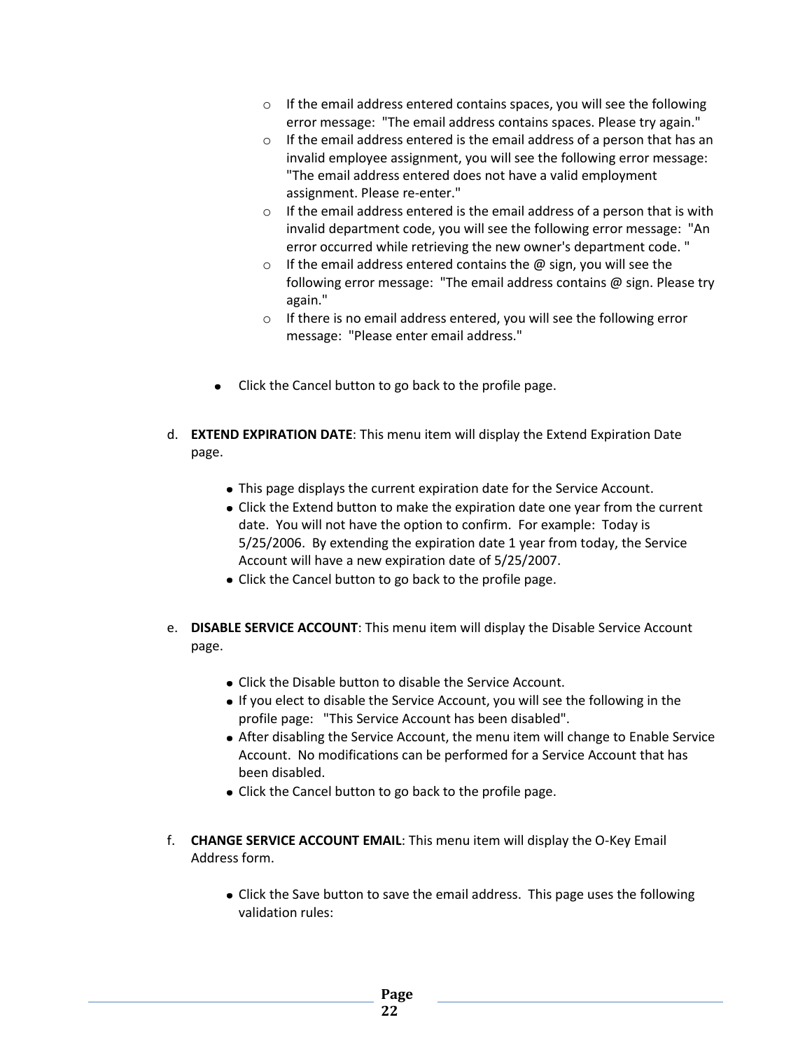- If the email address entered contains spaces, you will see the following error message: "The email address contains spaces. Please try again."
   - If the email address entered is the email address of a person that has an invalid employee assignment, you will see the following error message: "The email address entered does not have a valid employment assignment. Please re-enter."
   - If the email address entered is the email address of a person that is with invalid department code, you will see the following error message: "An error occurred while retrieving the new owner's department code. "
   - If the email address entered contains the @ sign, you will see the following error message: "The email address contains @ sign. Please try again."
   - If there is no email address entered, you will see the following error message: "Please enter email address."

- Click the Cancel button to go back to the profile page.

d. **EXTEND EXPIRATION DATE**: This menu item will display the Extend Expiration Date page.

   - This page displays the current expiration date for the Service Account.
   - Click the Extend button to make the expiration date one year from the current date. You will not have the option to confirm. For example: Today is 5/25/2006. By extending the expiration date 1 year from today, the Service Account will have a new expiration date of 5/25/2007.
   - Click the Cancel button to go back to the profile page.

e. **DISABLE SERVICE ACCOUNT**: This menu item will display the Disable Service Account page.

   - Click the Disable button to disable the Service Account.
   - If you elect to disable the Service Account, you will see the following in the profile page: "This Service Account has been disabled".
   - After disabling the Service Account, the menu item will change to Enable Service Account. No modifications can be performed for a Service Account that has been disabled.
   - Click the Cancel button to go back to the profile page.

f. **CHANGE SERVICE ACCOUNT EMAIL**: This menu item will display the O-Key Email Address form.

   - Click the Save button to save the email address. This page uses the following validation rules: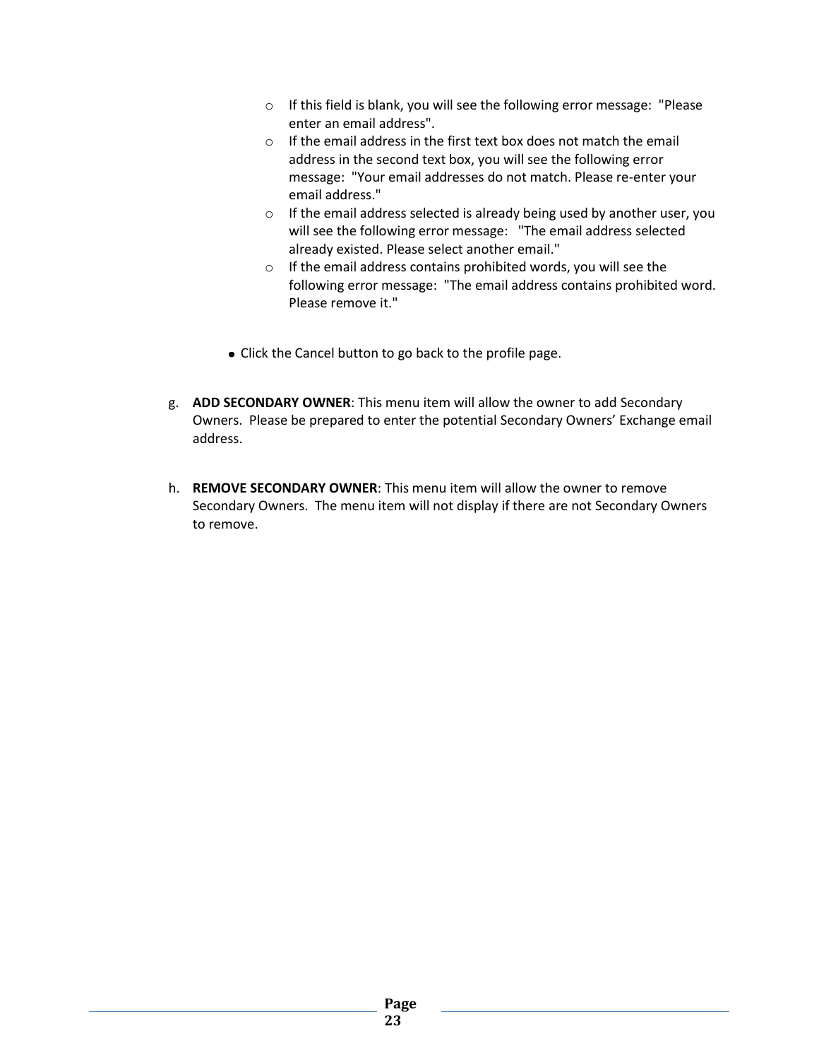- If this field is blank, you will see the following error message: "Please enter an email address".
    - If the email address in the first text box does not match the email address in the second text box, you will see the following error message: "Your email addresses do not match. Please re-enter your email address."
    - If the email address selected is already being used by another user, you will see the following error message: "The email address selected already existed. Please select another email."
    - If the email address contains prohibited words, you will see the following error message: "The email address contains prohibited word. Please remove it."

- Click the Cancel button to go back to the profile page.

g. **ADD SECONDARY OWNER**: This menu item will allow the owner to add Secondary Owners. Please be prepared to enter the potential Secondary Owners' Exchange email address.

h. **REMOVE SECONDARY OWNER**: This menu item will allow the owner to remove Secondary Owners. The menu item will not display if there are not Secondary Owners to remove.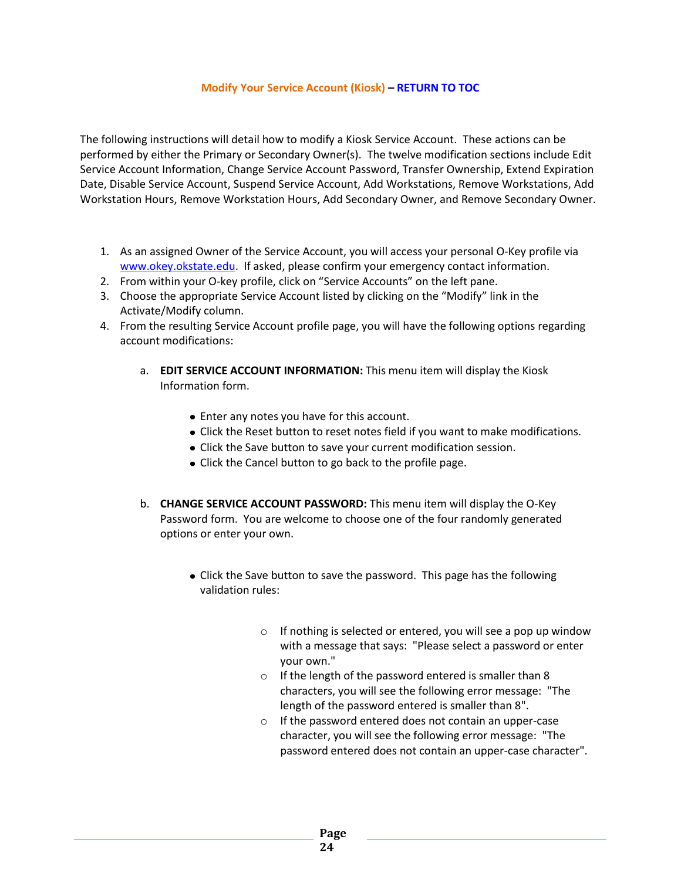## Modify Your Service Account (Kiosk) – RETURN TO TOC

The following instructions will detail how to modify a Kiosk Service Account. These actions can be performed by either the Primary or Secondary Owner(s). The twelve modification sections include Edit Service Account Information, Change Service Account Password, Transfer Ownership, Extend Expiration Date, Disable Service Account, Suspend Service Account, Add Workstations, Remove Workstations, Add Workstation Hours, Remove Workstation Hours, Add Secondary Owner, and Remove Secondary Owner.

1. As an assigned Owner of the Service Account, you will access your personal O-Key profile via www.okey.okstate.edu. If asked, please confirm your emergency contact information.
2. From within your O-key profile, click on "Service Accounts" on the left pane.
3. Choose the appropriate Service Account listed by clicking on the "Modify" link in the Activate/Modify column.
4. From the resulting Service Account profile page, you will have the following options regarding account modifications:

   a. **EDIT SERVICE ACCOUNT INFORMATION:** This menu item will display the Kiosk Information form.

      - Enter any notes you have for this account.
      - Click the Reset button to reset notes field if you want to make modifications.
      - Click the Save button to save your current modification session.
      - Click the Cancel button to go back to the profile page.

   b. **CHANGE SERVICE ACCOUNT PASSWORD:** This menu item will display the O-Key Password form. You are welcome to choose one of the four randomly generated options or enter your own.

      - Click the Save button to save the password. This page has the following validation rules:

        - If nothing is selected or entered, you will see a pop up window with a message that says: "Please select a password or enter your own."
        - If the length of the password entered is smaller than 8 characters, you will see the following error message: "The length of the password entered is smaller than 8".
        - If the password entered does not contain an upper-case character, you will see the following error message: "The password entered does not contain an upper-case character".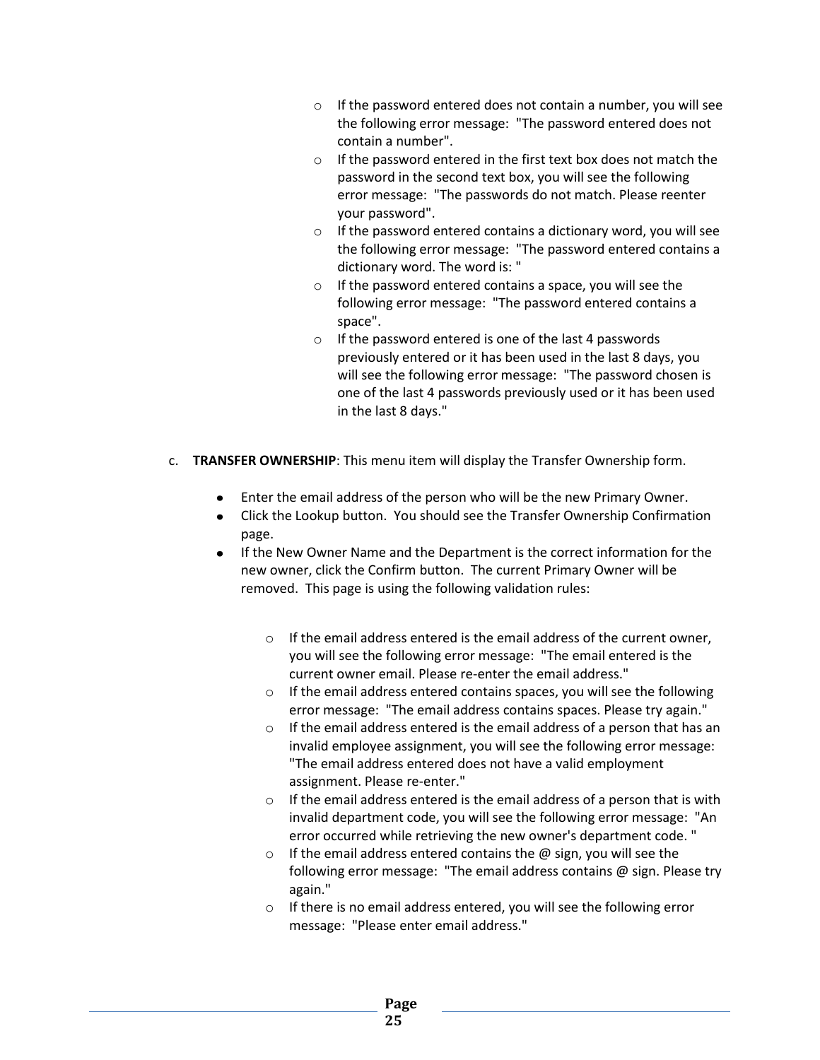- If the password entered does not contain a number, you will see the following error message: "The password entered does not contain a number".
- If the password entered in the first text box does not match the password in the second text box, you will see the following error message: "The passwords do not match. Please reenter your password".
- If the password entered contains a dictionary word, you will see the following error message: "The password entered contains a dictionary word. The word is: "
- If the password entered contains a space, you will see the following error message: "The password entered contains a space".
- If the password entered is one of the last 4 passwords previously entered or it has been used in the last 8 days, you will see the following error message: "The password chosen is one of the last 4 passwords previously used or it has been used in the last 8 days."

c. **TRANSFER OWNERSHIP**: This menu item will display the Transfer Ownership form.

- Enter the email address of the person who will be the new Primary Owner.
- Click the Lookup button. You should see the Transfer Ownership Confirmation page.
- If the New Owner Name and the Department is the correct information for the new owner, click the Confirm button. The current Primary Owner will be removed. This page is using the following validation rules:
  - If the email address entered is the email address of the current owner, you will see the following error message: "The email entered is the current owner email. Please re-enter the email address."
  - If the email address entered contains spaces, you will see the following error message: "The email address contains spaces. Please try again."
  - If the email address entered is the email address of a person that has an invalid employee assignment, you will see the following error message: "The email address entered does not have a valid employment assignment. Please re-enter."
  - If the email address entered is the email address of a person that is with invalid department code, you will see the following error message: "An error occurred while retrieving the new owner's department code. "
  - If the email address entered contains the @ sign, you will see the following error message: "The email address contains @ sign. Please try again."
  - If there is no email address entered, you will see the following error message: "Please enter email address."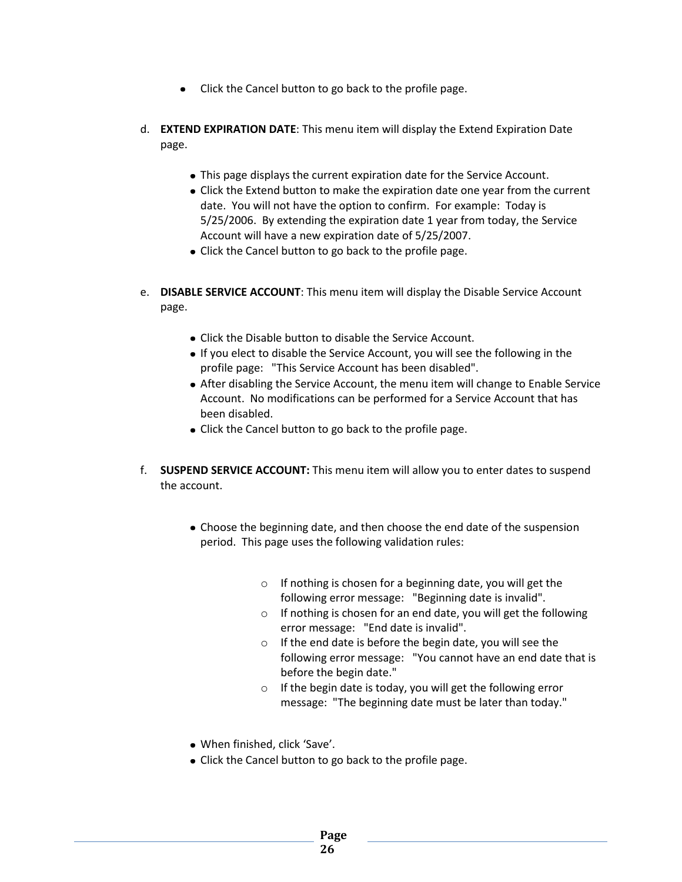- Click the Cancel button to go back to the profile page.

d. **EXTEND EXPIRATION DATE**: This menu item will display the Extend Expiration Date page.

  - This page displays the current expiration date for the Service Account.
  - Click the Extend button to make the expiration date one year from the current date. You will not have the option to confirm. For example: Today is 5/25/2006. By extending the expiration date 1 year from today, the Service Account will have a new expiration date of 5/25/2007.
  - Click the Cancel button to go back to the profile page.

e. **DISABLE SERVICE ACCOUNT**: This menu item will display the Disable Service Account page.

  - Click the Disable button to disable the Service Account.
  - If you elect to disable the Service Account, you will see the following in the profile page: "This Service Account has been disabled".
  - After disabling the Service Account, the menu item will change to Enable Service Account. No modifications can be performed for a Service Account that has been disabled.
  - Click the Cancel button to go back to the profile page.

f. **SUSPEND SERVICE ACCOUNT:** This menu item will allow you to enter dates to suspend the account.

  - Choose the beginning date, and then choose the end date of the suspension period. This page uses the following validation rules:

    - If nothing is chosen for a beginning date, you will get the following error message: "Beginning date is invalid".
    - If nothing is chosen for an end date, you will get the following error message: "End date is invalid".
    - If the end date is before the begin date, you will see the following error message: "You cannot have an end date that is before the begin date."
    - If the begin date is today, you will get the following error message: "The beginning date must be later than today."

  - When finished, click 'Save'.
  - Click the Cancel button to go back to the profile page.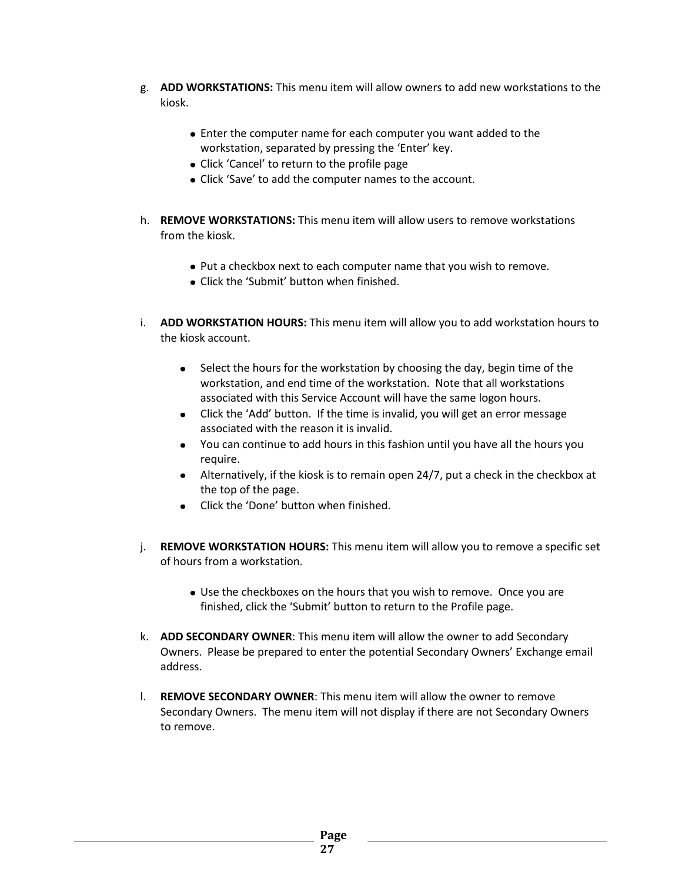g. **ADD WORKSTATIONS:** This menu item will allow owners to add new workstations to the kiosk.

   - Enter the computer name for each computer you want added to the workstation, separated by pressing the 'Enter' key.
   - Click 'Cancel' to return to the profile page
   - Click 'Save' to add the computer names to the account.

h. **REMOVE WORKSTATIONS:** This menu item will allow users to remove workstations from the kiosk.

   - Put a checkbox next to each computer name that you wish to remove.
   - Click the 'Submit' button when finished.

i. **ADD WORKSTATION HOURS:** This menu item will allow you to add workstation hours to the kiosk account.

   - Select the hours for the workstation by choosing the day, begin time of the workstation, and end time of the workstation. Note that all workstations associated with this Service Account will have the same logon hours.
   - Click the 'Add' button. If the time is invalid, you will get an error message associated with the reason it is invalid.
   - You can continue to add hours in this fashion until you have all the hours you require.
   - Alternatively, if the kiosk is to remain open 24/7, put a check in the checkbox at the top of the page.
   - Click the 'Done' button when finished.

j. **REMOVE WORKSTATION HOURS:** This menu item will allow you to remove a specific set of hours from a workstation.

   - Use the checkboxes on the hours that you wish to remove. Once you are finished, click the 'Submit' button to return to the Profile page.

k. **ADD SECONDARY OWNER**: This menu item will allow the owner to add Secondary Owners. Please be prepared to enter the potential Secondary Owners' Exchange email address.

l. **REMOVE SECONDARY OWNER**: This menu item will allow the owner to remove Secondary Owners. The menu item will not display if there are not Secondary Owners to remove.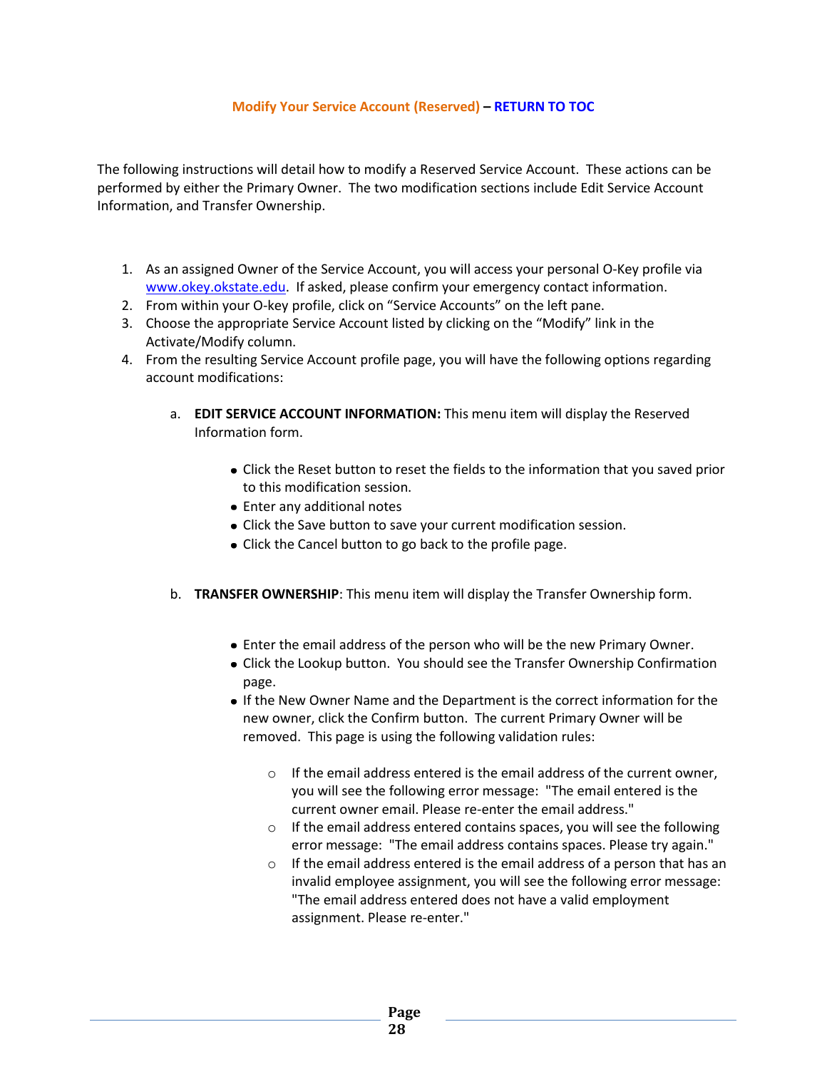## Modify Your Service Account (Reserved) – RETURN TO TOC

The following instructions will detail how to modify a Reserved Service Account. These actions can be performed by either the Primary Owner. The two modification sections include Edit Service Account Information, and Transfer Ownership.

1. As an assigned Owner of the Service Account, you will access your personal O-Key profile via [www.okey.okstate.edu](http://www.okey.okstate.edu). If asked, please confirm your emergency contact information.
2. From within your O-key profile, click on "Service Accounts" on the left pane.
3. Choose the appropriate Service Account listed by clicking on the "Modify" link in the Activate/Modify column.
4. From the resulting Service Account profile page, you will have the following options regarding account modifications:

   a. **EDIT SERVICE ACCOUNT INFORMATION:** This menu item will display the Reserved Information form.

      - Click the Reset button to reset the fields to the information that you saved prior to this modification session.
      - Enter any additional notes
      - Click the Save button to save your current modification session.
      - Click the Cancel button to go back to the profile page.

   b. **TRANSFER OWNERSHIP**: This menu item will display the Transfer Ownership form.

      - Enter the email address of the person who will be the new Primary Owner.
      - Click the Lookup button. You should see the Transfer Ownership Confirmation page.
      - If the New Owner Name and the Department is the correct information for the new owner, click the Confirm button. The current Primary Owner will be removed. This page is using the following validation rules:
        - If the email address entered is the email address of the current owner, you will see the following error message: "The email entered is the current owner email. Please re-enter the email address."
        - If the email address entered contains spaces, you will see the following error message: "The email address contains spaces. Please try again."
        - If the email address entered is the email address of a person that has an invalid employee assignment, you will see the following error message: "The email address entered does not have a valid employment assignment. Please re-enter."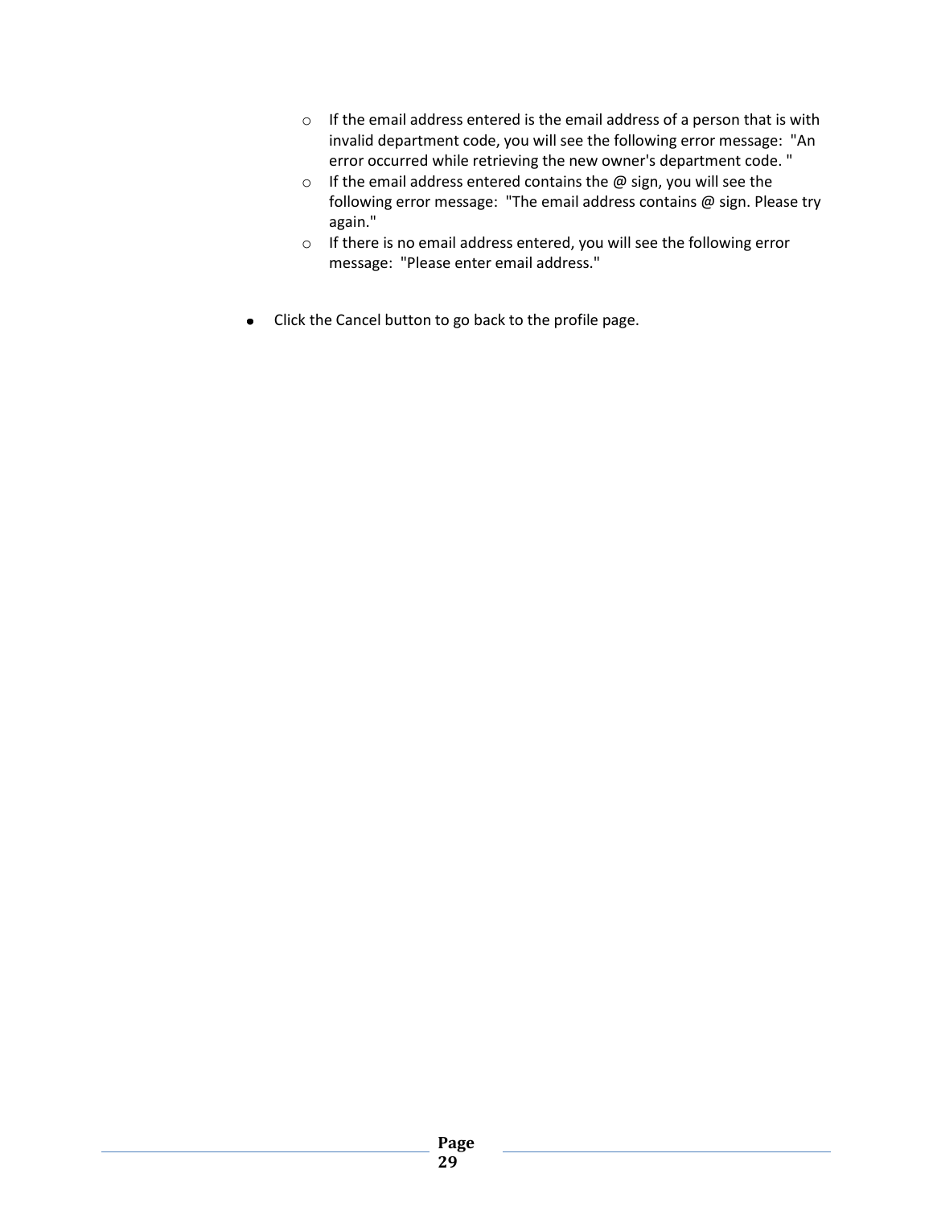- If the email address entered is the email address of a person that is with invalid department code, you will see the following error message: "An error occurred while retrieving the new owner's department code. "
  - If the email address entered contains the @ sign, you will see the following error message: "The email address contains @ sign. Please try again."
  - If there is no email address entered, you will see the following error message: "Please enter email address."

- Click the Cancel button to go back to the profile page.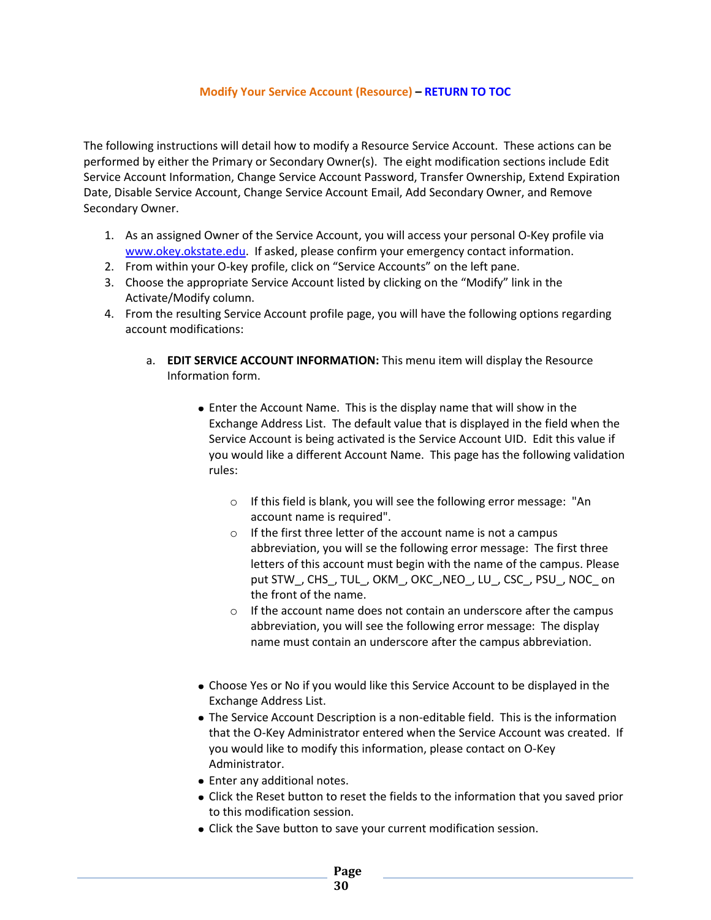## Modify Your Service Account (Resource) – RETURN TO TOC

The following instructions will detail how to modify a Resource Service Account. These actions can be performed by either the Primary or Secondary Owner(s). The eight modification sections include Edit Service Account Information, Change Service Account Password, Transfer Ownership, Extend Expiration Date, Disable Service Account, Change Service Account Email, Add Secondary Owner, and Remove Secondary Owner.

1. As an assigned Owner of the Service Account, you will access your personal O-Key profile via [www.okey.okstate.edu](http://www.okey.okstate.edu). If asked, please confirm your emergency contact information.
2. From within your O-key profile, click on "Service Accounts" on the left pane.
3. Choose the appropriate Service Account listed by clicking on the "Modify" link in the Activate/Modify column.
4. From the resulting Service Account profile page, you will have the following options regarding account modifications:

   a. **EDIT SERVICE ACCOUNT INFORMATION:** This menu item will display the Resource Information form.

      - Enter the Account Name. This is the display name that will show in the Exchange Address List. The default value that is displayed in the field when the Service Account is being activated is the Service Account UID. Edit this value if you would like a different Account Name. This page has the following validation rules:
        - If this field is blank, you will see the following error message: "An account name is required".
        - If the first three letter of the account name is not a campus abbreviation, you will se the following error message: The first three letters of this account must begin with the name of the campus. Please put STW_, CHS_, TUL_, OKM_, OKC_,NEO_, LU_, CSC_, PSU_, NOC_ on the front of the name.
        - If the account name does not contain an underscore after the campus abbreviation, you will see the following error message: The display name must contain an underscore after the campus abbreviation.

      - Choose Yes or No if you would like this Service Account to be displayed in the Exchange Address List.
      - The Service Account Description is a non-editable field. This is the information that the O-Key Administrator entered when the Service Account was created. If you would like to modify this information, please contact on O-Key Administrator.
      - Enter any additional notes.
      - Click the Reset button to reset the fields to the information that you saved prior to this modification session.
      - Click the Save button to save your current modification session.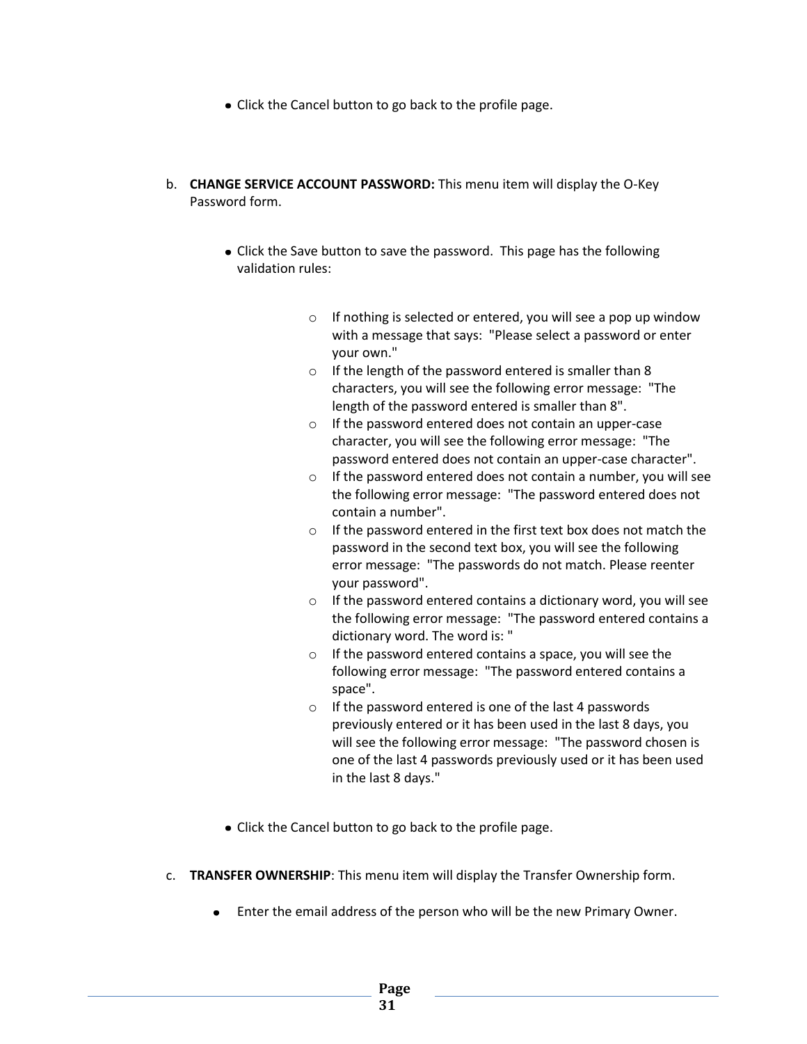- Click the Cancel button to go back to the profile page.

b. **CHANGE SERVICE ACCOUNT PASSWORD:** This menu item will display the O-Key Password form.

  - Click the Save button to save the password. This page has the following validation rules:

    - If nothing is selected or entered, you will see a pop up window with a message that says: "Please select a password or enter your own."
    - If the length of the password entered is smaller than 8 characters, you will see the following error message: "The length of the password entered is smaller than 8".
    - If the password entered does not contain an upper-case character, you will see the following error message: "The password entered does not contain an upper-case character".
    - If the password entered does not contain a number, you will see the following error message: "The password entered does not contain a number".
    - If the password entered in the first text box does not match the password in the second text box, you will see the following error message: "The passwords do not match. Please reenter your password".
    - If the password entered contains a dictionary word, you will see the following error message: "The password entered contains a dictionary word. The word is: "
    - If the password entered contains a space, you will see the following error message: "The password entered contains a space".
    - If the password entered is one of the last 4 passwords previously entered or it has been used in the last 8 days, you will see the following error message: "The password chosen is one of the last 4 passwords previously used or it has been used in the last 8 days."

  - Click the Cancel button to go back to the profile page.

c. **TRANSFER OWNERSHIP**: This menu item will display the Transfer Ownership form.

  - Enter the email address of the person who will be the new Primary Owner.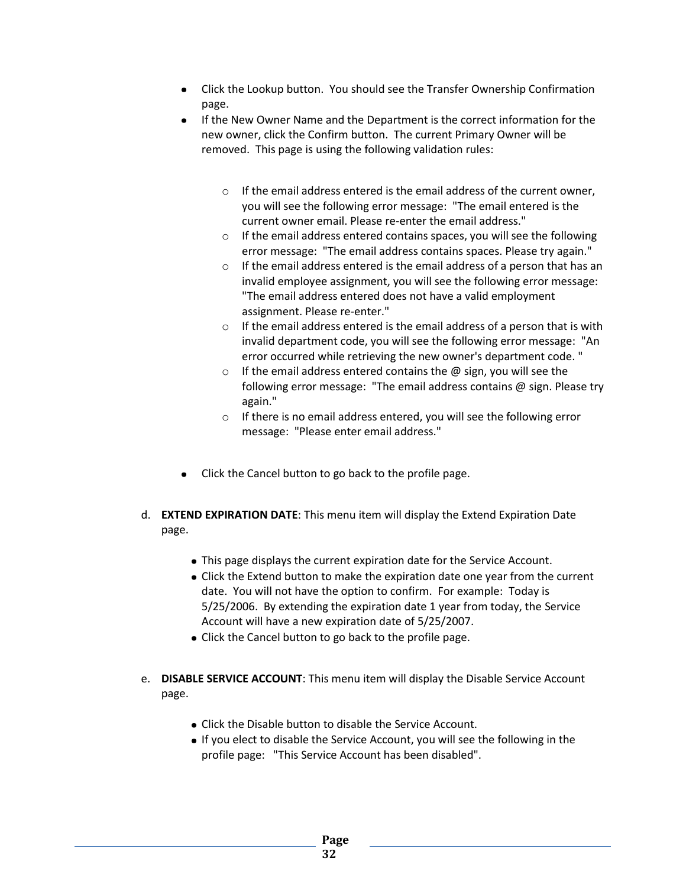- Click the Lookup button. You should see the Transfer Ownership Confirmation page.
- If the New Owner Name and the Department is the correct information for the new owner, click the Confirm button. The current Primary Owner will be removed. This page is using the following validation rules:

    - If the email address entered is the email address of the current owner, you will see the following error message: "The email entered is the current owner email. Please re-enter the email address."
    - If the email address entered contains spaces, you will see the following error message: "The email address contains spaces. Please try again."
    - If the email address entered is the email address of a person that has an invalid employee assignment, you will see the following error message: "The email address entered does not have a valid employment assignment. Please re-enter."
    - If the email address entered is the email address of a person that is with invalid department code, you will see the following error message: "An error occurred while retrieving the new owner's department code. "
    - If the email address entered contains the @ sign, you will see the following error message: "The email address contains @ sign. Please try again."
    - If there is no email address entered, you will see the following error message: "Please enter email address."

- Click the Cancel button to go back to the profile page.

d. **EXTEND EXPIRATION DATE**: This menu item will display the Extend Expiration Date page.

- This page displays the current expiration date for the Service Account.
- Click the Extend button to make the expiration date one year from the current date. You will not have the option to confirm. For example: Today is 5/25/2006. By extending the expiration date 1 year from today, the Service Account will have a new expiration date of 5/25/2007.
- Click the Cancel button to go back to the profile page.

e. **DISABLE SERVICE ACCOUNT**: This menu item will display the Disable Service Account page.

- Click the Disable button to disable the Service Account.
- If you elect to disable the Service Account, you will see the following in the profile page: "This Service Account has been disabled".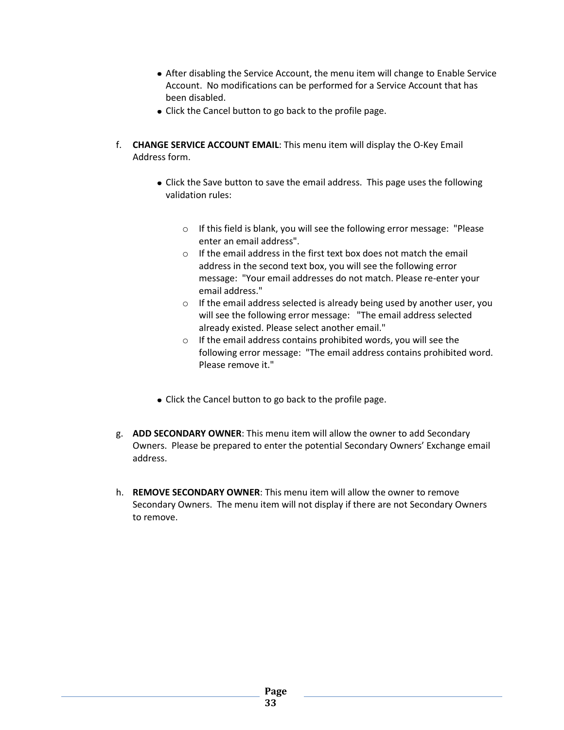- After disabling the Service Account, the menu item will change to Enable Service Account. No modifications can be performed for a Service Account that has been disabled.
- Click the Cancel button to go back to the profile page.

f. **CHANGE SERVICE ACCOUNT EMAIL**: This menu item will display the O-Key Email Address form.

- Click the Save button to save the email address. This page uses the following validation rules:
    - If this field is blank, you will see the following error message: "Please enter an email address".
    - If the email address in the first text box does not match the email address in the second text box, you will see the following error message: "Your email addresses do not match. Please re-enter your email address."
    - If the email address selected is already being used by another user, you will see the following error message: "The email address selected already existed. Please select another email."
    - If the email address contains prohibited words, you will see the following error message: "The email address contains prohibited word. Please remove it."
- Click the Cancel button to go back to the profile page.

g. **ADD SECONDARY OWNER**: This menu item will allow the owner to add Secondary Owners. Please be prepared to enter the potential Secondary Owners' Exchange email address.

h. **REMOVE SECONDARY OWNER**: This menu item will allow the owner to remove Secondary Owners. The menu item will not display if there are not Secondary Owners to remove.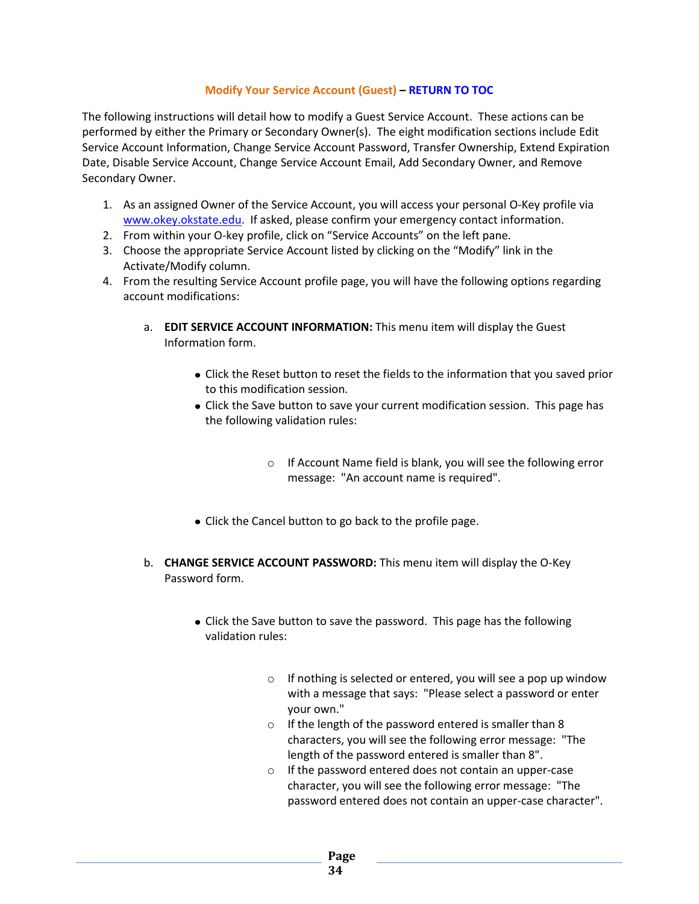## Modify Your Service Account (Guest) – RETURN TO TOC

The following instructions will detail how to modify a Guest Service Account. These actions can be performed by either the Primary or Secondary Owner(s). The eight modification sections include Edit Service Account Information, Change Service Account Password, Transfer Ownership, Extend Expiration Date, Disable Service Account, Change Service Account Email, Add Secondary Owner, and Remove Secondary Owner.

1. As an assigned Owner of the Service Account, you will access your personal O-Key profile via [www.okey.okstate.edu](www.okey.okstate.edu). If asked, please confirm your emergency contact information.
2. From within your O-key profile, click on "Service Accounts" on the left pane.
3. Choose the appropriate Service Account listed by clicking on the "Modify" link in the Activate/Modify column.
4. From the resulting Service Account profile page, you will have the following options regarding account modifications:

   a. **EDIT SERVICE ACCOUNT INFORMATION:** This menu item will display the Guest Information form.

      - Click the Reset button to reset the fields to the information that you saved prior to this modification session.
      - Click the Save button to save your current modification session. This page has the following validation rules:
        - If Account Name field is blank, you will see the following error message: "An account name is required".
      - Click the Cancel button to go back to the profile page.

   b. **CHANGE SERVICE ACCOUNT PASSWORD:** This menu item will display the O-Key Password form.

      - Click the Save button to save the password. This page has the following validation rules:
        - If nothing is selected or entered, you will see a pop up window with a message that says: "Please select a password or enter your own."
        - If the length of the password entered is smaller than 8 characters, you will see the following error message: "The length of the password entered is smaller than 8".
        - If the password entered does not contain an upper-case character, you will see the following error message: "The password entered does not contain an upper-case character".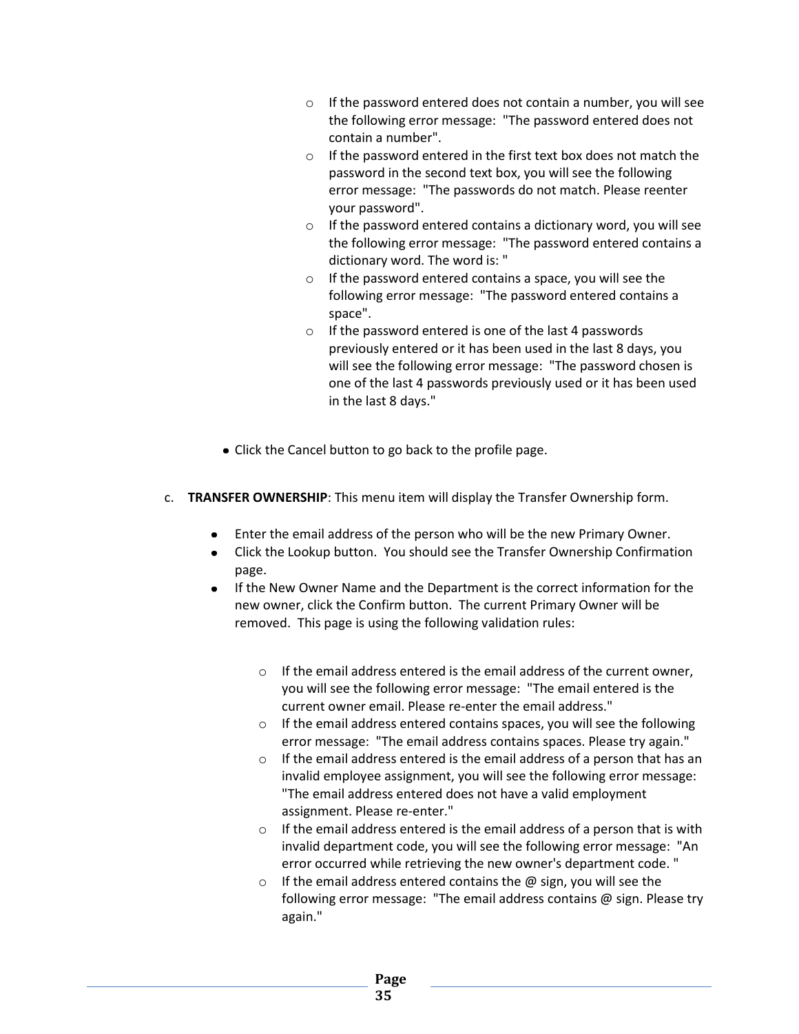- If the password entered does not contain a number, you will see the following error message: "The password entered does not contain a number".
  - If the password entered in the first text box does not match the password in the second text box, you will see the following error message: "The passwords do not match. Please reenter your password".
  - If the password entered contains a dictionary word, you will see the following error message: "The password entered contains a dictionary word. The word is: "
  - If the password entered contains a space, you will see the following error message: "The password entered contains a space".
  - If the password entered is one of the last 4 passwords previously entered or it has been used in the last 8 days, you will see the following error message: "The password chosen is one of the last 4 passwords previously used or it has been used in the last 8 days."

- Click the Cancel button to go back to the profile page.

c. **TRANSFER OWNERSHIP**: This menu item will display the Transfer Ownership form.

- Enter the email address of the person who will be the new Primary Owner.
- Click the Lookup button. You should see the Transfer Ownership Confirmation page.
- If the New Owner Name and the Department is the correct information for the new owner, click the Confirm button. The current Primary Owner will be removed. This page is using the following validation rules:

  - If the email address entered is the email address of the current owner, you will see the following error message: "The email entered is the current owner email. Please re-enter the email address."
  - If the email address entered contains spaces, you will see the following error message: "The email address contains spaces. Please try again."
  - If the email address entered is the email address of a person that has an invalid employee assignment, you will see the following error message: "The email address entered does not have a valid employment assignment. Please re-enter."
  - If the email address entered is the email address of a person that is with invalid department code, you will see the following error message: "An error occurred while retrieving the new owner's department code. "
  - If the email address entered contains the @ sign, you will see the following error message: "The email address contains @ sign. Please try again."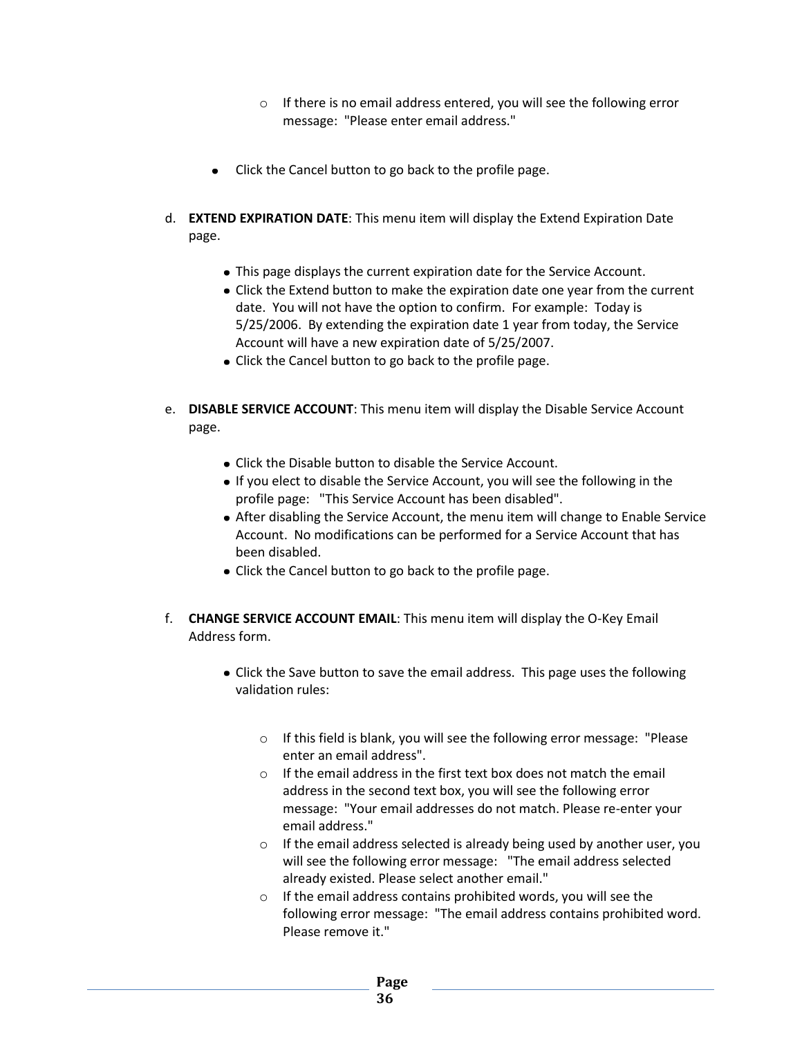- If there is no email address entered, you will see the following error message: "Please enter email address."

- Click the Cancel button to go back to the profile page.

d. **EXTEND EXPIRATION DATE**: This menu item will display the Extend Expiration Date page.

  - This page displays the current expiration date for the Service Account.
  - Click the Extend button to make the expiration date one year from the current date. You will not have the option to confirm. For example: Today is 5/25/2006. By extending the expiration date 1 year from today, the Service Account will have a new expiration date of 5/25/2007.
  - Click the Cancel button to go back to the profile page.

e. **DISABLE SERVICE ACCOUNT**: This menu item will display the Disable Service Account page.

  - Click the Disable button to disable the Service Account.
  - If you elect to disable the Service Account, you will see the following in the profile page: "This Service Account has been disabled".
  - After disabling the Service Account, the menu item will change to Enable Service Account. No modifications can be performed for a Service Account that has been disabled.
  - Click the Cancel button to go back to the profile page.

f. **CHANGE SERVICE ACCOUNT EMAIL**: This menu item will display the O-Key Email Address form.

  - Click the Save button to save the email address. This page uses the following validation rules:

    - If this field is blank, you will see the following error message: "Please enter an email address".
    - If the email address in the first text box does not match the email address in the second text box, you will see the following error message: "Your email addresses do not match. Please re-enter your email address."
    - If the email address selected is already being used by another user, you will see the following error message: "The email address selected already existed. Please select another email."
    - If the email address contains prohibited words, you will see the following error message: "The email address contains prohibited word. Please remove it."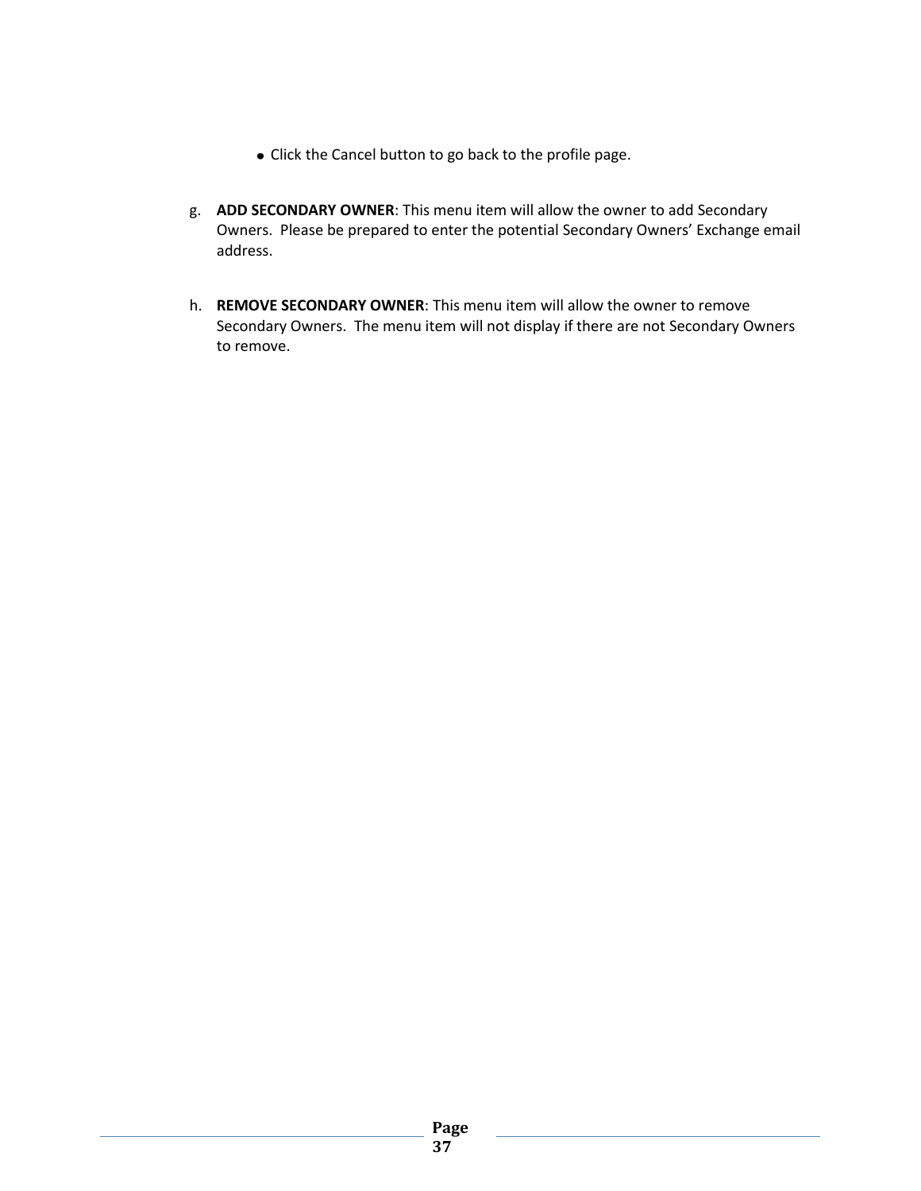- Click the Cancel button to go back to the profile page.

g. **ADD SECONDARY OWNER**: This menu item will allow the owner to add Secondary Owners. Please be prepared to enter the potential Secondary Owners' Exchange email address.

h. **REMOVE SECONDARY OWNER**: This menu item will allow the owner to remove Secondary Owners. The menu item will not display if there are not Secondary Owners to remove.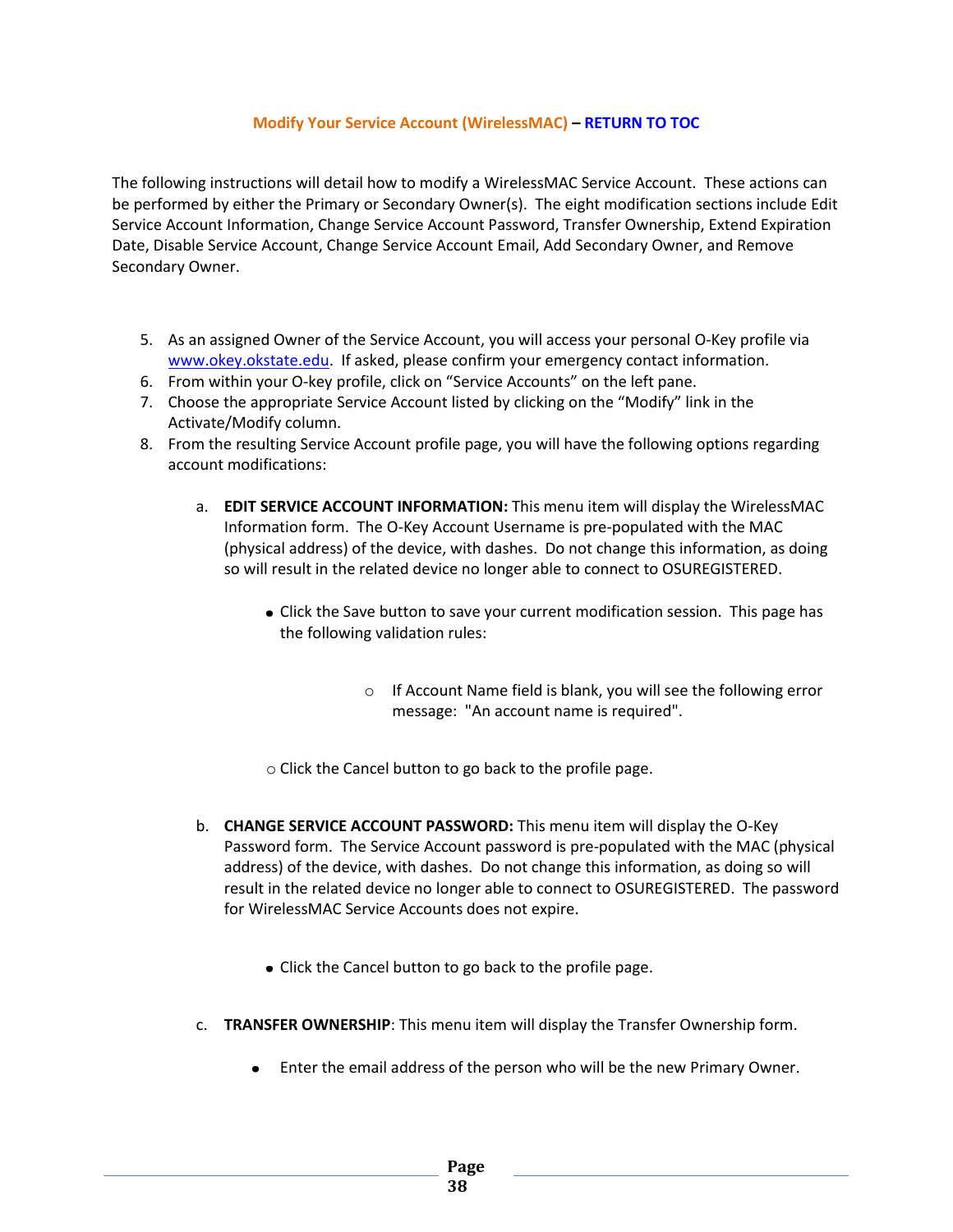## Modify Your Service Account (WirelessMAC) – RETURN TO TOC

The following instructions will detail how to modify a WirelessMAC Service Account. These actions can be performed by either the Primary or Secondary Owner(s). The eight modification sections include Edit Service Account Information, Change Service Account Password, Transfer Ownership, Extend Expiration Date, Disable Service Account, Change Service Account Email, Add Secondary Owner, and Remove Secondary Owner.

5. As an assigned Owner of the Service Account, you will access your personal O-Key profile via www.okey.okstate.edu. If asked, please confirm your emergency contact information.
6. From within your O-key profile, click on "Service Accounts" on the left pane.
7. Choose the appropriate Service Account listed by clicking on the "Modify" link in the Activate/Modify column.
8. From the resulting Service Account profile page, you will have the following options regarding account modifications:

   a. **EDIT SERVICE ACCOUNT INFORMATION:** This menu item will display the WirelessMAC Information form. The O-Key Account Username is pre-populated with the MAC (physical address) of the device, with dashes. Do not change this information, as doing so will result in the related device no longer able to connect to OSUREGISTERED.

      - Click the Save button to save your current modification session. This page has the following validation rules:

        - If Account Name field is blank, you will see the following error message: "An account name is required".

      - Click the Cancel button to go back to the profile page.

   b. **CHANGE SERVICE ACCOUNT PASSWORD:** This menu item will display the O-Key Password form. The Service Account password is pre-populated with the MAC (physical address) of the device, with dashes. Do not change this information, as doing so will result in the related device no longer able to connect to OSUREGISTERED. The password for WirelessMAC Service Accounts does not expire.

      - Click the Cancel button to go back to the profile page.

   c. **TRANSFER OWNERSHIP**: This menu item will display the Transfer Ownership form.

      - Enter the email address of the person who will be the new Primary Owner.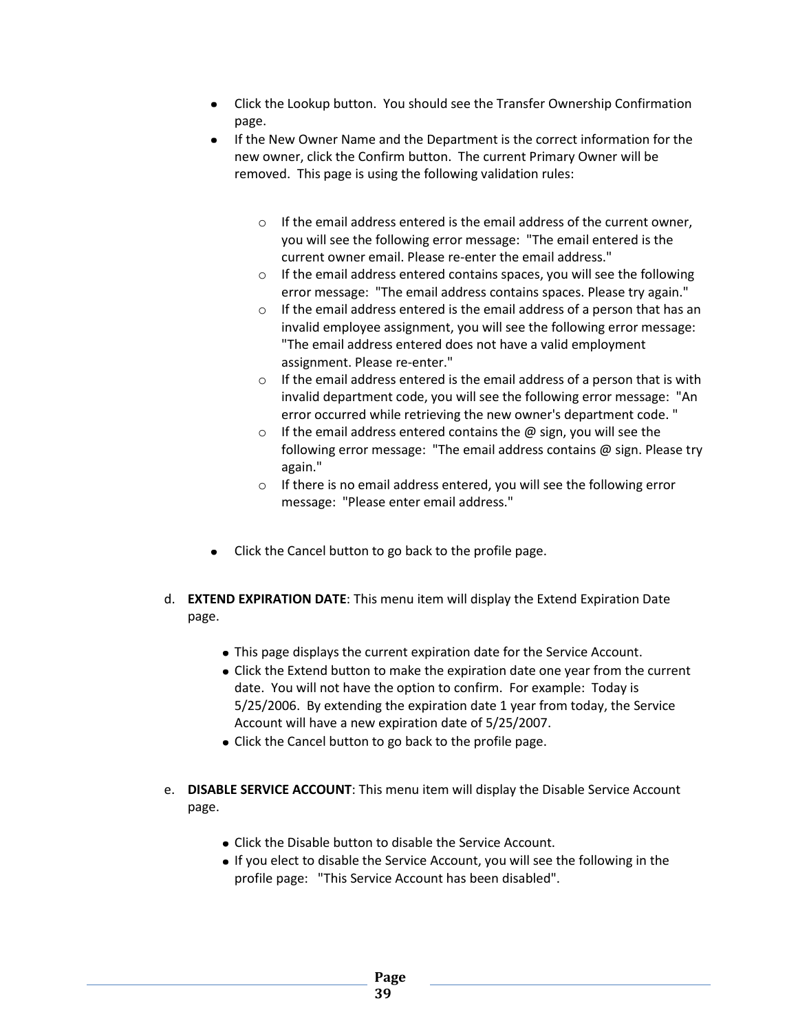- Click the Lookup button.  You should see the Transfer Ownership Confirmation page.
- If the New Owner Name and the Department is the correct information for the new owner, click the Confirm button.  The current Primary Owner will be removed.  This page is using the following validation rules:

    - If the email address entered is the email address of the current owner, you will see the following error message:  "The email entered is the current owner email. Please re-enter the email address."
    - If the email address entered contains spaces, you will see the following error message:  "The email address contains spaces. Please try again."
    - If the email address entered is the email address of a person that has an invalid employee assignment, you will see the following error message: "The email address entered does not have a valid employment assignment. Please re-enter."
    - If the email address entered is the email address of a person that is with invalid department code, you will see the following error message:  "An error occurred while retrieving the new owner's department code. "
    - If the email address entered contains the @ sign, you will see the following error message:  "The email address contains @ sign. Please try again."
    - If there is no email address entered, you will see the following error message:  "Please enter email address."

- Click the Cancel button to go back to the profile page.

d. **EXTEND EXPIRATION DATE**: This menu item will display the Extend Expiration Date page.

- This page displays the current expiration date for the Service Account.
- Click the Extend button to make the expiration date one year from the current date.  You will not have the option to confirm.  For example:  Today is 5/25/2006.  By extending the expiration date 1 year from today, the Service Account will have a new expiration date of 5/25/2007.
- Click the Cancel button to go back to the profile page.

e. **DISABLE SERVICE ACCOUNT**: This menu item will display the Disable Service Account page.

- Click the Disable button to disable the Service Account.
- If you elect to disable the Service Account, you will see the following in the profile page:   "This Service Account has been disabled".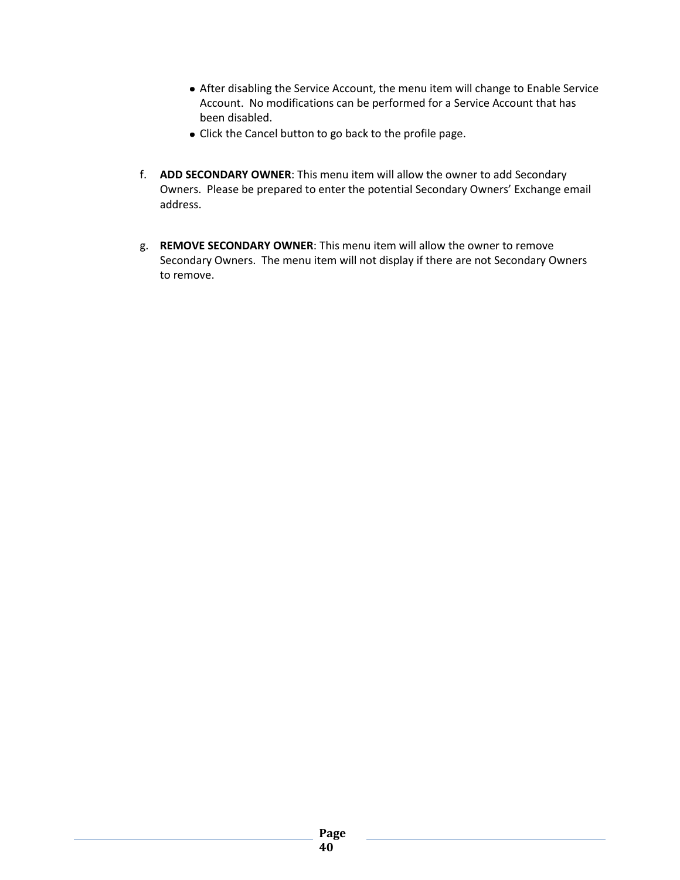- After disabling the Service Account, the menu item will change to Enable Service Account. No modifications can be performed for a Service Account that has been disabled.
- Click the Cancel button to go back to the profile page.

f. **ADD SECONDARY OWNER**: This menu item will allow the owner to add Secondary Owners. Please be prepared to enter the potential Secondary Owners' Exchange email address.

g. **REMOVE SECONDARY OWNER**: This menu item will allow the owner to remove Secondary Owners. The menu item will not display if there are not Secondary Owners to remove.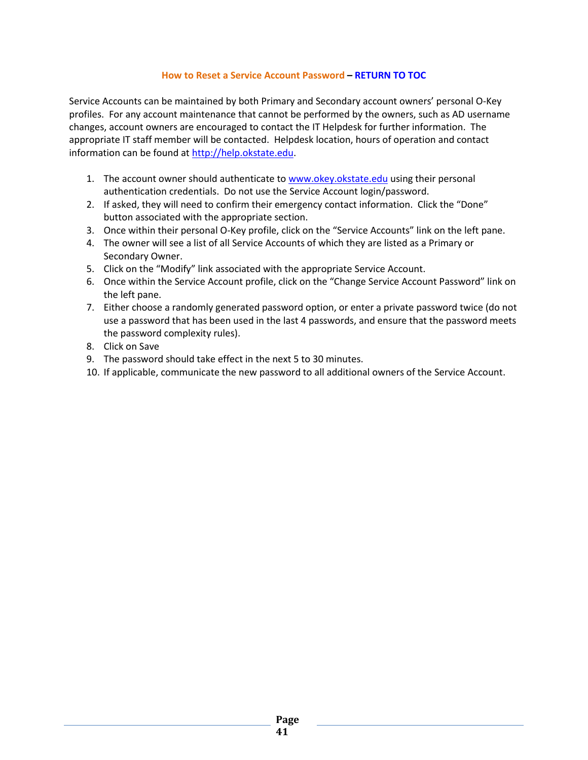### How to Reset a Service Account Password – RETURN TO TOC

Service Accounts can be maintained by both Primary and Secondary account owners' personal O-Key profiles. For any account maintenance that cannot be performed by the owners, such as AD username changes, account owners are encouraged to contact the IT Helpdesk for further information. The appropriate IT staff member will be contacted. Helpdesk location, hours of operation and contact information can be found at http://help.okstate.edu.

1. The account owner should authenticate to www.okey.okstate.edu using their personal authentication credentials. Do not use the Service Account login/password.
2. If asked, they will need to confirm their emergency contact information. Click the "Done" button associated with the appropriate section.
3. Once within their personal O-Key profile, click on the "Service Accounts" link on the left pane.
4. The owner will see a list of all Service Accounts of which they are listed as a Primary or Secondary Owner.
5. Click on the "Modify" link associated with the appropriate Service Account.
6. Once within the Service Account profile, click on the "Change Service Account Password" link on the left pane.
7. Either choose a randomly generated password option, or enter a private password twice (do not use a password that has been used in the last 4 passwords, and ensure that the password meets the password complexity rules).
8. Click on Save
9. The password should take effect in the next 5 to 30 minutes.
10. If applicable, communicate the new password to all additional owners of the Service Account.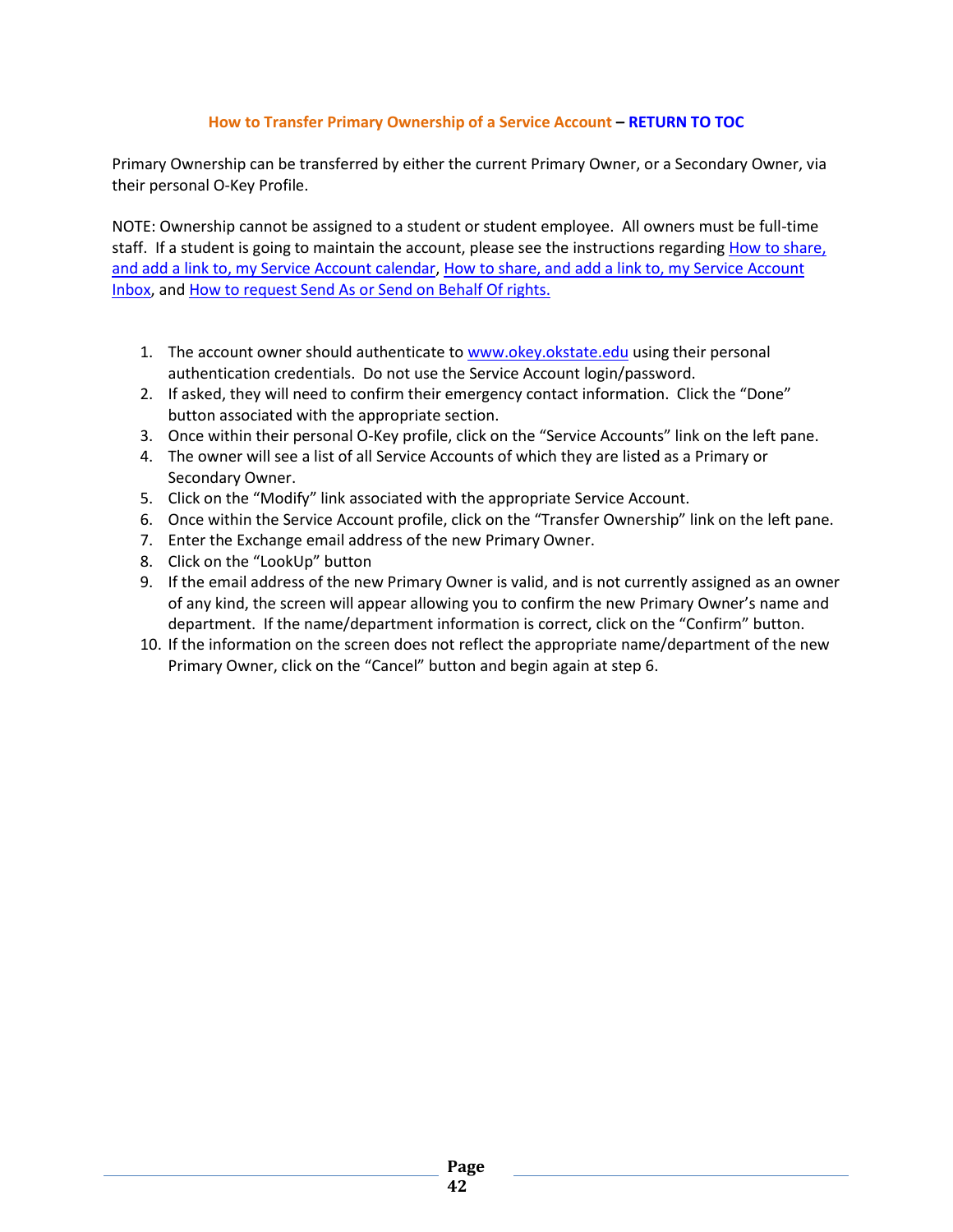### How to Transfer Primary Ownership of a Service Account – RETURN TO TOC

Primary Ownership can be transferred by either the current Primary Owner, or a Secondary Owner, via their personal O-Key Profile.

NOTE: Ownership cannot be assigned to a student or student employee. All owners must be full-time staff. If a student is going to maintain the account, please see the instructions regarding How to share, and add a link to, my Service Account calendar, How to share, and add a link to, my Service Account Inbox, and How to request Send As or Send on Behalf Of rights.

1. The account owner should authenticate to www.okey.okstate.edu using their personal authentication credentials. Do not use the Service Account login/password.
2. If asked, they will need to confirm their emergency contact information. Click the "Done" button associated with the appropriate section.
3. Once within their personal O-Key profile, click on the "Service Accounts" link on the left pane.
4. The owner will see a list of all Service Accounts of which they are listed as a Primary or Secondary Owner.
5. Click on the "Modify" link associated with the appropriate Service Account.
6. Once within the Service Account profile, click on the "Transfer Ownership" link on the left pane.
7. Enter the Exchange email address of the new Primary Owner.
8. Click on the "LookUp" button
9. If the email address of the new Primary Owner is valid, and is not currently assigned as an owner of any kind, the screen will appear allowing you to confirm the new Primary Owner's name and department. If the name/department information is correct, click on the "Confirm" button.
10. If the information on the screen does not reflect the appropriate name/department of the new Primary Owner, click on the "Cancel" button and begin again at step 6.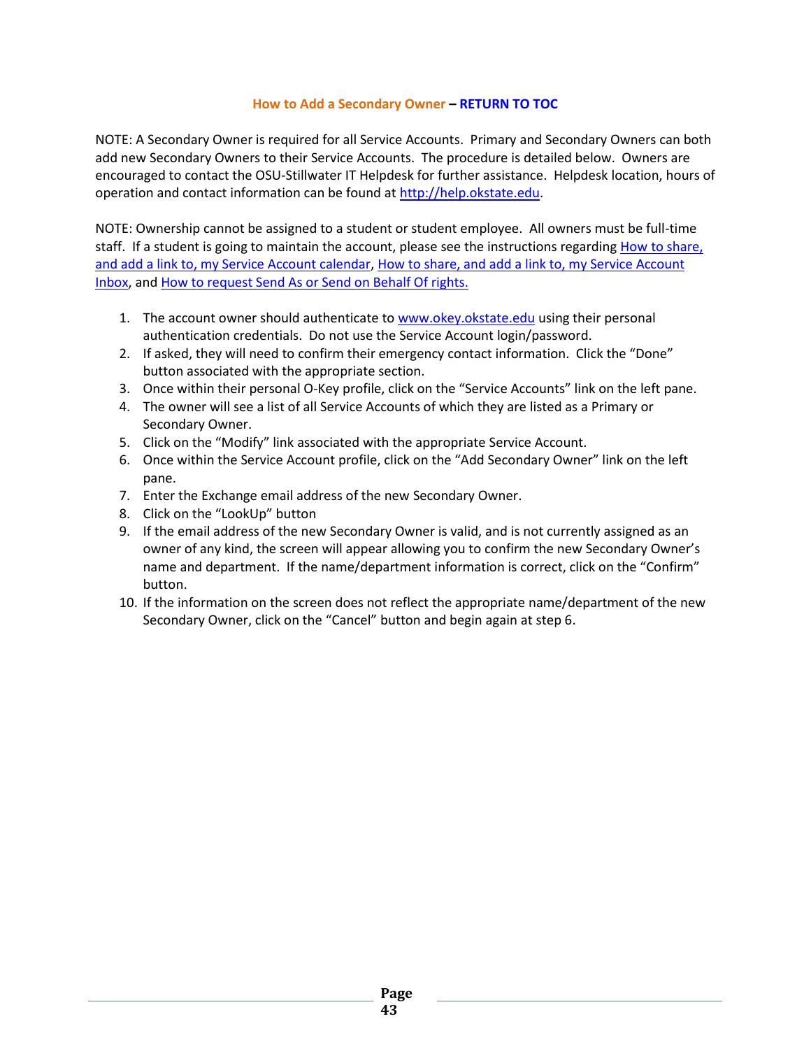## How to Add a Secondary Owner – RETURN TO TOC

NOTE: A Secondary Owner is required for all Service Accounts. Primary and Secondary Owners can both add new Secondary Owners to their Service Accounts. The procedure is detailed below. Owners are encouraged to contact the OSU-Stillwater IT Helpdesk for further assistance. Helpdesk location, hours of operation and contact information can be found at http://help.okstate.edu.

NOTE: Ownership cannot be assigned to a student or student employee. All owners must be full-time staff. If a student is going to maintain the account, please see the instructions regarding How to share, and add a link to, my Service Account calendar, How to share, and add a link to, my Service Account Inbox, and How to request Send As or Send on Behalf Of rights.

1. The account owner should authenticate to www.okey.okstate.edu using their personal authentication credentials. Do not use the Service Account login/password.
2. If asked, they will need to confirm their emergency contact information. Click the "Done" button associated with the appropriate section.
3. Once within their personal O-Key profile, click on the "Service Accounts" link on the left pane.
4. The owner will see a list of all Service Accounts of which they are listed as a Primary or Secondary Owner.
5. Click on the "Modify" link associated with the appropriate Service Account.
6. Once within the Service Account profile, click on the "Add Secondary Owner" link on the left pane.
7. Enter the Exchange email address of the new Secondary Owner.
8. Click on the "LookUp" button
9. If the email address of the new Secondary Owner is valid, and is not currently assigned as an owner of any kind, the screen will appear allowing you to confirm the new Secondary Owner's name and department. If the name/department information is correct, click on the "Confirm" button.
10. If the information on the screen does not reflect the appropriate name/department of the new Secondary Owner, click on the "Cancel" button and begin again at step 6.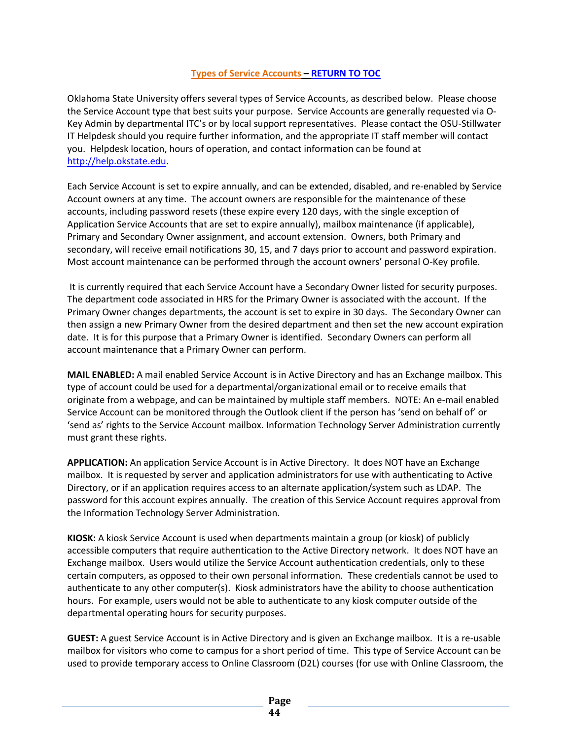## Types of Service Accounts – RETURN TO TOC

Oklahoma State University offers several types of Service Accounts, as described below. Please choose the Service Account type that best suits your purpose. Service Accounts are generally requested via O-Key Admin by departmental ITC's or by local support representatives. Please contact the OSU-Stillwater IT Helpdesk should you require further information, and the appropriate IT staff member will contact you. Helpdesk location, hours of operation, and contact information can be found at http://help.okstate.edu.

Each Service Account is set to expire annually, and can be extended, disabled, and re-enabled by Service Account owners at any time. The account owners are responsible for the maintenance of these accounts, including password resets (these expire every 120 days, with the single exception of Application Service Accounts that are set to expire annually), mailbox maintenance (if applicable), Primary and Secondary Owner assignment, and account extension. Owners, both Primary and secondary, will receive email notifications 30, 15, and 7 days prior to account and password expiration. Most account maintenance can be performed through the account owners' personal O-Key profile.

It is currently required that each Service Account have a Secondary Owner listed for security purposes. The department code associated in HRS for the Primary Owner is associated with the account. If the Primary Owner changes departments, the account is set to expire in 30 days. The Secondary Owner can then assign a new Primary Owner from the desired department and then set the new account expiration date. It is for this purpose that a Primary Owner is identified. Secondary Owners can perform all account maintenance that a Primary Owner can perform.

**MAIL ENABLED:** A mail enabled Service Account is in Active Directory and has an Exchange mailbox. This type of account could be used for a departmental/organizational email or to receive emails that originate from a webpage, and can be maintained by multiple staff members. NOTE: An e-mail enabled Service Account can be monitored through the Outlook client if the person has 'send on behalf of' or 'send as' rights to the Service Account mailbox. Information Technology Server Administration currently must grant these rights.

**APPLICATION:** An application Service Account is in Active Directory. It does NOT have an Exchange mailbox. It is requested by server and application administrators for use with authenticating to Active Directory, or if an application requires access to an alternate application/system such as LDAP. The password for this account expires annually. The creation of this Service Account requires approval from the Information Technology Server Administration.

**KIOSK:** A kiosk Service Account is used when departments maintain a group (or kiosk) of publicly accessible computers that require authentication to the Active Directory network. It does NOT have an Exchange mailbox. Users would utilize the Service Account authentication credentials, only to these certain computers, as opposed to their own personal information. These credentials cannot be used to authenticate to any other computer(s). Kiosk administrators have the ability to choose authentication hours. For example, users would not be able to authenticate to any kiosk computer outside of the departmental operating hours for security purposes.

**GUEST:** A guest Service Account is in Active Directory and is given an Exchange mailbox. It is a re-usable mailbox for visitors who come to campus for a short period of time. This type of Service Account can be used to provide temporary access to Online Classroom (D2L) courses (for use with Online Classroom, the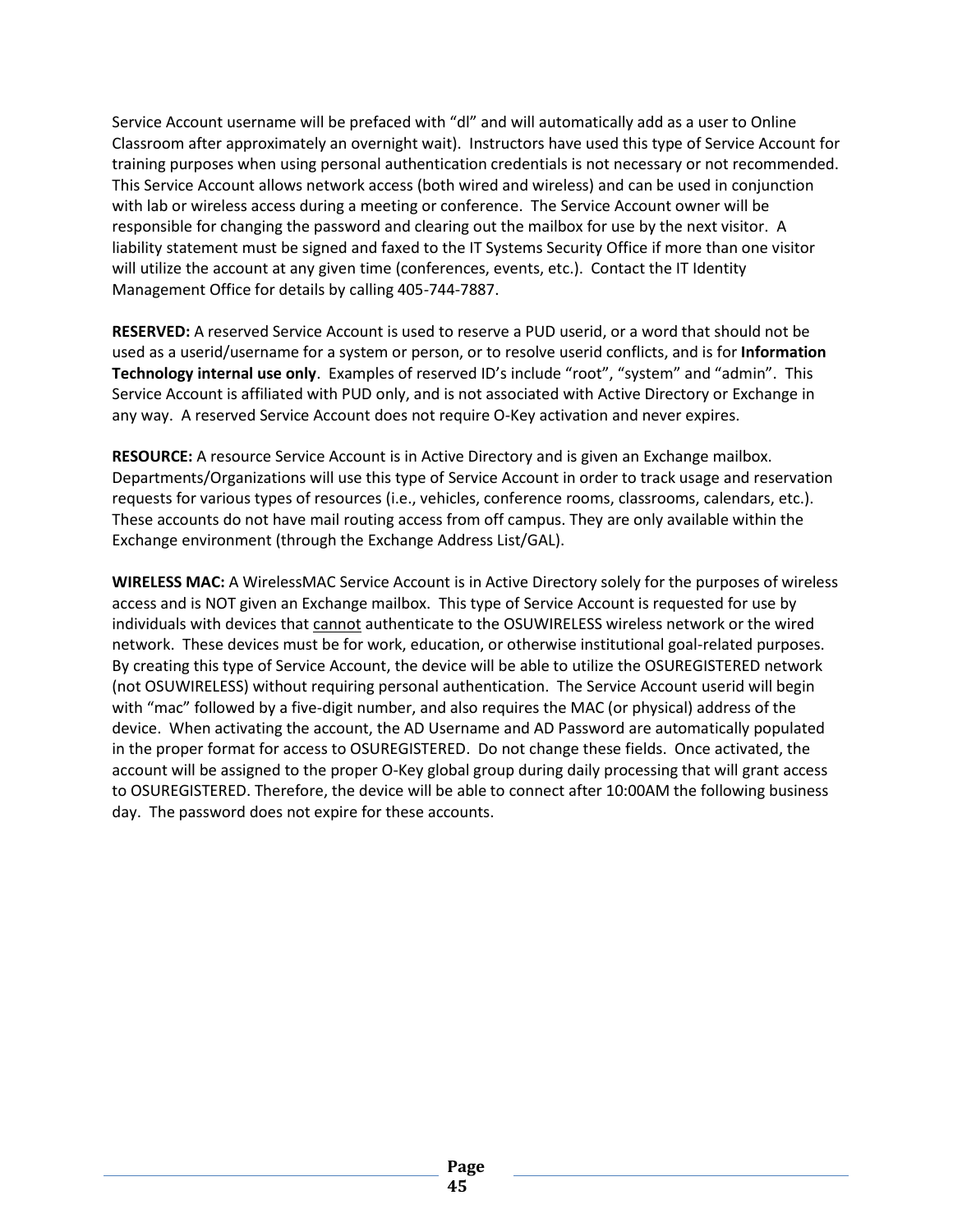Service Account username will be prefaced with "dl" and will automatically add as a user to Online Classroom after approximately an overnight wait). Instructors have used this type of Service Account for training purposes when using personal authentication credentials is not necessary or not recommended. This Service Account allows network access (both wired and wireless) and can be used in conjunction with lab or wireless access during a meeting or conference. The Service Account owner will be responsible for changing the password and clearing out the mailbox for use by the next visitor. A liability statement must be signed and faxed to the IT Systems Security Office if more than one visitor will utilize the account at any given time (conferences, events, etc.). Contact the IT Identity Management Office for details by calling 405-744-7887.

**RESERVED:** A reserved Service Account is used to reserve a PUD userid, or a word that should not be used as a userid/username for a system or person, or to resolve userid conflicts, and is for **Information Technology internal use only**. Examples of reserved ID's include "root", "system" and "admin". This Service Account is affiliated with PUD only, and is not associated with Active Directory or Exchange in any way. A reserved Service Account does not require O-Key activation and never expires.

**RESOURCE:** A resource Service Account is in Active Directory and is given an Exchange mailbox. Departments/Organizations will use this type of Service Account in order to track usage and reservation requests for various types of resources (i.e., vehicles, conference rooms, classrooms, calendars, etc.). These accounts do not have mail routing access from off campus. They are only available within the Exchange environment (through the Exchange Address List/GAL).

**WIRELESS MAC:** A WirelessMAC Service Account is in Active Directory solely for the purposes of wireless access and is NOT given an Exchange mailbox. This type of Service Account is requested for use by individuals with devices that <u>cannot</u> authenticate to the OSUWIRELESS wireless network or the wired network. These devices must be for work, education, or otherwise institutional goal-related purposes. By creating this type of Service Account, the device will be able to utilize the OSUREGISTERED network (not OSUWIRELESS) without requiring personal authentication. The Service Account userid will begin with "mac" followed by a five-digit number, and also requires the MAC (or physical) address of the device. When activating the account, the AD Username and AD Password are automatically populated in the proper format for access to OSUREGISTERED. Do not change these fields. Once activated, the account will be assigned to the proper O-Key global group during daily processing that will grant access to OSUREGISTERED. Therefore, the device will be able to connect after 10:00AM the following business day. The password does not expire for these accounts.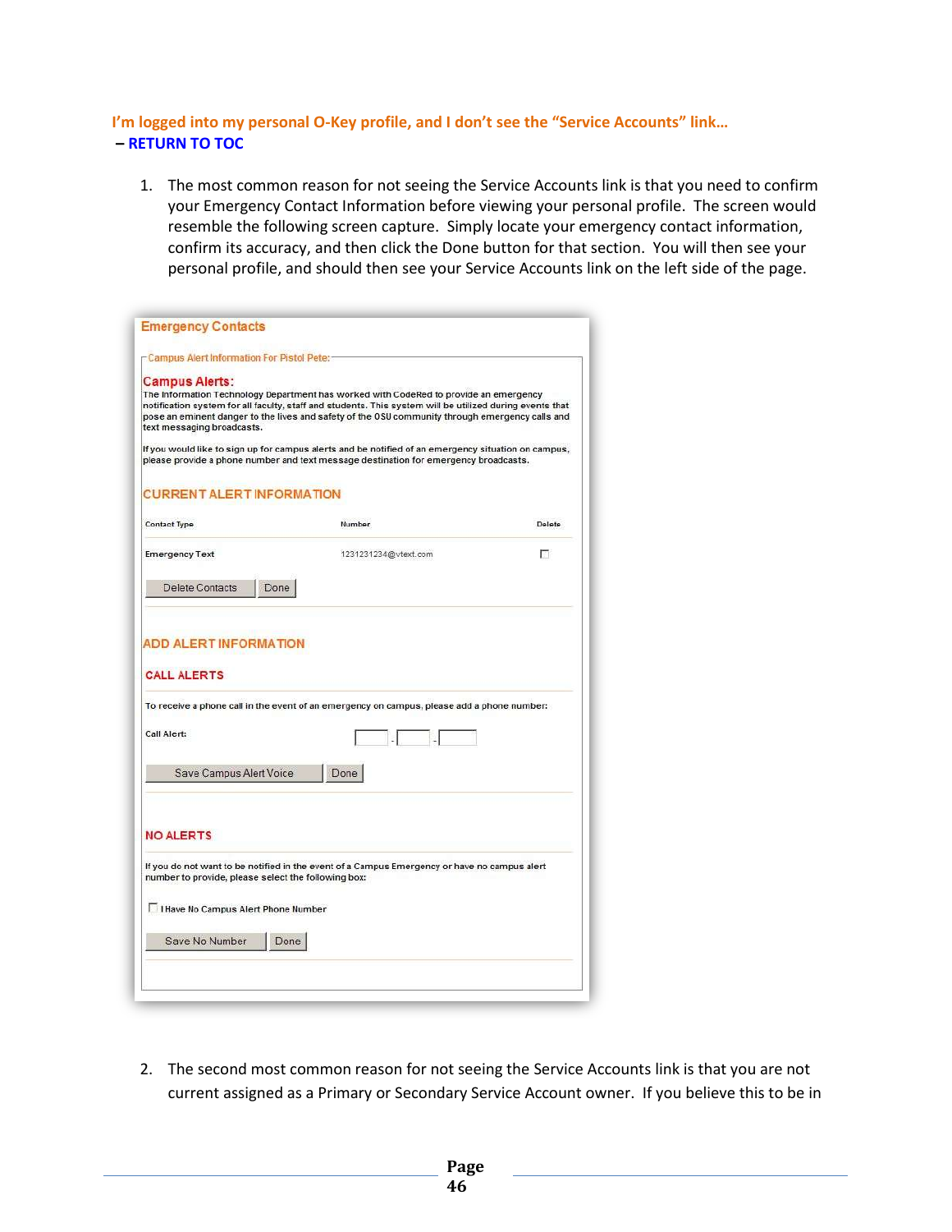### I'm logged into my personal O-Key profile, and I don't see the "Service Accounts" link…

**– RETURN TO TOC**

1. The most common reason for not seeing the Service Accounts link is that you need to confirm your Emergency Contact Information before viewing your personal profile. The screen would resemble the following screen capture. Simply locate your emergency contact information, confirm its accuracy, and then click the Done button for that section. You will then see your personal profile, and should then see your Service Accounts link on the left side of the page.

Emergency Contacts

Campus Alert Information For Pistol Pete:

**Campus Alerts:**
The Information Technology Department has worked with CodeRed to provide an emergency notification system for all faculty, staff and students. This system will be utilized during events that pose an eminent danger to the lives and safety of the OSU community through emergency calls and text messaging broadcasts.

If you would like to sign up for campus alerts and be notified of an emergency situation on campus, please provide a phone number and text message destination for emergency broadcasts.

CURRENT ALERT INFORMATION

| Contact Type | Number | Delete |
|---|---|---|
| Emergency Text | 1231231234@vtext.com | ☐ |

Delete Contacts | Done

ADD ALERT INFORMATION

CALL ALERTS

To receive a phone call in the event of an emergency on campus, please add a phone number:

Call Alert: [ ] - [ ] - [ ]

Save Campus Alert Voice | Done

NO ALERTS

If you do not want to be notified in the event of a Campus Emergency or have no campus alert number to provide, please select the following box:

☐ I Have No Campus Alert Phone Number

Save No Number | Done

2. The second most common reason for not seeing the Service Accounts link is that you are not current assigned as a Primary or Secondary Service Account owner. If you believe this to be in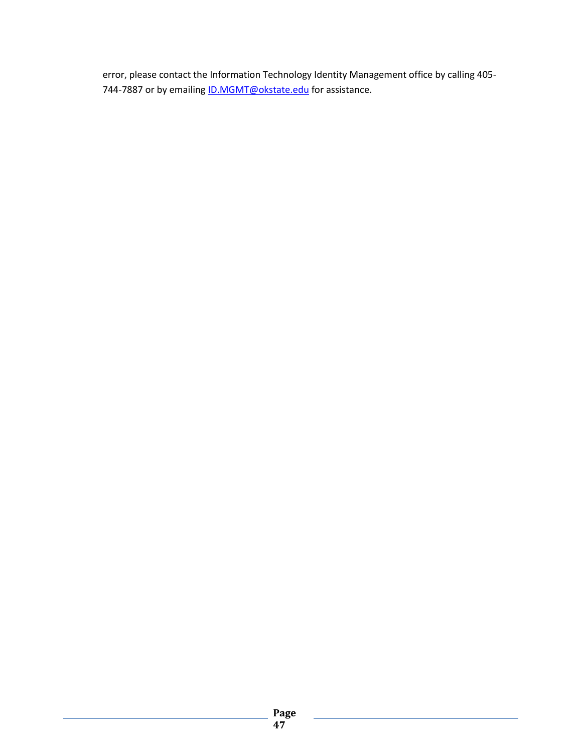error, please contact the Information Technology Identity Management office by calling 405-744-7887 or by emailing ID.MGMT@okstate.edu for assistance.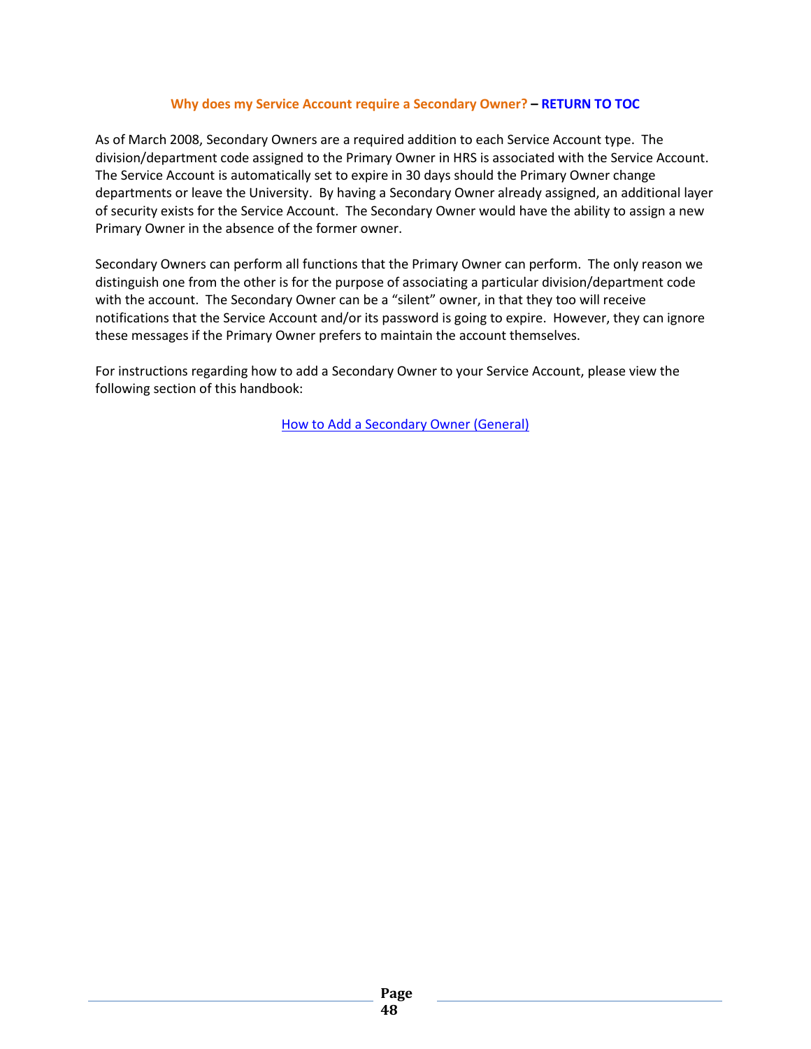### **Why does my Service Account require a Secondary Owner? – RETURN TO TOC**

As of March 2008, Secondary Owners are a required addition to each Service Account type. The division/department code assigned to the Primary Owner in HRS is associated with the Service Account. The Service Account is automatically set to expire in 30 days should the Primary Owner change departments or leave the University. By having a Secondary Owner already assigned, an additional layer of security exists for the Service Account. The Secondary Owner would have the ability to assign a new Primary Owner in the absence of the former owner.

Secondary Owners can perform all functions that the Primary Owner can perform. The only reason we distinguish one from the other is for the purpose of associating a particular division/department code with the account. The Secondary Owner can be a "silent" owner, in that they too will receive notifications that the Service Account and/or its password is going to expire. However, they can ignore these messages if the Primary Owner prefers to maintain the account themselves.

For instructions regarding how to add a Secondary Owner to your Service Account, please view the following section of this handbook:

How to Add a Secondary Owner (General)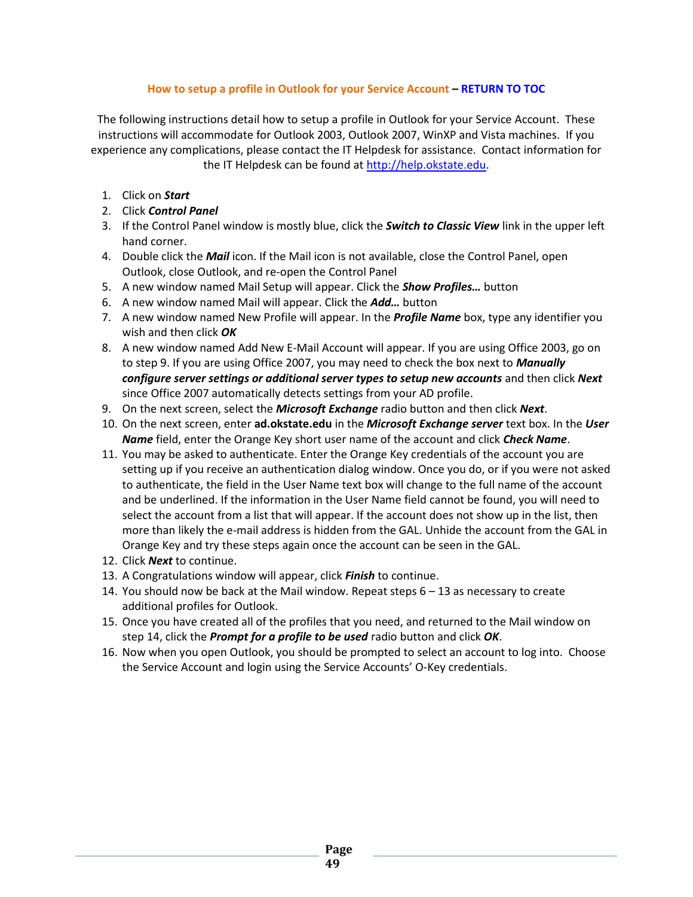## How to setup a profile in Outlook for your Service Account – RETURN TO TOC

The following instructions detail how to setup a profile in Outlook for your Service Account. These instructions will accommodate for Outlook 2003, Outlook 2007, WinXP and Vista machines. If you experience any complications, please contact the IT Helpdesk for assistance. Contact information for the IT Helpdesk can be found at http://help.okstate.edu.

1. Click on ***Start***
2. Click ***Control Panel***
3. If the Control Panel window is mostly blue, click the ***Switch to Classic View*** link in the upper left hand corner.
4. Double click the ***Mail*** icon. If the Mail icon is not available, close the Control Panel, open Outlook, close Outlook, and re-open the Control Panel
5. A new window named Mail Setup will appear. Click the ***Show Profiles…*** button
6. A new window named Mail will appear. Click the ***Add…*** button
7. A new window named New Profile will appear. In the ***Profile Name*** box, type any identifier you wish and then click ***OK***
8. A new window named Add New E-Mail Account will appear. If you are using Office 2003, go on to step 9. If you are using Office 2007, you may need to check the box next to ***Manually configure server settings or additional server types to setup new accounts*** and then click ***Next*** since Office 2007 automatically detects settings from your AD profile.
9. On the next screen, select the ***Microsoft Exchange*** radio button and then click ***Next***.
10. On the next screen, enter **ad.okstate.edu** in the ***Microsoft Exchange server*** text box. In the ***User Name*** field, enter the Orange Key short user name of the account and click ***Check Name***.
11. You may be asked to authenticate. Enter the Orange Key credentials of the account you are setting up if you receive an authentication dialog window. Once you do, or if you were not asked to authenticate, the field in the User Name text box will change to the full name of the account and be underlined. If the information in the User Name field cannot be found, you will need to select the account from a list that will appear. If the account does not show up in the list, then more than likely the e-mail address is hidden from the GAL. Unhide the account from the GAL in Orange Key and try these steps again once the account can be seen in the GAL.
12. Click ***Next*** to continue.
13. A Congratulations window will appear, click ***Finish*** to continue.
14. You should now be back at the Mail window. Repeat steps 6 – 13 as necessary to create additional profiles for Outlook.
15. Once you have created all of the profiles that you need, and returned to the Mail window on step 14, click the ***Prompt for a profile to be used*** radio button and click ***OK***.
16. Now when you open Outlook, you should be prompted to select an account to log into. Choose the Service Account and login using the Service Accounts' O-Key credentials.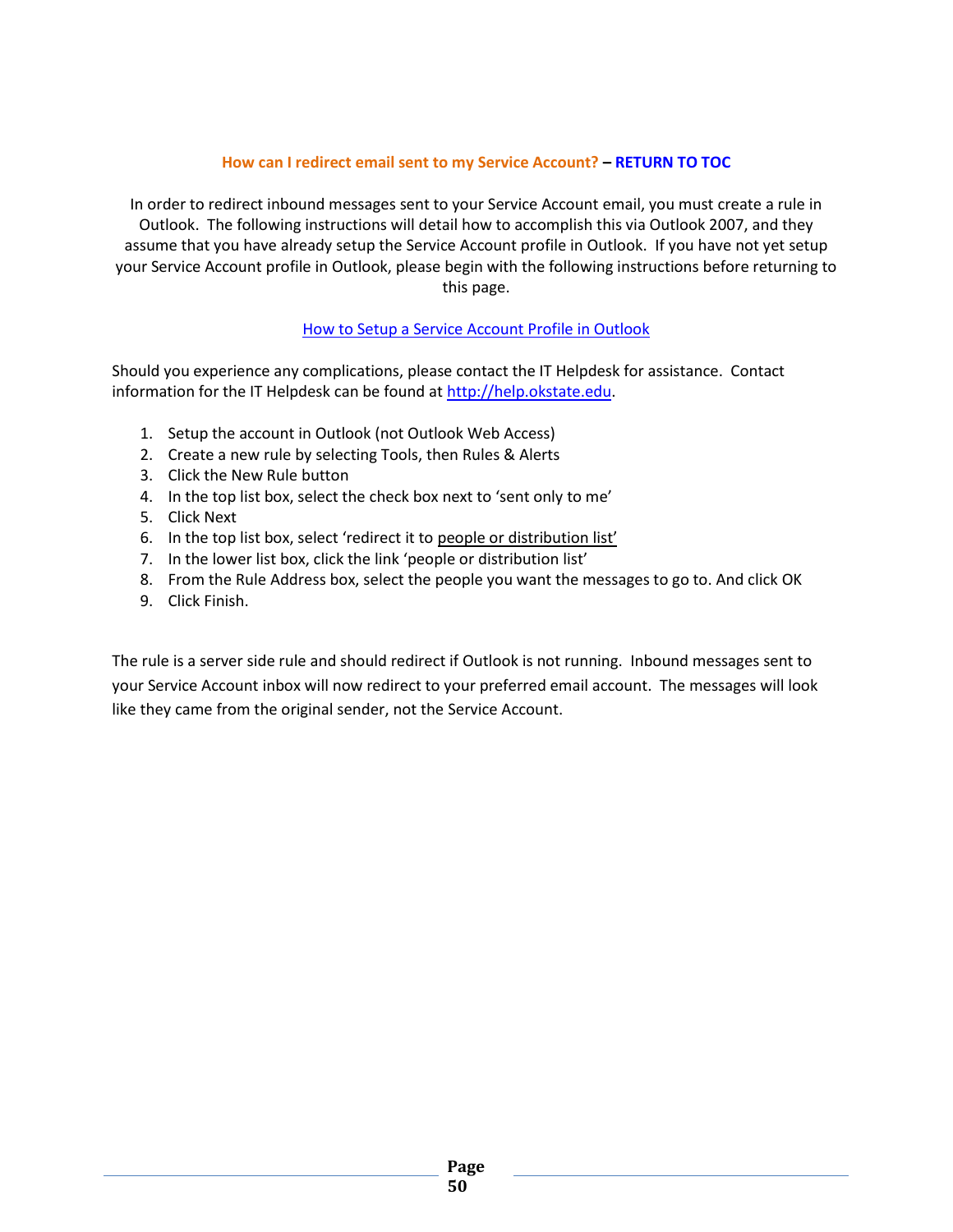## How can I redirect email sent to my Service Account? – RETURN TO TOC

In order to redirect inbound messages sent to your Service Account email, you must create a rule in Outlook. The following instructions will detail how to accomplish this via Outlook 2007, and they assume that you have already setup the Service Account profile in Outlook. If you have not yet setup your Service Account profile in Outlook, please begin with the following instructions before returning to this page.

How to Setup a Service Account Profile in Outlook

Should you experience any complications, please contact the IT Helpdesk for assistance. Contact information for the IT Helpdesk can be found at http://help.okstate.edu.

1. Setup the account in Outlook (not Outlook Web Access)
2. Create a new rule by selecting Tools, then Rules & Alerts
3. Click the New Rule button
4. In the top list box, select the check box next to 'sent only to me'
5. Click Next
6. In the top list box, select 'redirect it to people or distribution list'
7. In the lower list box, click the link 'people or distribution list'
8. From the Rule Address box, select the people you want the messages to go to. And click OK
9. Click Finish.

The rule is a server side rule and should redirect if Outlook is not running. Inbound messages sent to your Service Account inbox will now redirect to your preferred email account. The messages will look like they came from the original sender, not the Service Account.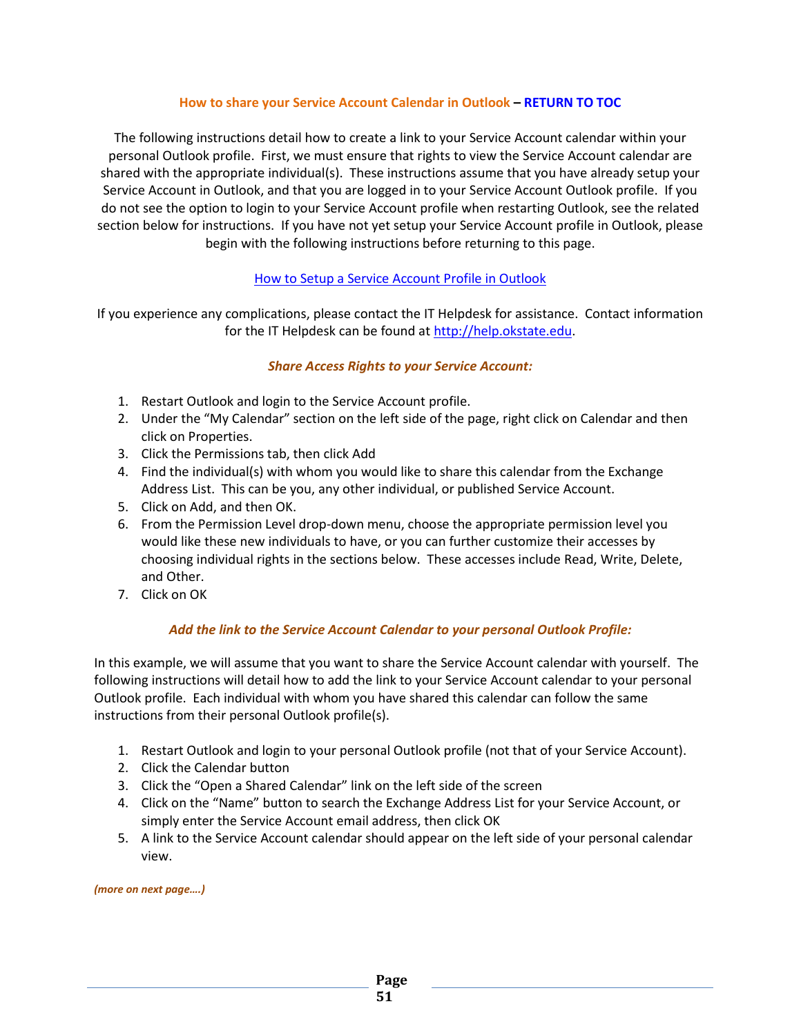## How to share your Service Account Calendar in Outlook – RETURN TO TOC

The following instructions detail how to create a link to your Service Account calendar within your personal Outlook profile. First, we must ensure that rights to view the Service Account calendar are shared with the appropriate individual(s). These instructions assume that you have already setup your Service Account in Outlook, and that you are logged in to your Service Account Outlook profile. If you do not see the option to login to your Service Account profile when restarting Outlook, see the related section below for instructions. If you have not yet setup your Service Account profile in Outlook, please begin with the following instructions before returning to this page.

How to Setup a Service Account Profile in Outlook

If you experience any complications, please contact the IT Helpdesk for assistance. Contact information for the IT Helpdesk can be found at http://help.okstate.edu.

### *Share Access Rights to your Service Account:*

1. Restart Outlook and login to the Service Account profile.
2. Under the "My Calendar" section on the left side of the page, right click on Calendar and then click on Properties.
3. Click the Permissions tab, then click Add
4. Find the individual(s) with whom you would like to share this calendar from the Exchange Address List. This can be you, any other individual, or published Service Account.
5. Click on Add, and then OK.
6. From the Permission Level drop-down menu, choose the appropriate permission level you would like these new individuals to have, or you can further customize their accesses by choosing individual rights in the sections below. These accesses include Read, Write, Delete, and Other.
7. Click on OK

### *Add the link to the Service Account Calendar to your personal Outlook Profile:*

In this example, we will assume that you want to share the Service Account calendar with yourself. The following instructions will detail how to add the link to your Service Account calendar to your personal Outlook profile. Each individual with whom you have shared this calendar can follow the same instructions from their personal Outlook profile(s).

1. Restart Outlook and login to your personal Outlook profile (not that of your Service Account).
2. Click the Calendar button
3. Click the "Open a Shared Calendar" link on the left side of the screen
4. Click on the "Name" button to search the Exchange Address List for your Service Account, or simply enter the Service Account email address, then click OK
5. A link to the Service Account calendar should appear on the left side of your personal calendar view.

*(more on next page….)*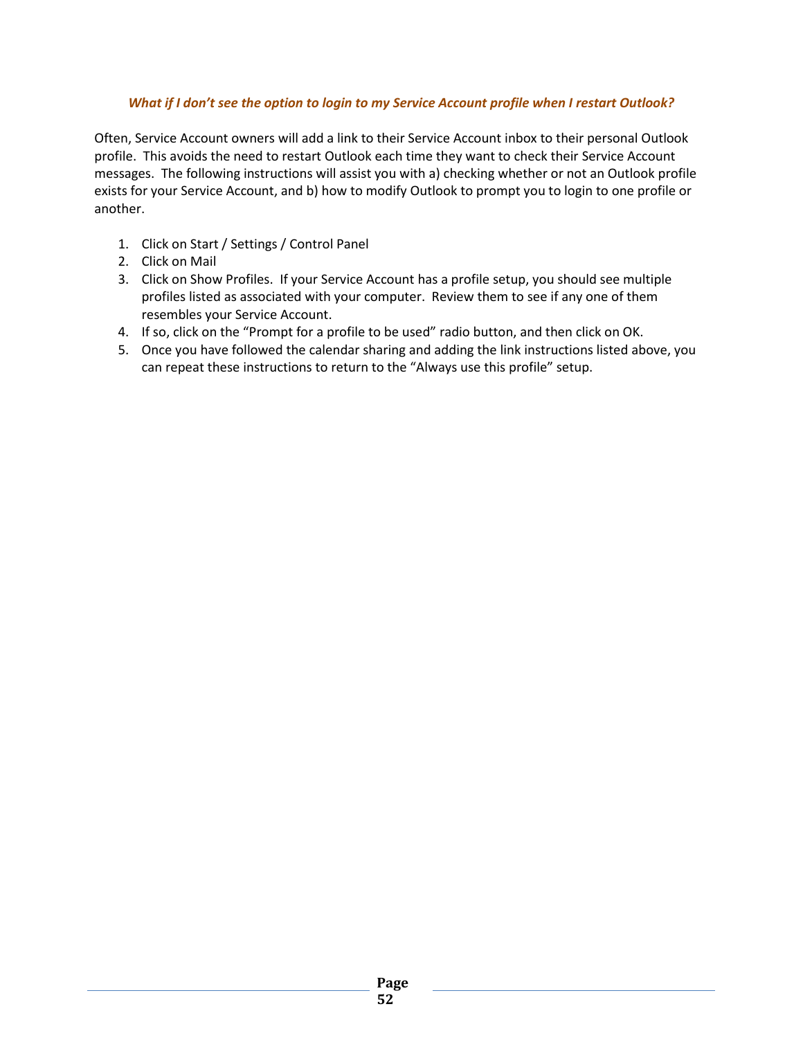### *What if I don't see the option to login to my Service Account profile when I restart Outlook?*

Often, Service Account owners will add a link to their Service Account inbox to their personal Outlook profile. This avoids the need to restart Outlook each time they want to check their Service Account messages. The following instructions will assist you with a) checking whether or not an Outlook profile exists for your Service Account, and b) how to modify Outlook to prompt you to login to one profile or another.

1. Click on Start / Settings / Control Panel
2. Click on Mail
3. Click on Show Profiles. If your Service Account has a profile setup, you should see multiple profiles listed as associated with your computer. Review them to see if any one of them resembles your Service Account.
4. If so, click on the "Prompt for a profile to be used" radio button, and then click on OK.
5. Once you have followed the calendar sharing and adding the link instructions listed above, you can repeat these instructions to return to the "Always use this profile" setup.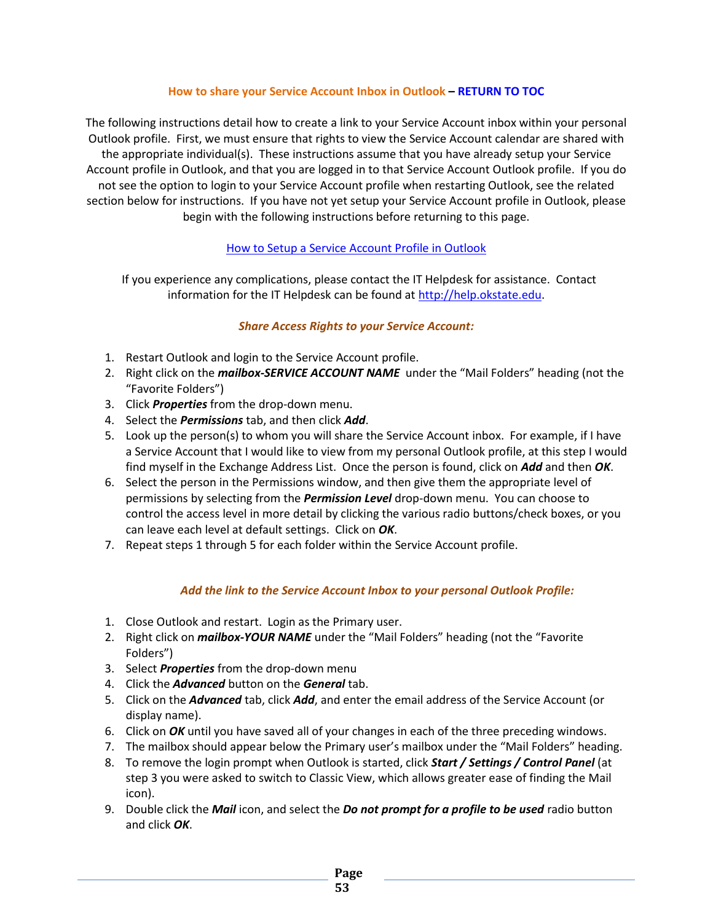## How to share your Service Account Inbox in Outlook – RETURN TO TOC

The following instructions detail how to create a link to your Service Account inbox within your personal Outlook profile. First, we must ensure that rights to view the Service Account calendar are shared with the appropriate individual(s). These instructions assume that you have already setup your Service Account profile in Outlook, and that you are logged in to that Service Account Outlook profile. If you do not see the option to login to your Service Account profile when restarting Outlook, see the related section below for instructions. If you have not yet setup your Service Account profile in Outlook, please begin with the following instructions before returning to this page.

How to Setup a Service Account Profile in Outlook

If you experience any complications, please contact the IT Helpdesk for assistance. Contact information for the IT Helpdesk can be found at http://help.okstate.edu.

### *Share Access Rights to your Service Account:*

1. Restart Outlook and login to the Service Account profile.
2. Right click on the ***mailbox-SERVICE ACCOUNT NAME*** under the "Mail Folders" heading (not the "Favorite Folders")
3. Click ***Properties*** from the drop-down menu.
4. Select the ***Permissions*** tab, and then click ***Add***.
5. Look up the person(s) to whom you will share the Service Account inbox. For example, if I have a Service Account that I would like to view from my personal Outlook profile, at this step I would find myself in the Exchange Address List. Once the person is found, click on ***Add*** and then ***OK***.
6. Select the person in the Permissions window, and then give them the appropriate level of permissions by selecting from the ***Permission Level*** drop-down menu. You can choose to control the access level in more detail by clicking the various radio buttons/check boxes, or you can leave each level at default settings. Click on ***OK***.
7. Repeat steps 1 through 5 for each folder within the Service Account profile.

### *Add the link to the Service Account Inbox to your personal Outlook Profile:*

1. Close Outlook and restart. Login as the Primary user.
2. Right click on ***mailbox-YOUR NAME*** under the "Mail Folders" heading (not the "Favorite Folders")
3. Select ***Properties*** from the drop-down menu
4. Click the ***Advanced*** button on the ***General*** tab.
5. Click on the ***Advanced*** tab, click ***Add***, and enter the email address of the Service Account (or display name).
6. Click on ***OK*** until you have saved all of your changes in each of the three preceding windows.
7. The mailbox should appear below the Primary user's mailbox under the "Mail Folders" heading.
8. To remove the login prompt when Outlook is started, click ***Start / Settings / Control Panel*** (at step 3 you were asked to switch to Classic View, which allows greater ease of finding the Mail icon).
9. Double click the ***Mail*** icon, and select the ***Do not prompt for a profile to be used*** radio button and click ***OK***.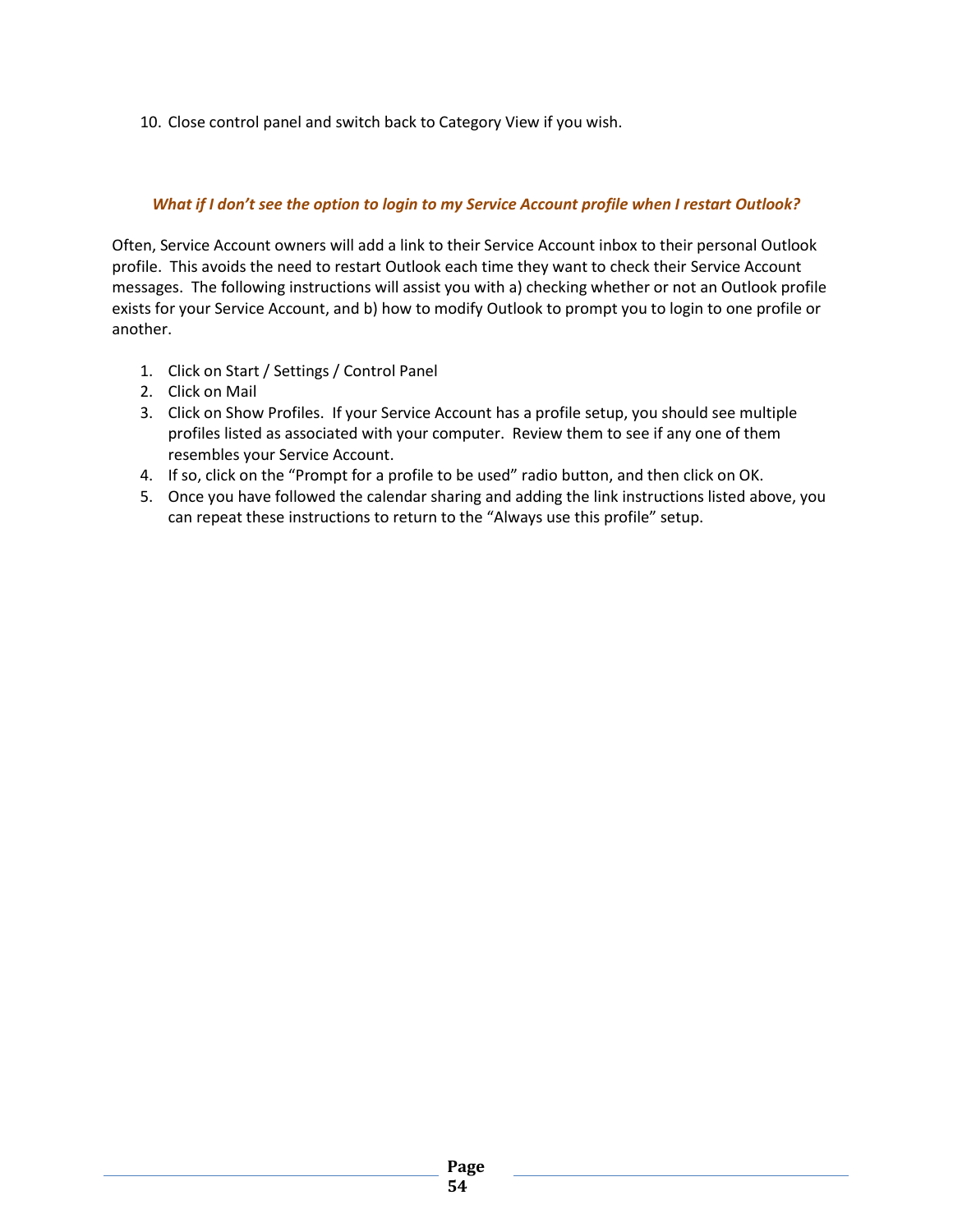10. Close control panel and switch back to Category View if you wish.

### *What if I don't see the option to login to my Service Account profile when I restart Outlook?*

Often, Service Account owners will add a link to their Service Account inbox to their personal Outlook profile. This avoids the need to restart Outlook each time they want to check their Service Account messages. The following instructions will assist you with a) checking whether or not an Outlook profile exists for your Service Account, and b) how to modify Outlook to prompt you to login to one profile or another.

1. Click on Start / Settings / Control Panel
2. Click on Mail
3. Click on Show Profiles. If your Service Account has a profile setup, you should see multiple profiles listed as associated with your computer. Review them to see if any one of them resembles your Service Account.
4. If so, click on the "Prompt for a profile to be used" radio button, and then click on OK.
5. Once you have followed the calendar sharing and adding the link instructions listed above, you can repeat these instructions to return to the "Always use this profile" setup.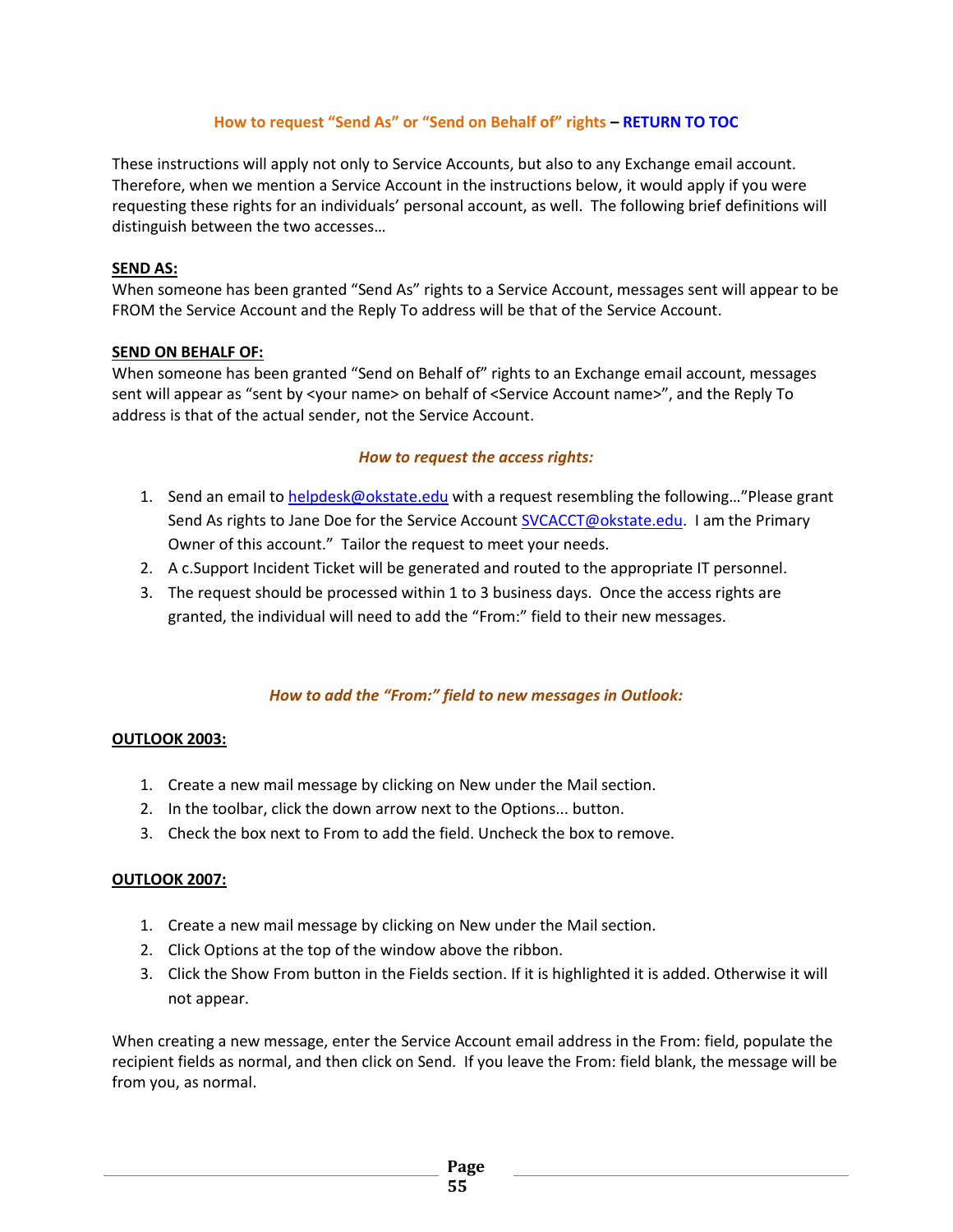## How to request "Send As" or "Send on Behalf of" rights – RETURN TO TOC

These instructions will apply not only to Service Accounts, but also to any Exchange email account. Therefore, when we mention a Service Account in the instructions below, it would apply if you were requesting these rights for an individuals' personal account, as well. The following brief definitions will distinguish between the two accesses…

**SEND AS:**
When someone has been granted "Send As" rights to a Service Account, messages sent will appear to be FROM the Service Account and the Reply To address will be that of the Service Account.

**SEND ON BEHALF OF:**
When someone has been granted "Send on Behalf of" rights to an Exchange email account, messages sent will appear as "sent by <your name> on behalf of <Service Account name>", and the Reply To address is that of the actual sender, not the Service Account.

### *How to request the access rights:*

1. Send an email to helpdesk@okstate.edu with a request resembling the following…"Please grant Send As rights to Jane Doe for the Service Account SVCACCT@okstate.edu. I am the Primary Owner of this account." Tailor the request to meet your needs.
2. A c.Support Incident Ticket will be generated and routed to the appropriate IT personnel.
3. The request should be processed within 1 to 3 business days. Once the access rights are granted, the individual will need to add the "From:" field to their new messages.

### *How to add the "From:" field to new messages in Outlook:*

**OUTLOOK 2003:**

1. Create a new mail message by clicking on New under the Mail section.
2. In the toolbar, click the down arrow next to the Options... button.
3. Check the box next to From to add the field. Uncheck the box to remove.

**OUTLOOK 2007:**

1. Create a new mail message by clicking on New under the Mail section.
2. Click Options at the top of the window above the ribbon.
3. Click the Show From button in the Fields section. If it is highlighted it is added. Otherwise it will not appear.

When creating a new message, enter the Service Account email address in the From: field, populate the recipient fields as normal, and then click on Send. If you leave the From: field blank, the message will be from you, as normal.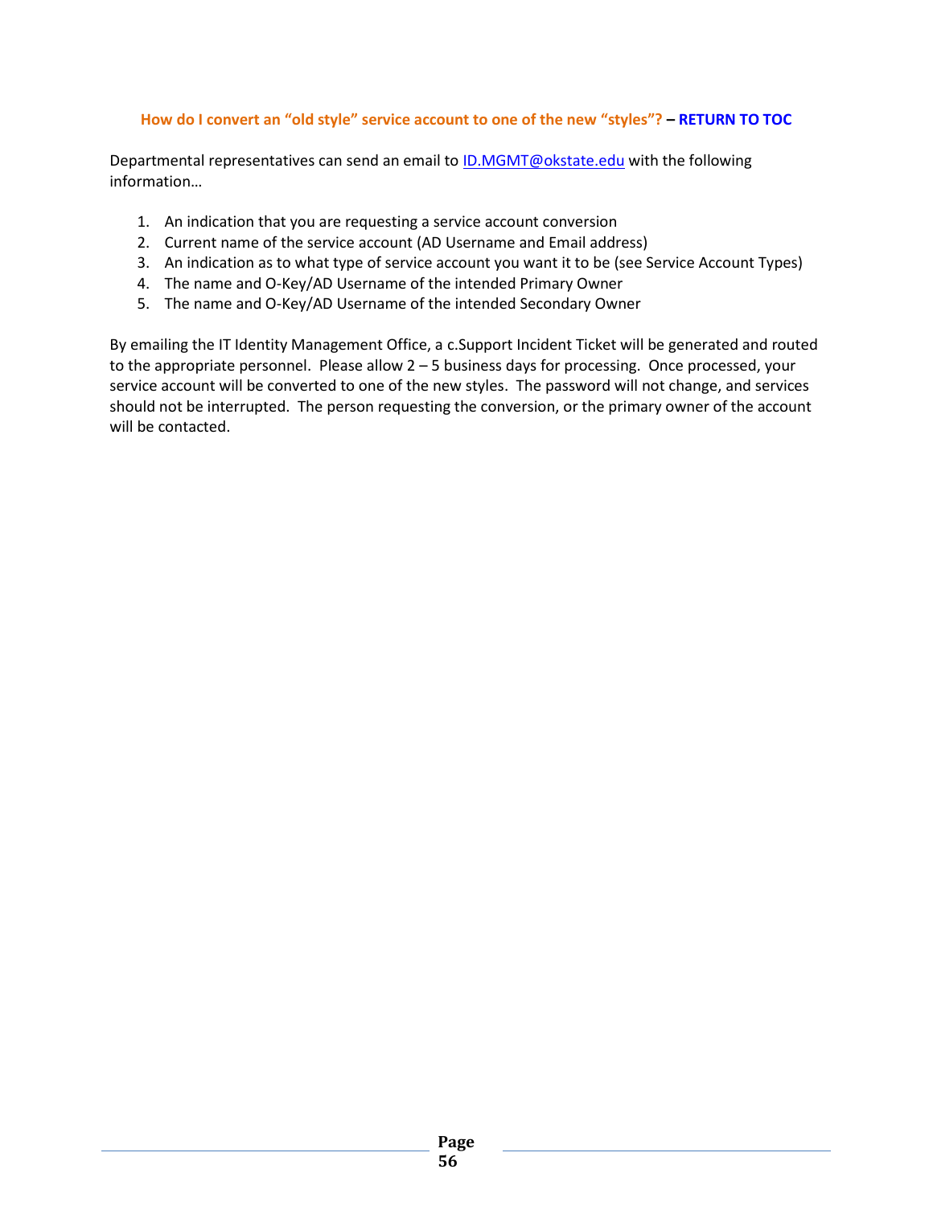### How do I convert an "old style" service account to one of the new "styles"? – RETURN TO TOC

Departmental representatives can send an email to ID.MGMT@okstate.edu with the following information…

1. An indication that you are requesting a service account conversion
2. Current name of the service account (AD Username and Email address)
3. An indication as to what type of service account you want it to be (see Service Account Types)
4. The name and O-Key/AD Username of the intended Primary Owner
5. The name and O-Key/AD Username of the intended Secondary Owner

By emailing the IT Identity Management Office, a c.Support Incident Ticket will be generated and routed to the appropriate personnel. Please allow 2 – 5 business days for processing. Once processed, your service account will be converted to one of the new styles. The password will not change, and services should not be interrupted. The person requesting the conversion, or the primary owner of the account will be contacted.